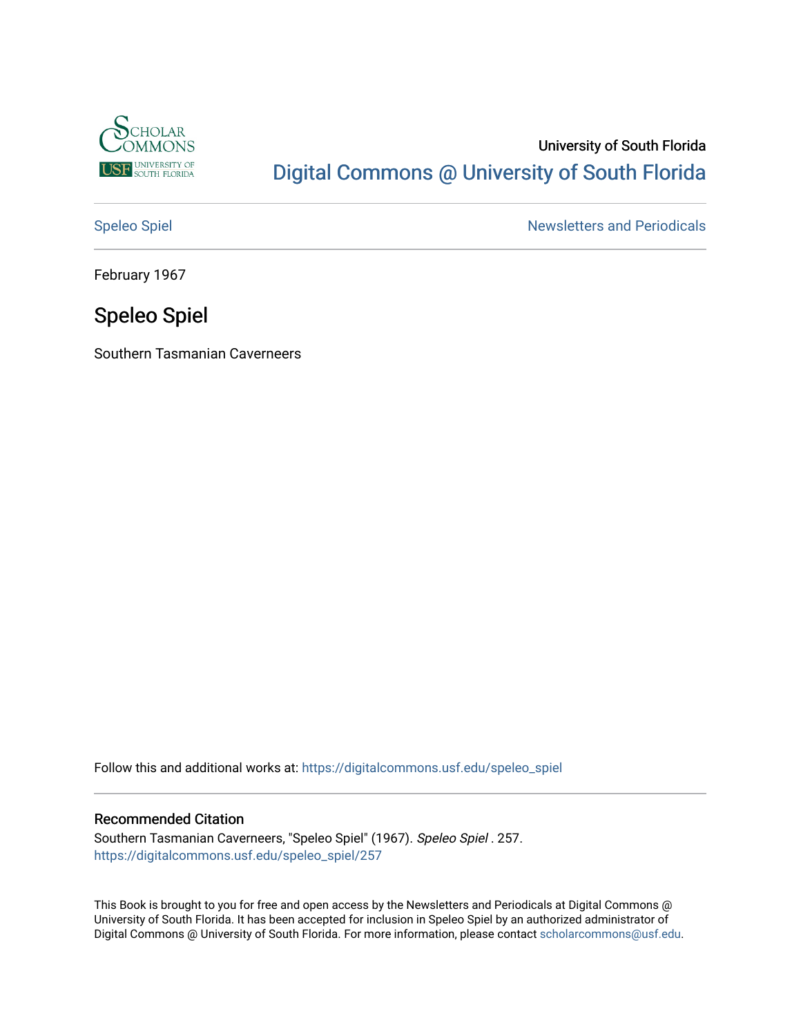University of South Florida

# Digital Commons @ University of South Florida

Speleo Spiel

Newsletters and Periodicals

February 1967

## Speleo Spiel

Southern Tasmanian Caverneers

Follow this and additional works at: https://digitalcommons.usf.edu/speleo_spiel

### Recommended Citation

Southern Tasmanian Caverneers, "Speleo Spiel" (1967). *Speleo Spiel* . 257.
https://digitalcommons.usf.edu/speleo_spiel/257

This Book is brought to you for free and open access by the Newsletters and Periodicals at Digital Commons @ University of South Florida. It has been accepted for inclusion in Speleo Spiel by an authorized administrator of Digital Commons @ University of South Florida. For more information, please contact scholarcommons@usf.edu.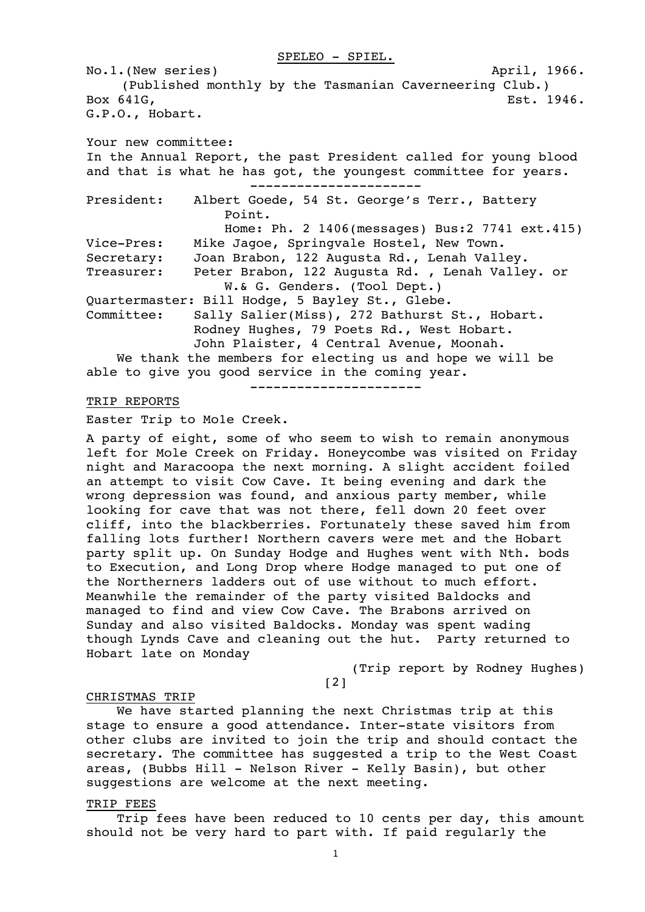SPELEO - SPIEL.

No.1.(New series) April, 1966.

(Published monthly by the Tasmanian Caverneering Club.)

Box 641G, Est. 1946.

G.P.O., Hobart.

Your new committee:

In the Annual Report, the past President called for young blood and that is what he has got, the youngest committee for years.

---

President: Albert Goede, 54 St. George's Terr., Battery Point.
Home: Ph. 2 1406(messages) Bus:2 7741 ext.415)

Vice-Pres: Mike Jagoe, Springvale Hostel, New Town.

Secretary: Joan Brabon, 122 Augusta Rd., Lenah Valley.

Treasurer: Peter Brabon, 122 Augusta Rd. , Lenah Valley. or W.& G. Genders. (Tool Dept.)

Quartermaster: Bill Hodge, 5 Bayley St., Glebe.

Committee: Sally Salier(Miss), 272 Bathurst St., Hobart.
Rodney Hughes, 79 Poets Rd., West Hobart.
John Plaister, 4 Central Avenue, Moonah.

We thank the members for electing us and hope we will be able to give you good service in the coming year.

---

## TRIP REPORTS

Easter Trip to Mole Creek.

A party of eight, some of who seem to wish to remain anonymous left for Mole Creek on Friday. Honeycombe was visited on Friday night and Maracoopa the next morning. A slight accident foiled an attempt to visit Cow Cave. It being evening and dark the wrong depression was found, and anxious party member, while looking for cave that was not there, fell down 20 feet over cliff, into the blackberries. Fortunately these saved him from falling lots further! Northern cavers were met and the Hobart party split up. On Sunday Hodge and Hughes went with Nth. bods to Execution, and Long Drop where Hodge managed to put one of the Northerners ladders out of use without to much effort. Meanwhile the remainder of the party visited Baldocks and managed to find and view Cow Cave. The Brabons arrived on Sunday and also visited Baldocks. Monday was spent wading though Lynds Cave and cleaning out the hut. Party returned to Hobart late on Monday

(Trip report by Rodney Hughes)

[2]

## CHRISTMAS TRIP

We have started planning the next Christmas trip at this stage to ensure a good attendance. Inter-state visitors from other clubs are invited to join the trip and should contact the secretary. The committee has suggested a trip to the West Coast areas, (Bubbs Hill - Nelson River - Kelly Basin), but other suggestions are welcome at the next meeting.

## TRIP FEES

Trip fees have been reduced to 10 cents per day, this amount should not be very hard to part with. If paid regularly the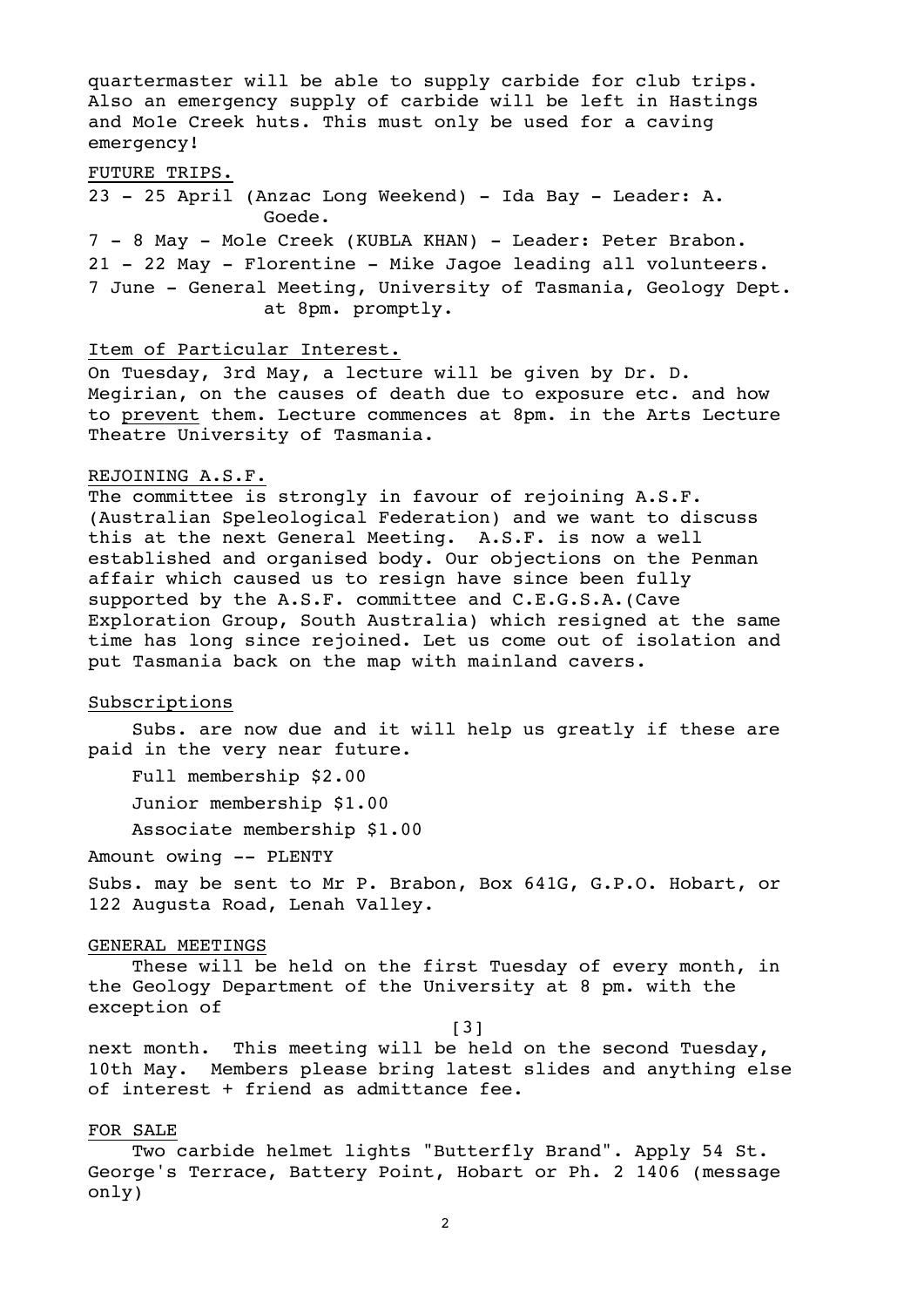quartermaster will be able to supply carbide for club trips. Also an emergency supply of carbide will be left in Hastings and Mole Creek huts. This must only be used for a caving emergency!

FUTURE TRIPS.

23 - 25 April (Anzac Long Weekend) - Ida Bay - Leader: A. Goede.

7 - 8 May - Mole Creek (KUBLA KHAN) - Leader: Peter Brabon.

21 - 22 May - Florentine - Mike Jagoe leading all volunteers.

7 June - General Meeting, University of Tasmania, Geology Dept. at 8pm. promptly.

Item of Particular Interest.

On Tuesday, 3rd May, a lecture will be given by Dr. D. Megirian, on the causes of death due to exposure etc. and how to prevent them. Lecture commences at 8pm. in the Arts Lecture Theatre University of Tasmania.

REJOINING A.S.F.

The committee is strongly in favour of rejoining A.S.F. (Australian Speleological Federation) and we want to discuss this at the next General Meeting. A.S.F. is now a well established and organised body. Our objections on the Penman affair which caused us to resign have since been fully supported by the A.S.F. committee and C.E.G.S.A.(Cave Exploration Group, South Australia) which resigned at the same time has long since rejoined. Let us come out of isolation and put Tasmania back on the map with mainland cavers.

Subscriptions

Subs. are now due and it will help us greatly if these are paid in the very near future.

Full membership $2.00

Junior membership $1.00

Associate membership $1.00

Amount owing -- PLENTY

Subs. may be sent to Mr P. Brabon, Box 641G, G.P.O. Hobart, or 122 Augusta Road, Lenah Valley.

GENERAL MEETINGS

These will be held on the first Tuesday of every month, in the Geology Department of the University at 8 pm. with the exception of

[3]

next month. This meeting will be held on the second Tuesday, 10th May. Members please bring latest slides and anything else of interest + friend as admittance fee.

FOR SALE

Two carbide helmet lights "Butterfly Brand". Apply 54 St. George's Terrace, Battery Point, Hobart or Ph. 2 1406 (message only)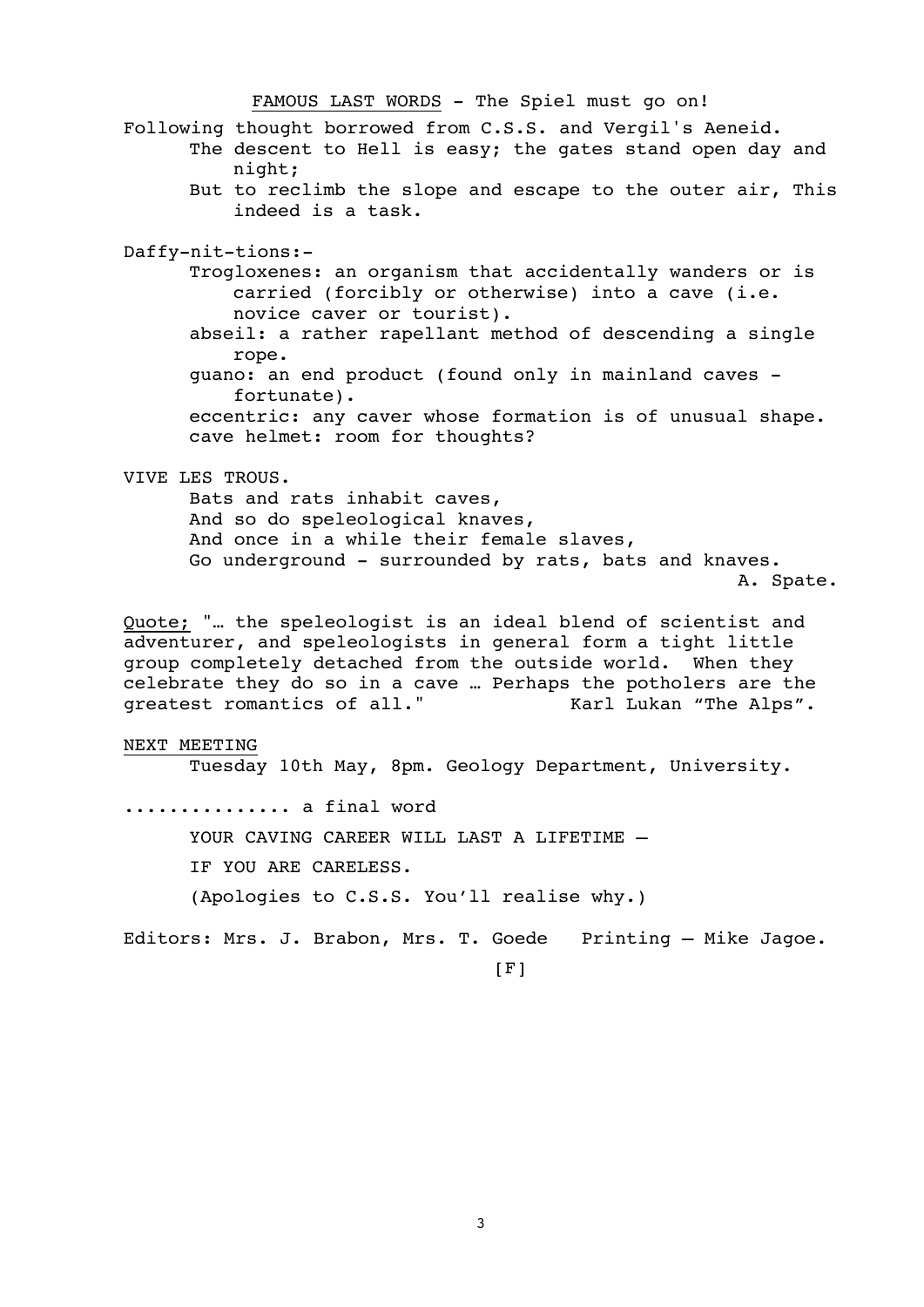<u>FAMOUS LAST WORDS</u> - The Spiel must go on!

Following thought borrowed from C.S.S. and Vergil's Aeneid.

> The descent to Hell is easy; the gates stand open day and night;
>
> But to reclimb the slope and escape to the outer air, This indeed is a task.

Daffy-nit-tions:-

- Trogloxenes: an organism that accidentally wanders or is carried (forcibly or otherwise) into a cave (i.e. novice caver or tourist).
- abseil: a rather rapellant method of descending a single rope.
- guano: an end product (found only in mainland caves - fortunate).
- eccentric: any caver whose formation is of unusual shape.
- cave helmet: room for thoughts?

VIVE LES TROUS.

> Bats and rats inhabit caves,
> And so do speleological knaves,
> And once in a while their female slaves,
> Go underground - surrounded by rats, bats and knaves.
>
> A. Spate.

<u>Quote;</u> "… the speleologist is an ideal blend of scientist and adventurer, and speleologists in general form a tight little group completely detached from the outside world. When they celebrate they do so in a cave … Perhaps the potholers are the greatest romantics of all." Karl Lukan "The Alps".

<u>NEXT MEETING</u>

Tuesday 10th May, 8pm. Geology Department, University.

.............. a final word

YOUR CAVING CAREER WILL LAST A LIFETIME –

IF YOU ARE CARELESS.

(Apologies to C.S.S. You'll realise why.)

Editors: Mrs. J. Brabon, Mrs. T. Goede Printing – Mike Jagoe.

[F]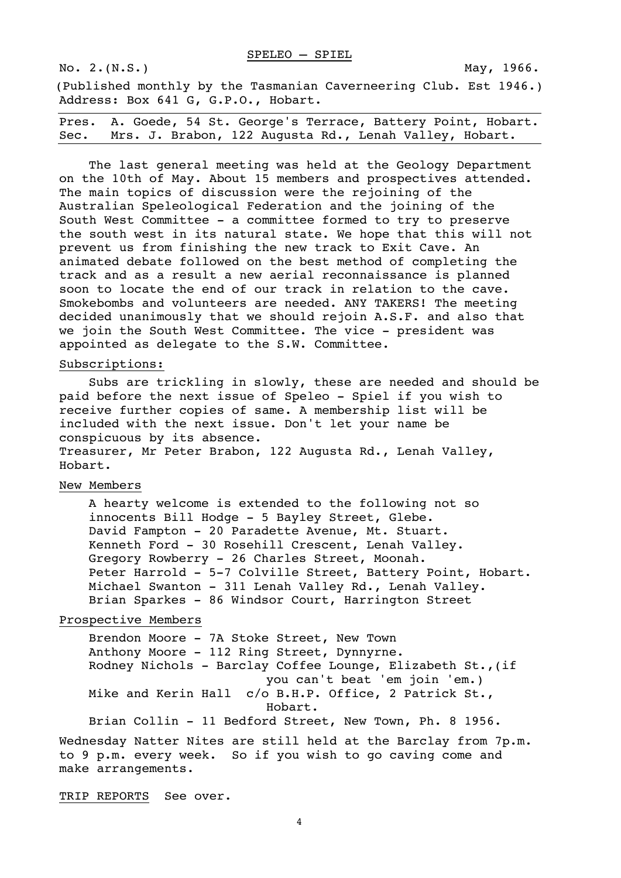# SPELEO – SPIEL

No. 2.(N.S.) May, 1966.

(Published monthly by the Tasmanian Caverneering Club. Est 1946.)
Address: Box 641 G, G.P.O., Hobart.

Pres. A. Goede, 54 St. George's Terrace, Battery Point, Hobart.
Sec. Mrs. J. Brabon, 122 Augusta Rd., Lenah Valley, Hobart.

The last general meeting was held at the Geology Department on the 10th of May. About 15 members and prospectives attended. The main topics of discussion were the rejoining of the Australian Speleological Federation and the joining of the South West Committee - a committee formed to try to preserve the south west in its natural state. We hope that this will not prevent us from finishing the new track to Exit Cave. An animated debate followed on the best method of completing the track and as a result a new aerial reconnaissance is planned soon to locate the end of our track in relation to the cave. Smokebombs and volunteers are needed. ANY TAKERS! The meeting decided unanimously that we should rejoin A.S.F. and also that we join the South West Committee. The vice - president was appointed as delegate to the S.W. Committee.

## Subscriptions:

Subs are trickling in slowly, these are needed and should be paid before the next issue of Speleo - Spiel if you wish to receive further copies of same. A membership list will be included with the next issue. Don't let your name be conspicuous by its absence.
Treasurer, Mr Peter Brabon, 122 Augusta Rd., Lenah Valley, Hobart.

## New Members

A hearty welcome is extended to the following not so innocents Bill Hodge - 5 Bayley Street, Glebe.
David Fampton - 20 Paradette Avenue, Mt. Stuart.
Kenneth Ford - 30 Rosehill Crescent, Lenah Valley.
Gregory Rowberry - 26 Charles Street, Moonah.
Peter Harrold - 5-7 Colville Street, Battery Point, Hobart.
Michael Swanton - 311 Lenah Valley Rd., Lenah Valley.
Brian Sparkes - 86 Windsor Court, Harrington Street

## Prospective Members

Brendon Moore - 7A Stoke Street, New Town
Anthony Moore - 112 Ring Street, Dynnyrne.
Rodney Nichols - Barclay Coffee Lounge, Elizabeth St.,(if you can't beat 'em join 'em.)
Mike and Kerin Hall c/o B.H.P. Office, 2 Patrick St., Hobart.
Brian Collin - 11 Bedford Street, New Town, Ph. 8 1956.

Wednesday Natter Nites are still held at the Barclay from 7p.m. to 9 p.m. every week. So if you wish to go caving come and make arrangements.

TRIP REPORTS See over.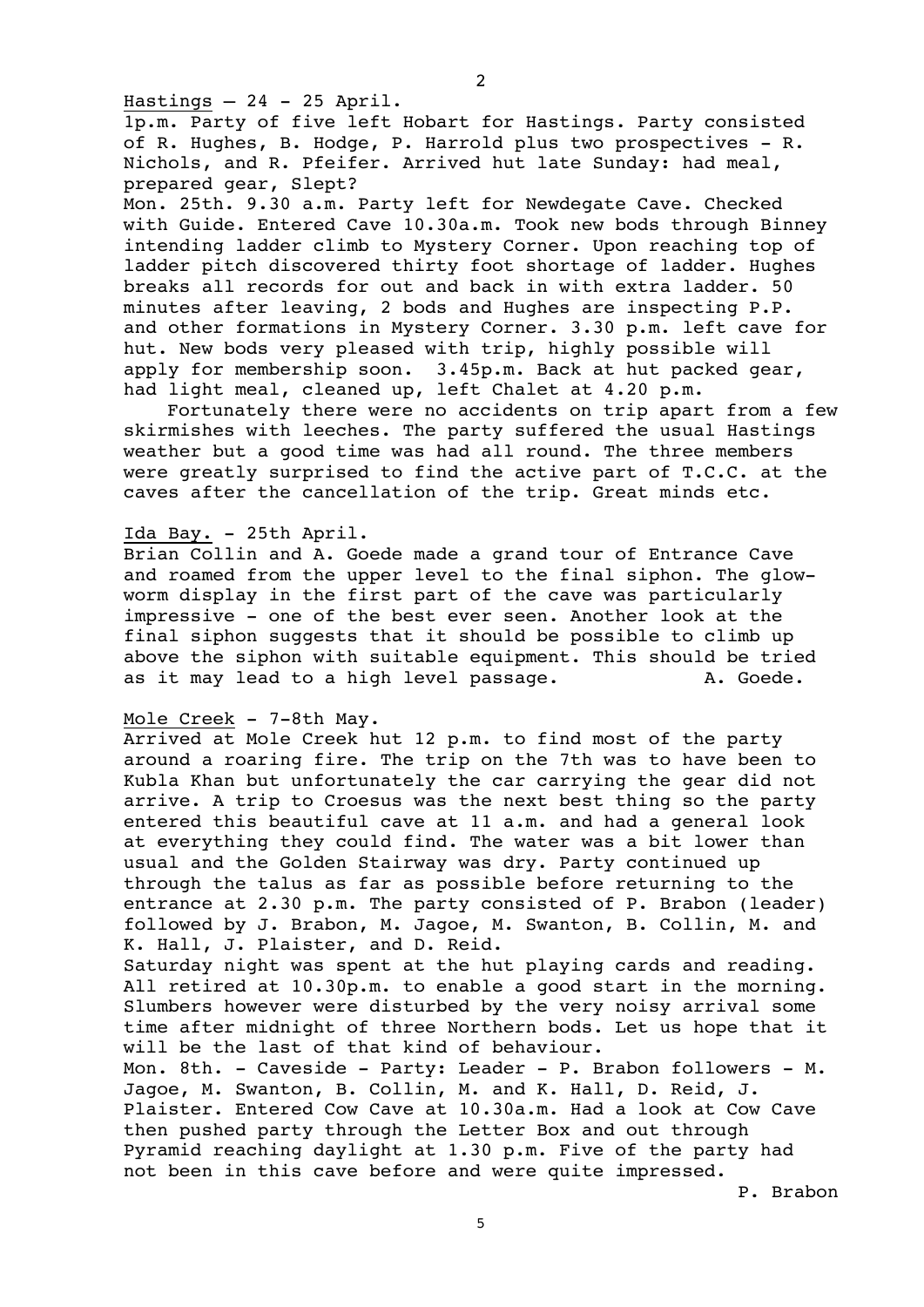Hastings – 24 - 25 April.

1p.m. Party of five left Hobart for Hastings. Party consisted of R. Hughes, B. Hodge, P. Harrold plus two prospectives - R. Nichols, and R. Pfeifer. Arrived hut late Sunday: had meal, prepared gear, Slept?

Mon. 25th. 9.30 a.m. Party left for Newdegate Cave. Checked with Guide. Entered Cave 10.30a.m. Took new bods through Binney intending ladder climb to Mystery Corner. Upon reaching top of ladder pitch discovered thirty foot shortage of ladder. Hughes breaks all records for out and back in with extra ladder. 50 minutes after leaving, 2 bods and Hughes are inspecting P.P. and other formations in Mystery Corner. 3.30 p.m. left cave for hut. New bods very pleased with trip, highly possible will apply for membership soon. 3.45p.m. Back at hut packed gear, had light meal, cleaned up, left Chalet at 4.20 p.m.

Fortunately there were no accidents on trip apart from a few skirmishes with leeches. The party suffered the usual Hastings weather but a good time was had all round. The three members were greatly surprised to find the active part of T.C.C. at the caves after the cancellation of the trip. Great minds etc.

Ida Bay. - 25th April.

Brian Collin and A. Goede made a grand tour of Entrance Cave and roamed from the upper level to the final siphon. The glow-worm display in the first part of the cave was particularly impressive - one of the best ever seen. Another look at the final siphon suggests that it should be possible to climb up above the siphon with suitable equipment. This should be tried as it may lead to a high level passage. A. Goede.

Mole Creek - 7-8th May.

Arrived at Mole Creek hut 12 p.m. to find most of the party around a roaring fire. The trip on the 7th was to have been to Kubla Khan but unfortunately the car carrying the gear did not arrive. A trip to Croesus was the next best thing so the party entered this beautiful cave at 11 a.m. and had a general look at everything they could find. The water was a bit lower than usual and the Golden Stairway was dry. Party continued up through the talus as far as possible before returning to the entrance at 2.30 p.m. The party consisted of P. Brabon (leader) followed by J. Brabon, M. Jagoe, M. Swanton, B. Collin, M. and K. Hall, J. Plaister, and D. Reid.

Saturday night was spent at the hut playing cards and reading. All retired at 10.30p.m. to enable a good start in the morning. Slumbers however were disturbed by the very noisy arrival some time after midnight of three Northern bods. Let us hope that it will be the last of that kind of behaviour.

Mon. 8th. - Caveside - Party: Leader - P. Brabon followers - M. Jagoe, M. Swanton, B. Collin, M. and K. Hall, D. Reid, J. Plaister. Entered Cow Cave at 10.30a.m. Had a look at Cow Cave then pushed party through the Letter Box and out through Pyramid reaching daylight at 1.30 p.m. Five of the party had not been in this cave before and were quite impressed.

P. Brabon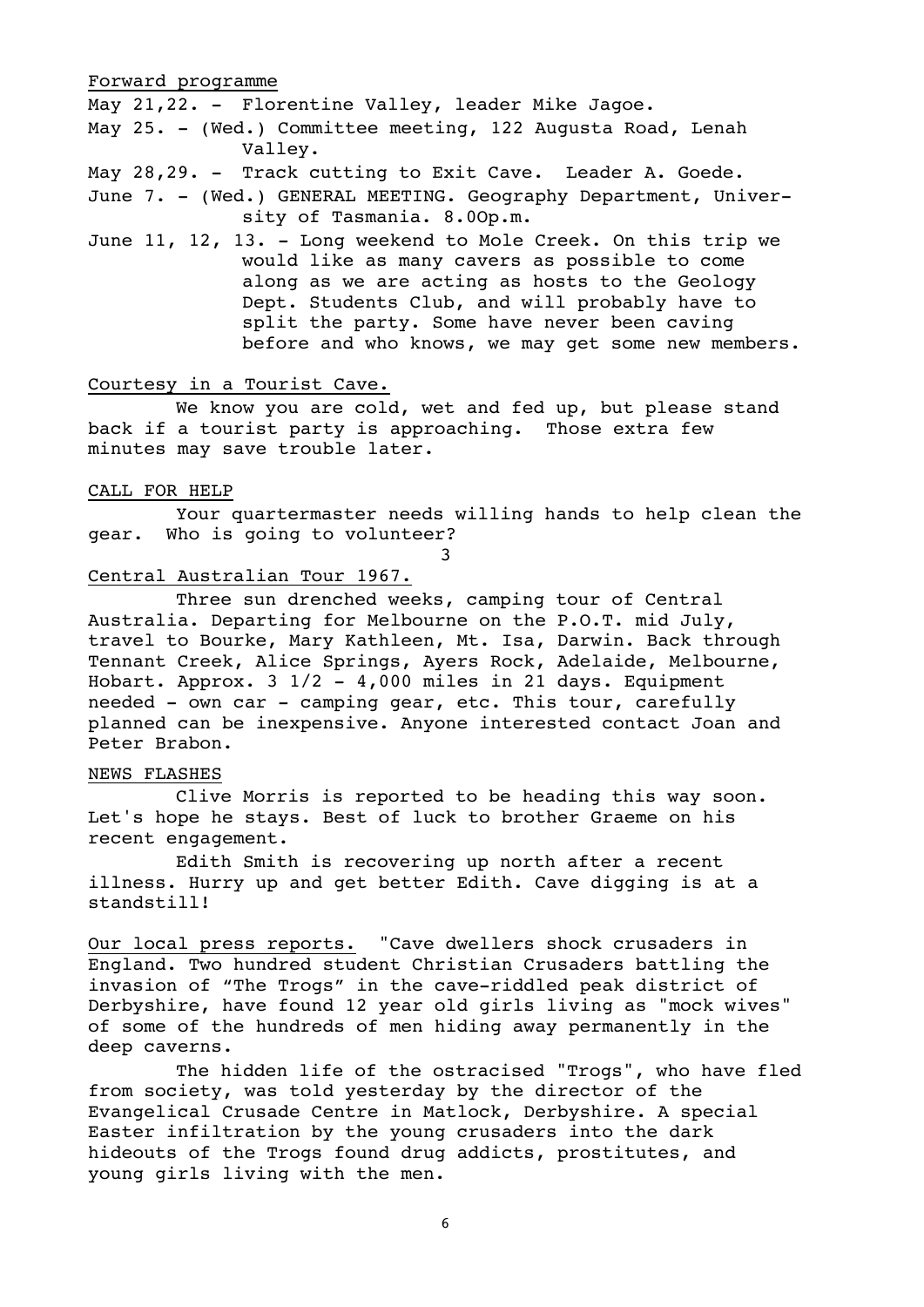## Forward programme

May 21,22. - Florentine Valley, leader Mike Jagoe.

May 25. - (Wed.) Committee meeting, 122 Augusta Road, Lenah Valley.

May 28,29. - Track cutting to Exit Cave. Leader A. Goede.

June 7. - (Wed.) GENERAL MEETING. Geography Department, University of Tasmania. 8.0Op.m.

June 11, 12, 13. - Long weekend to Mole Creek. On this trip we would like as many cavers as possible to come along as we are acting as hosts to the Geology Dept. Students Club, and will probably have to split the party. Some have never been caving before and who knows, we may get some new members.

## Courtesy in a Tourist Cave.

We know you are cold, wet and fed up, but please stand back if a tourist party is approaching. Those extra few minutes may save trouble later.

## CALL FOR HELP

Your quartermaster needs willing hands to help clean the gear. Who is going to volunteer?

3

## Central Australian Tour 1967.

Three sun drenched weeks, camping tour of Central Australia. Departing for Melbourne on the P.O.T. mid July, travel to Bourke, Mary Kathleen, Mt. Isa, Darwin. Back through Tennant Creek, Alice Springs, Ayers Rock, Adelaide, Melbourne, Hobart. Approx. 3 1/2 - 4,000 miles in 21 days. Equipment needed - own car - camping gear, etc. This tour, carefully planned can be inexpensive. Anyone interested contact Joan and Peter Brabon.

## NEWS FLASHES

Clive Morris is reported to be heading this way soon. Let's hope he stays. Best of luck to brother Graeme on his recent engagement.

Edith Smith is recovering up north after a recent illness. Hurry up and get better Edith. Cave digging is at a standstill!

## Our local press reports.

"Cave dwellers shock crusaders in England. Two hundred student Christian Crusaders battling the invasion of "The Trogs" in the cave-riddled peak district of Derbyshire, have found 12 year old girls living as "mock wives" of some of the hundreds of men hiding away permanently in the deep caverns.

The hidden life of the ostracised "Trogs", who have fled from society, was told yesterday by the director of the Evangelical Crusade Centre in Matlock, Derbyshire. A special Easter infiltration by the young crusaders into the dark hideouts of the Trogs found drug addicts, prostitutes, and young girls living with the men.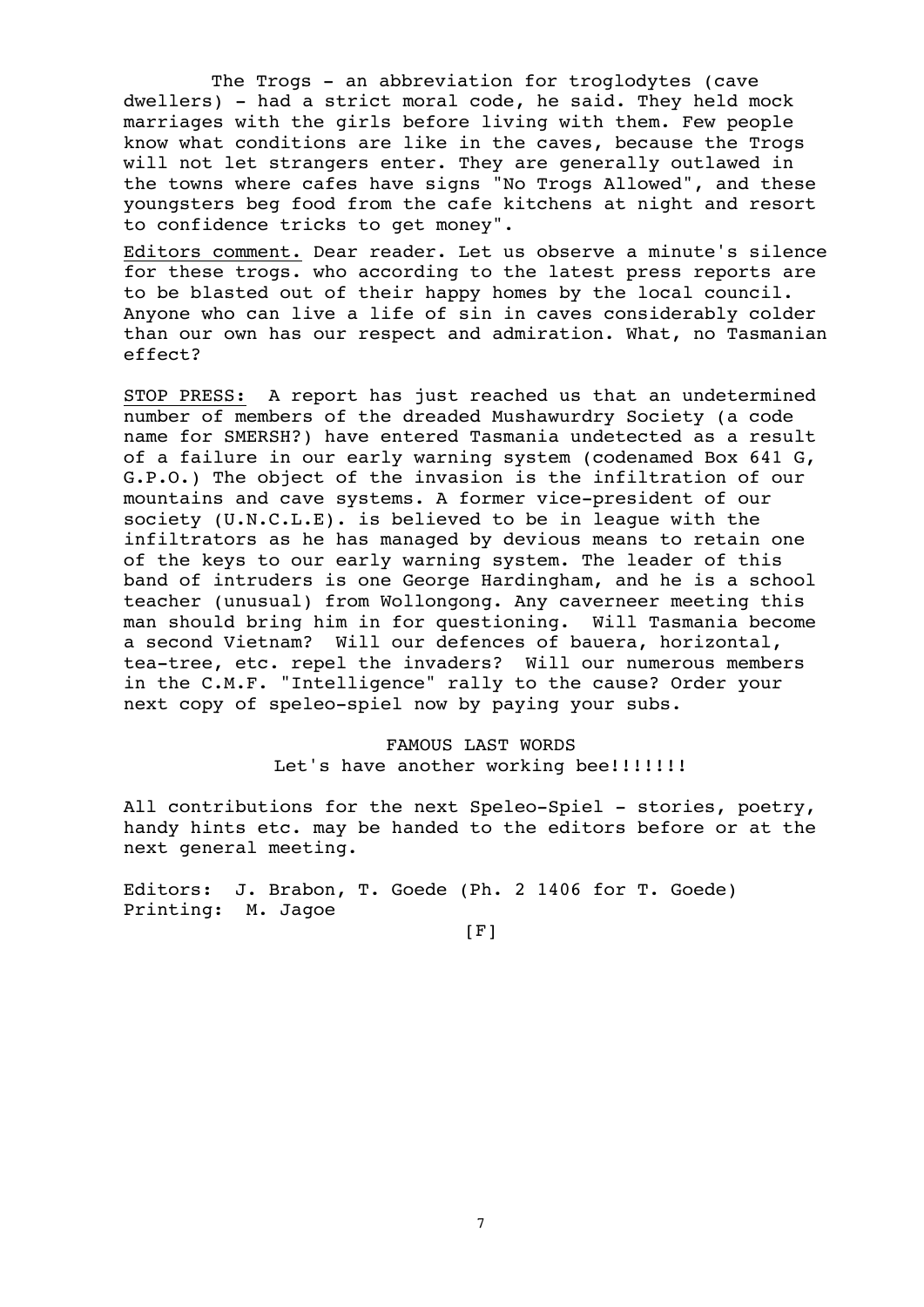The Trogs - an abbreviation for troglodytes (cave dwellers) - had a strict moral code, he said. They held mock marriages with the girls before living with them. Few people know what conditions are like in the caves, because the Trogs will not let strangers enter. They are generally outlawed in the towns where cafes have signs "No Trogs Allowed", and these youngsters beg food from the cafe kitchens at night and resort to confidence tricks to get money".

Editors comment. Dear reader. Let us observe a minute's silence for these trogs. who according to the latest press reports are to be blasted out of their happy homes by the local council. Anyone who can live a life of sin in caves considerably colder than our own has our respect and admiration. What, no Tasmanian effect?

STOP PRESS: A report has just reached us that an undetermined number of members of the dreaded Mushawurdry Society (a code name for SMERSH?) have entered Tasmania undetected as a result of a failure in our early warning system (codenamed Box 641 G, G.P.O.) The object of the invasion is the infiltration of our mountains and cave systems. A former vice-president of our society (U.N.C.L.E). is believed to be in league with the infiltrators as he has managed by devious means to retain one of the keys to our early warning system. The leader of this band of intruders is one George Hardingham, and he is a school teacher (unusual) from Wollongong. Any caverneer meeting this man should bring him in for questioning. Will Tasmania become a second Vietnam? Will our defences of bauera, horizontal, tea-tree, etc. repel the invaders? Will our numerous members in the C.M.F. "Intelligence" rally to the cause? Order your next copy of speleo-spiel now by paying your subs.

FAMOUS LAST WORDS
Let's have another working bee!!!!!!!

All contributions for the next Speleo-Spiel - stories, poetry, handy hints etc. may be handed to the editors before or at the next general meeting.

Editors: J. Brabon, T. Goede (Ph. 2 1406 for T. Goede)
Printing: M. Jagoe

[F]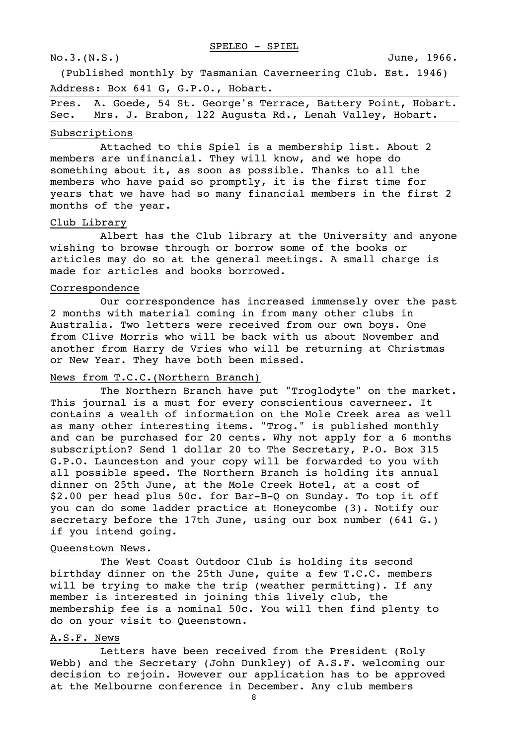SPELEO - SPIEL

No.3.(N.S.) June, 1966.

(Published monthly by Tasmanian Caverneering Club. Est. 1946)

Address: Box 641 G, G.P.O., Hobart.

Pres. A. Goede, 54 St. George's Terrace, Battery Point, Hobart.
Sec. Mrs. J. Brabon, 122 Augusta Rd., Lenah Valley, Hobart.

## Subscriptions

Attached to this Spiel is a membership list. About 2 members are unfinancial. They will know, and we hope do something about it, as soon as possible. Thanks to all the members who have paid so promptly, it is the first time for years that we have had so many financial members in the first 2 months of the year.

## Club Library

Albert has the Club library at the University and anyone wishing to browse through or borrow some of the books or articles may do so at the general meetings. A small charge is made for articles and books borrowed.

## Correspondence

Our correspondence has increased immensely over the past 2 months with material coming in from many other clubs in Australia. Two letters were received from our own boys. One from Clive Morris who will be back with us about November and another from Harry de Vries who will be returning at Christmas or New Year. They have both been missed.

## News from T.C.C.(Northern Branch)

The Northern Branch have put "Troglodyte" on the market. This journal is a must for every conscientious caverneer. It contains a wealth of information on the Mole Creek area as well as many other interesting items. "Trog." is published monthly and can be purchased for 20 cents. Why not apply for a 6 months subscription? Send 1 dollar 20 to The Secretary, P.O. Box 315 G.P.O. Launceston and your copy will be forwarded to you with all possible speed. The Northern Branch is holding its annual dinner on 25th June, at the Mole Creek Hotel, at a cost of $2.00 per head plus 50c. for Bar-B-Q on Sunday. To top it off you can do some ladder practice at Honeycombe (3). Notify our secretary before the 17th June, using our box number (641 G.) if you intend going.

## Queenstown News.

The West Coast Outdoor Club is holding its second birthday dinner on the 25th June, quite a few T.C.C. members will be trying to make the trip (weather permitting). If any member is interested in joining this lively club, the membership fee is a nominal 50c. You will then find plenty to do on your visit to Queenstown.

## A.S.F. News

Letters have been received from the President (Roly Webb) and the Secretary (John Dunkley) of A.S.F. welcoming our decision to rejoin. However our application has to be approved at the Melbourne conference in December. Any club members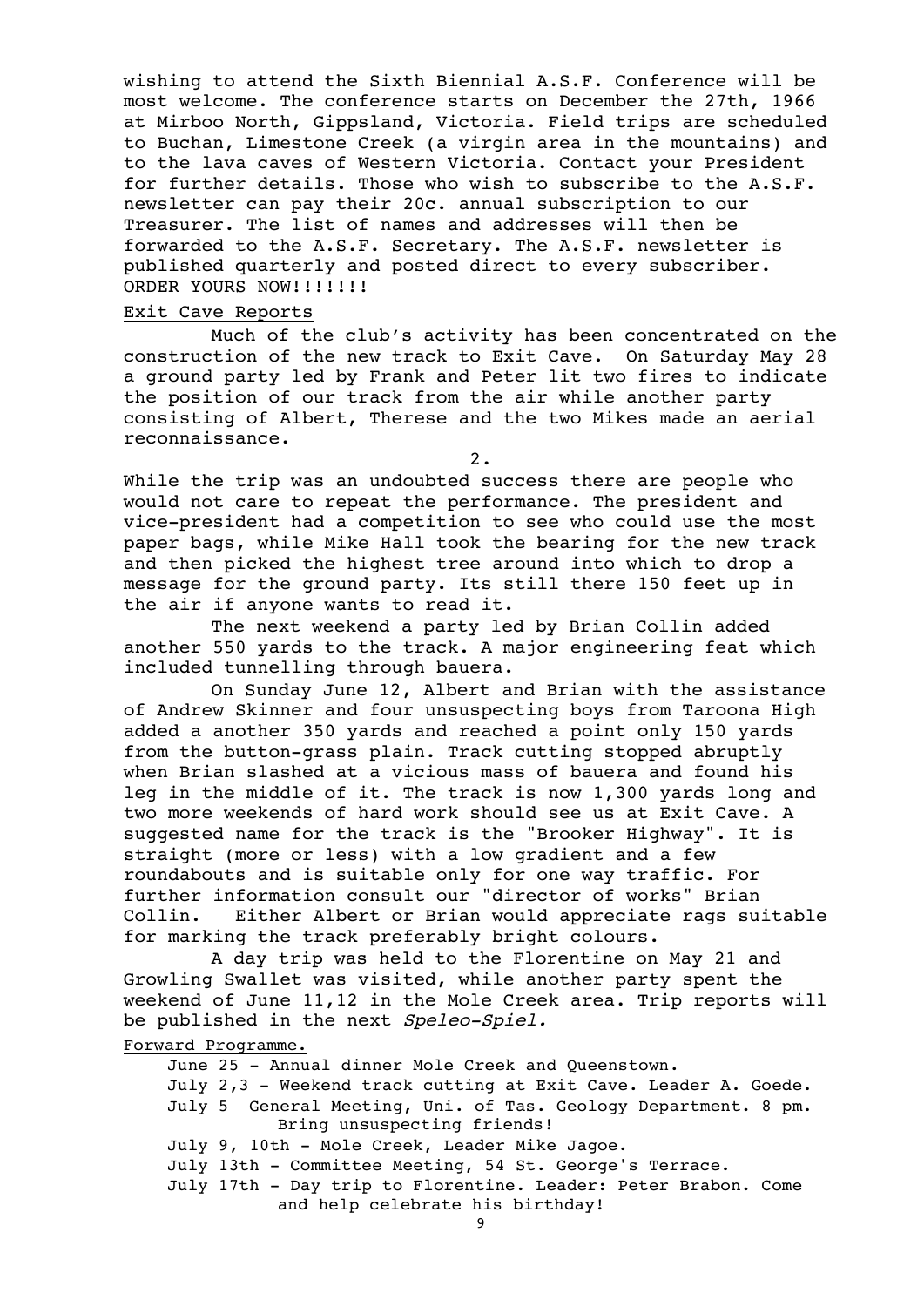wishing to attend the Sixth Biennial A.S.F. Conference will be most welcome. The conference starts on December the 27th, 1966 at Mirboo North, Gippsland, Victoria. Field trips are scheduled to Buchan, Limestone Creek (a virgin area in the mountains) and to the lava caves of Western Victoria. Contact your President for further details. Those who wish to subscribe to the A.S.F. newsletter can pay their 20c. annual subscription to our Treasurer. The list of names and addresses will then be forwarded to the A.S.F. Secretary. The A.S.F. newsletter is published quarterly and posted direct to every subscriber. ORDER YOURS NOW!!!!!!!

## Exit Cave Reports

Much of the club's activity has been concentrated on the construction of the new track to Exit Cave. On Saturday May 28 a ground party led by Frank and Peter lit two fires to indicate the position of our track from the air while another party consisting of Albert, Therese and the two Mikes made an aerial reconnaissance.

While the trip was an undoubted success there are people who would not care to repeat the performance. The president and vice-president had a competition to see who could use the most paper bags, while Mike Hall took the bearing for the new track and then picked the highest tree around into which to drop a message for the ground party. Its still there 150 feet up in the air if anyone wants to read it.

The next weekend a party led by Brian Collin added another 550 yards to the track. A major engineering feat which included tunnelling through bauera.

On Sunday June 12, Albert and Brian with the assistance of Andrew Skinner and four unsuspecting boys from Taroona High added a another 350 yards and reached a point only 150 yards from the button-grass plain. Track cutting stopped abruptly when Brian slashed at a vicious mass of bauera and found his leg in the middle of it. The track is now 1,300 yards long and two more weekends of hard work should see us at Exit Cave. A suggested name for the track is the "Brooker Highway". It is straight (more or less) with a low gradient and a few roundabouts and is suitable only for one way traffic. For further information consult our "director of works" Brian Collin. Either Albert or Brian would appreciate rags suitable for marking the track preferably bright colours.

A day trip was held to the Florentine on May 21 and Growling Swallet was visited, while another party spent the weekend of June 11,12 in the Mole Creek area. Trip reports will be published in the next *Speleo-Spiel.*

## Forward Programme.

June 25 - Annual dinner Mole Creek and Queenstown.
July 2,3 - Weekend track cutting at Exit Cave. Leader A. Goede.
July 5 General Meeting, Uni. of Tas. Geology Department. 8 pm. Bring unsuspecting friends!
July 9, 10th - Mole Creek, Leader Mike Jagoe.
July 13th - Committee Meeting, 54 St. George's Terrace.
July 17th - Day trip to Florentine. Leader: Peter Brabon. Come and help celebrate his birthday!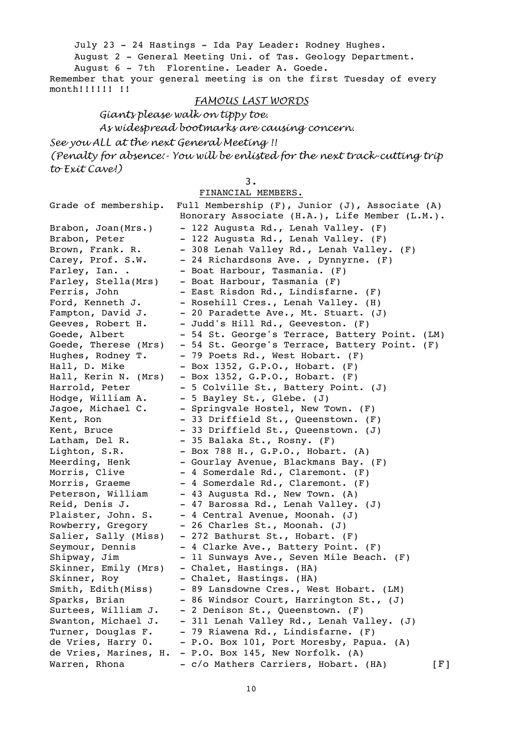July 23 - 24 Hastings - Ida Pay Leader: Rodney Hughes.

August 2 - General Meeting Uni. of Tas. Geology Department.

August 6 - 7th Florentine. Leader A. Goede.

Remember that your general meeting is on the first Tuesday of every month!!!!!! !!

## *FAMOUS LAST WORDS*

*Giants please walk on tippy toe.*

*As widespread bootmarks are causing concern.*

*See you ALL at the next General Meeting !!*

*(Penalty for absence:- You will be enlisted for the next track-cutting trip to Exit Cave!)*

3.

## FINANCIAL MEMBERS.

Grade of membership. Full Membership (F), Junior (J), Associate (A) Honorary Associate (H.A.), Life Member (L.M.).

| Name | Address |
|---|---|
| Brabon, Joan(Mrs.) | - 122 Augusta Rd., Lenah Valley. (F) |
| Brabon, Peter | - 122 Augusta Rd., Lenah Valley. (F) |
| Brown, Frank. R. | - 308 Lenah Valley Rd., Lenah Valley. (F) |
| Carey, Prof. S.W. | - 24 Richardsons Ave. , Dynnyrne. (F) |
| Farley, Ian. . | - Boat Harbour, Tasmania. (F) |
| Farley, Stella(Mrs) | - Boat Harbour, Tasmania (F) |
| Ferris, John | - East Risdon Rd., Lindisfarne. (F) |
| Ford, Kenneth J. | - Rosehill Cres., Lenah Valley. (H) |
| Fampton, David J. | - 20 Paradette Ave., Mt. Stuart. (J) |
| Geeves, Robert H. | - Judd's Hill Rd., Geeveston. (F) |
| Goede, Albert | - 54 St. George's Terrace, Battery Point. (LM) |
| Goede, Therese (Mrs) | - 54 St. George's Terrace, Battery Point. (F) |
| Hughes, Rodney T. | - 79 Poets Rd., West Hobart. (F) |
| Hall, D. Mike | - Box 1352, G.P.O., Hobart. (F) |
| Hall, Kerin N. (Mrs) | - Box 1352, G.P.O., Hobart. (F) |
| Harrold, Peter | - 5 Colville St., Battery Point. (J) |
| Hodge, William A. | - 5 Bayley St., Glebe. (J) |
| Jagoe, Michael C. | - Springvale Hostel, New Town. (F) |
| Kent, Ron | - 33 Driffield St., Queenstown. (F) |
| Kent, Bruce | - 33 Driffield St., Queenstown. (J) |
| Latham, Del R. | - 35 Balaka St., Rosny. (F) |
| Lighton, S.R. | - Box 788 H., G.P.O., Hobart. (A) |
| Meerding, Henk | - Gourlay Avenue, Blackmans Bay. (F) |
| Morris, Clive | - 4 Somerdale Rd., Claremont. (F) |
| Morris, Graeme | - 4 Somerdale Rd., Claremont. (F) |
| Peterson, William | - 43 Augusta Rd., New Town. (A) |
| Reid, Denis J. | - 47 Barossa Rd., Lenah Valley. (J) |
| Plaister, John. S. | - 4 Central Avenue, Moonah. (J) |
| Rowberry, Gregory | - 26 Charles St., Moonah. (J) |
| Salier, Sally (Miss) | - 272 Bathurst St., Hobart. (F) |
| Seymour, Dennis | - 4 Clarke Ave., Battery Point. (F) |
| Shipway, Jim | - 11 Sunways Ave., Seven Mile Beach. (F) |
| Skinner, Emily (Mrs) | - Chalet, Hastings. (HA) |
| Skinner, Roy | - Chalet, Hastings. (HA) |
| Smith, Edith(Miss) | - 89 Lansdowne Cres., West Hobart. (LM) |
| Sparks, Brian | - 86 Windsor Court, Harrington St., (J) |
| Surtees, William J. | - 2 Denison St., Queenstown. (F) |
| Swanton, Michael J. | - 311 Lenah Valley Rd., Lenah Valley. (J) |
| Turner, Douglas F. | - 79 Riawena Rd., Lindisfarne. (F) |
| de Vries, Harry 0. | - P.O. Box 101, Port Moresby, Papua. (A) |
| de Vries, Marines, H. | - P.O. Box 145, New Norfolk. (A) |
| Warren, Rhona | - c/o Mathers Carriers, Hobart. (HA) [F] |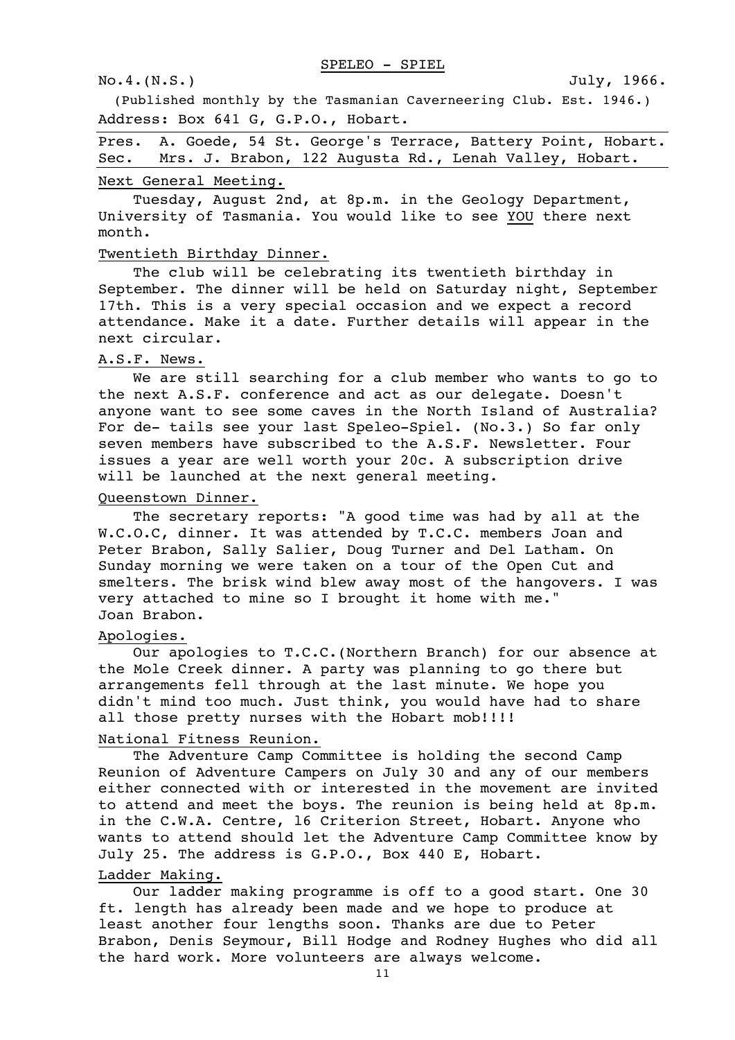# SPELEO - SPIEL

No.4.(N.S.) July, 1966.

(Published monthly by the Tasmanian Caverneering Club. Est. 1946.)
Address: Box 641 G, G.P.O., Hobart.

Pres. A. Goede, 54 St. George's Terrace, Battery Point, Hobart.
Sec. Mrs. J. Brabon, 122 Augusta Rd., Lenah Valley, Hobart.

## Next General Meeting.

Tuesday, August 2nd, at 8p.m. in the Geology Department, University of Tasmania. You would like to see YOU there next month.

## Twentieth Birthday Dinner.

The club will be celebrating its twentieth birthday in September. The dinner will be held on Saturday night, September 17th. This is a very special occasion and we expect a record attendance. Make it a date. Further details will appear in the next circular.

## A.S.F. News.

We are still searching for a club member who wants to go to the next A.S.F. conference and act as our delegate. Doesn't anyone want to see some caves in the North Island of Australia? For de- tails see your last Speleo-Spiel. (No.3.) So far only seven members have subscribed to the A.S.F. Newsletter. Four issues a year are well worth your 20c. A subscription drive will be launched at the next general meeting.

## Queenstown Dinner.

The secretary reports: "A good time was had by all at the W.C.O.C, dinner. It was attended by T.C.C. members Joan and Peter Brabon, Sally Salier, Doug Turner and Del Latham. On Sunday morning we were taken on a tour of the Open Cut and smelters. The brisk wind blew away most of the hangovers. I was very attached to mine so I brought it home with me."
Joan Brabon.

## Apologies.

Our apologies to T.C.C.(Northern Branch) for our absence at the Mole Creek dinner. A party was planning to go there but arrangements fell through at the last minute. We hope you didn't mind too much. Just think, you would have had to share all those pretty nurses with the Hobart mob!!!!

## National Fitness Reunion.

The Adventure Camp Committee is holding the second Camp Reunion of Adventure Campers on July 30 and any of our members either connected with or interested in the movement are invited to attend and meet the boys. The reunion is being held at 8p.m. in the C.W.A. Centre, 16 Criterion Street, Hobart. Anyone who wants to attend should let the Adventure Camp Committee know by July 25. The address is G.P.O., Box 440 E, Hobart.

## Ladder Making.

Our ladder making programme is off to a good start. One 30 ft. length has already been made and we hope to produce at least another four lengths soon. Thanks are due to Peter Brabon, Denis Seymour, Bill Hodge and Rodney Hughes who did all the hard work. More volunteers are always welcome.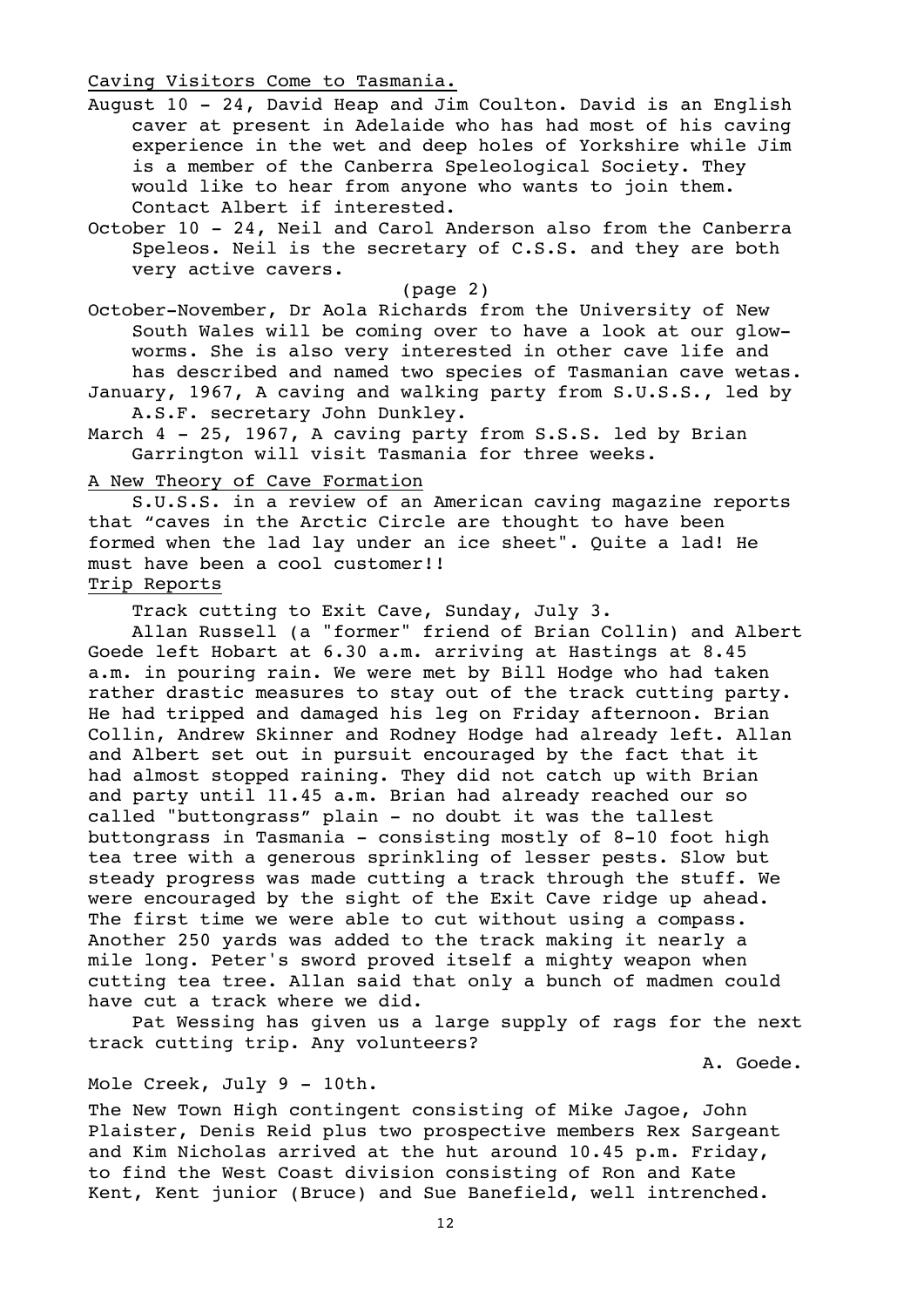## Caving Visitors Come to Tasmania.

August 10 - 24, David Heap and Jim Coulton. David is an English caver at present in Adelaide who has had most of his caving experience in the wet and deep holes of Yorkshire while Jim is a member of the Canberra Speleological Society. They would like to hear from anyone who wants to join them. Contact Albert if interested.

October 10 - 24, Neil and Carol Anderson also from the Canberra Speleos. Neil is the secretary of C.S.S. and they are both very active cavers.

(page 2)

October-November, Dr Aola Richards from the University of New South Wales will be coming over to have a look at our glow-worms. She is also very interested in other cave life and has described and named two species of Tasmanian cave wetas.

January, 1967, A caving and walking party from S.U.S.S., led by A.S.F. secretary John Dunkley.

March 4 - 25, 1967, A caving party from S.S.S. led by Brian Garrington will visit Tasmania for three weeks.

## A New Theory of Cave Formation

S.U.S.S. in a review of an American caving magazine reports that "caves in the Arctic Circle are thought to have been formed when the lad lay under an ice sheet". Quite a lad! He must have been a cool customer!!

## Trip Reports

Track cutting to Exit Cave, Sunday, July 3.

Allan Russell (a "former" friend of Brian Collin) and Albert Goede left Hobart at 6.30 a.m. arriving at Hastings at 8.45 a.m. in pouring rain. We were met by Bill Hodge who had taken rather drastic measures to stay out of the track cutting party. He had tripped and damaged his leg on Friday afternoon. Brian Collin, Andrew Skinner and Rodney Hodge had already left. Allan and Albert set out in pursuit encouraged by the fact that it had almost stopped raining. They did not catch up with Brian and party until 11.45 a.m. Brian had already reached our so called "buttongrass" plain - no doubt it was the tallest buttongrass in Tasmania - consisting mostly of 8-10 foot high tea tree with a generous sprinkling of lesser pests. Slow but steady progress was made cutting a track through the stuff. We were encouraged by the sight of the Exit Cave ridge up ahead. The first time we were able to cut without using a compass. Another 250 yards was added to the track making it nearly a mile long. Peter's sword proved itself a mighty weapon when cutting tea tree. Allan said that only a bunch of madmen could have cut a track where we did.

Pat Wessing has given us a large supply of rags for the next track cutting trip. Any volunteers?

A. Goede.

Mole Creek, July 9 - 10th.

The New Town High contingent consisting of Mike Jagoe, John Plaister, Denis Reid plus two prospective members Rex Sargeant and Kim Nicholas arrived at the hut around 10.45 p.m. Friday, to find the West Coast division consisting of Ron and Kate Kent, Kent junior (Bruce) and Sue Banefield, well intrenched.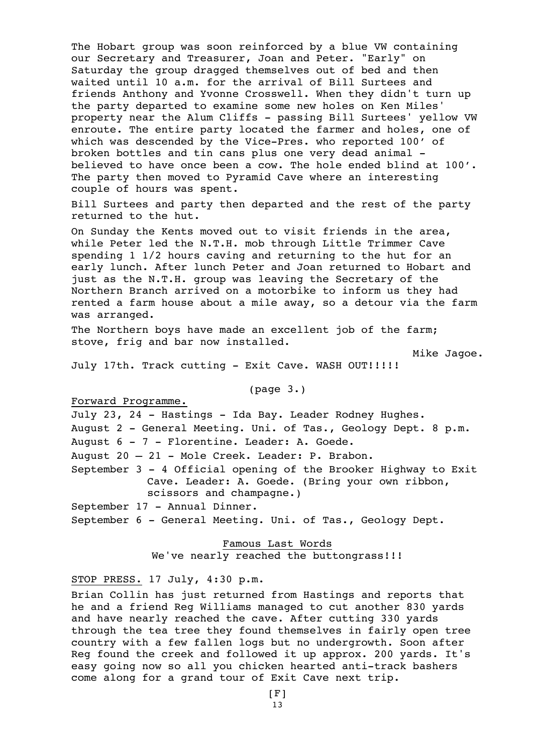The Hobart group was soon reinforced by a blue VW containing our Secretary and Treasurer, Joan and Peter. "Early" on Saturday the group dragged themselves out of bed and then waited until 10 a.m. for the arrival of Bill Surtees and friends Anthony and Yvonne Crosswell. When they didn't turn up the party departed to examine some new holes on Ken Miles' property near the Alum Cliffs - passing Bill Surtees' yellow VW enroute. The entire party located the farmer and holes, one of which was descended by the Vice-Pres. who reported 100′ of broken bottles and tin cans plus one very dead animal - believed to have once been a cow. The hole ended blind at 100′. The party then moved to Pyramid Cave where an interesting couple of hours was spent.

Bill Surtees and party then departed and the rest of the party returned to the hut.

On Sunday the Kents moved out to visit friends in the area, while Peter led the N.T.H. mob through Little Trimmer Cave spending 1 1/2 hours caving and returning to the hut for an early lunch. After lunch Peter and Joan returned to Hobart and just as the N.T.H. group was leaving the Secretary of the Northern Branch arrived on a motorbike to inform us they had rented a farm house about a mile away, so a detour via the farm was arranged.

The Northern boys have made an excellent job of the farm; stove, frig and bar now installed.

Mike Jagoe.

July 17th. Track cutting - Exit Cave. WASH OUT!!!!!

(page 3.)

Forward Programme.

July 23, 24 - Hastings - Ida Bay. Leader Rodney Hughes.

August 2 - General Meeting. Uni. of Tas., Geology Dept. 8 p.m.

August 6 - 7 - Florentine. Leader: A. Goede.

August 20 – 21 - Mole Creek. Leader: P. Brabon.

September 3 - 4 Official opening of the Brooker Highway to Exit Cave. Leader: A. Goede. (Bring your own ribbon, scissors and champagne.)

September 17 - Annual Dinner.

September 6 - General Meeting. Uni. of Tas., Geology Dept.

Famous Last Words

We've nearly reached the buttongrass!!!

STOP PRESS. 17 July, 4:30 p.m.

Brian Collin has just returned from Hastings and reports that he and a friend Reg Williams managed to cut another 830 yards and have nearly reached the cave. After cutting 330 yards through the tea tree they found themselves in fairly open tree country with a few fallen logs but no undergrowth. Soon after Reg found the creek and followed it up approx. 200 yards. It's easy going now so all you chicken hearted anti-track bashers come along for a grand tour of Exit Cave next trip.

[F]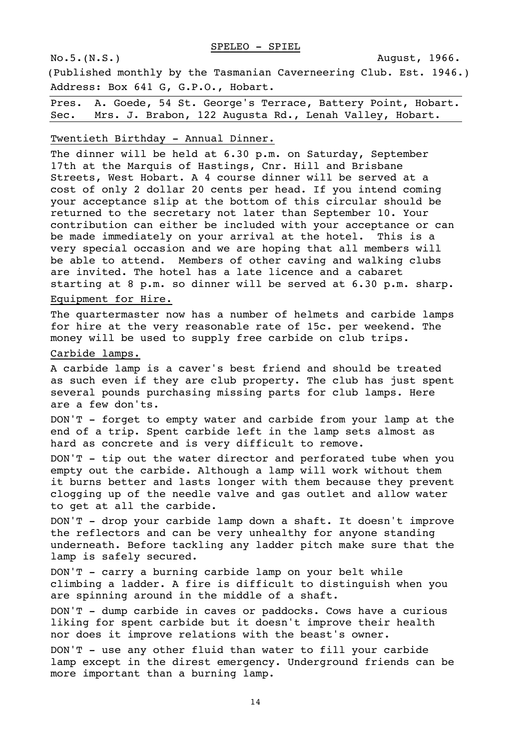# SPELEO - SPIEL

No.5.(N.S.) August, 1966.

(Published monthly by the Tasmanian Caverneering Club. Est. 1946.)

Address: Box 641 G, G.P.O., Hobart.

Pres. A. Goede, 54 St. George's Terrace, Battery Point, Hobart.
Sec. Mrs. J. Brabon, 122 Augusta Rd., Lenah Valley, Hobart.

## Twentieth Birthday - Annual Dinner.

The dinner will be held at 6.30 p.m. on Saturday, September 17th at the Marquis of Hastings, Cnr. Hill and Brisbane Streets, West Hobart. A 4 course dinner will be served at a cost of only 2 dollar 20 cents per head. If you intend coming your acceptance slip at the bottom of this circular should be returned to the secretary not later than September 10. Your contribution can either be included with your acceptance or can be made immediately on your arrival at the hotel. This is a very special occasion and we are hoping that all members will be able to attend. Members of other caving and walking clubs are invited. The hotel has a late licence and a cabaret starting at 8 p.m. so dinner will be served at 6.30 p.m. sharp.

## Equipment for Hire.

The quartermaster now has a number of helmets and carbide lamps for hire at the very reasonable rate of 15c. per weekend. The money will be used to supply free carbide on club trips.

## Carbide lamps.

A carbide lamp is a caver's best friend and should be treated as such even if they are club property. The club has just spent several pounds purchasing missing parts for club lamps. Here are a few don'ts.

DON'T - forget to empty water and carbide from your lamp at the end of a trip. Spent carbide left in the lamp sets almost as hard as concrete and is very difficult to remove.

DON'T - tip out the water director and perforated tube when you empty out the carbide. Although a lamp will work without them it burns better and lasts longer with them because they prevent clogging up of the needle valve and gas outlet and allow water to get at all the carbide.

DON'T - drop your carbide lamp down a shaft. It doesn't improve the reflectors and can be very unhealthy for anyone standing underneath. Before tackling any ladder pitch make sure that the lamp is safely secured.

DON'T - carry a burning carbide lamp on your belt while climbing a ladder. A fire is difficult to distinguish when you are spinning around in the middle of a shaft.

DON'T - dump carbide in caves or paddocks. Cows have a curious liking for spent carbide but it doesn't improve their health nor does it improve relations with the beast's owner.

DON'T - use any other fluid than water to fill your carbide lamp except in the direst emergency. Underground friends can be more important than a burning lamp.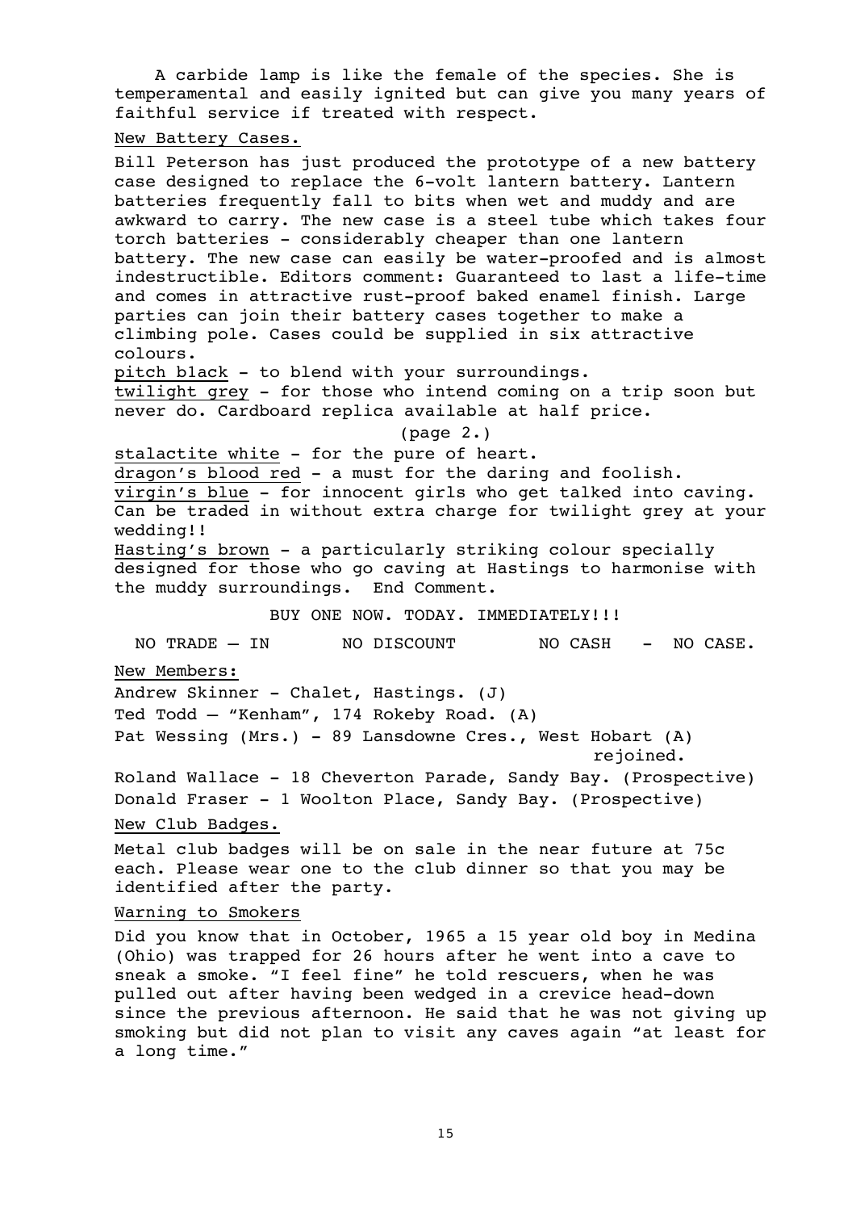A carbide lamp is like the female of the species. She is temperamental and easily ignited but can give you many years of faithful service if treated with respect.

## New Battery Cases.

Bill Peterson has just produced the prototype of a new battery case designed to replace the 6-volt lantern battery. Lantern batteries frequently fall to bits when wet and muddy and are awkward to carry. The new case is a steel tube which takes four torch batteries - considerably cheaper than one lantern battery. The new case can easily be water-proofed and is almost indestructible. Editors comment: Guaranteed to last a life-time and comes in attractive rust-proof baked enamel finish. Large parties can join their battery cases together to make a climbing pole. Cases could be supplied in six attractive colours.

pitch black - to blend with your surroundings.
twilight grey - for those who intend coming on a trip soon but never do. Cardboard replica available at half price.

(page 2.)

stalactite white - for the pure of heart.
dragon's blood red - a must for the daring and foolish.
virgin's blue - for innocent girls who get talked into caving. Can be traded in without extra charge for twilight grey at your wedding!!
Hasting's brown - a particularly striking colour specially designed for those who go caving at Hastings to harmonise with the muddy surroundings. End Comment.

BUY ONE NOW. TODAY. IMMEDIATELY!!!

NO TRADE – IN NO DISCOUNT NO CASH - NO CASE.

## New Members:

Andrew Skinner - Chalet, Hastings. (J)

Ted Todd – "Kenham", 174 Rokeby Road. (A)

Pat Wessing (Mrs.) - 89 Lansdowne Cres., West Hobart (A) rejoined.

Roland Wallace - 18 Cheverton Parade, Sandy Bay. (Prospective)

Donald Fraser - 1 Woolton Place, Sandy Bay. (Prospective)

## New Club Badges.

Metal club badges will be on sale in the near future at 75c each. Please wear one to the club dinner so that you may be identified after the party.

## Warning to Smokers

Did you know that in October, 1965 a 15 year old boy in Medina (Ohio) was trapped for 26 hours after he went into a cave to sneak a smoke. "I feel fine" he told rescuers, when he was pulled out after having been wedged in a crevice head-down since the previous afternoon. He said that he was not giving up smoking but did not plan to visit any caves again "at least for a long time."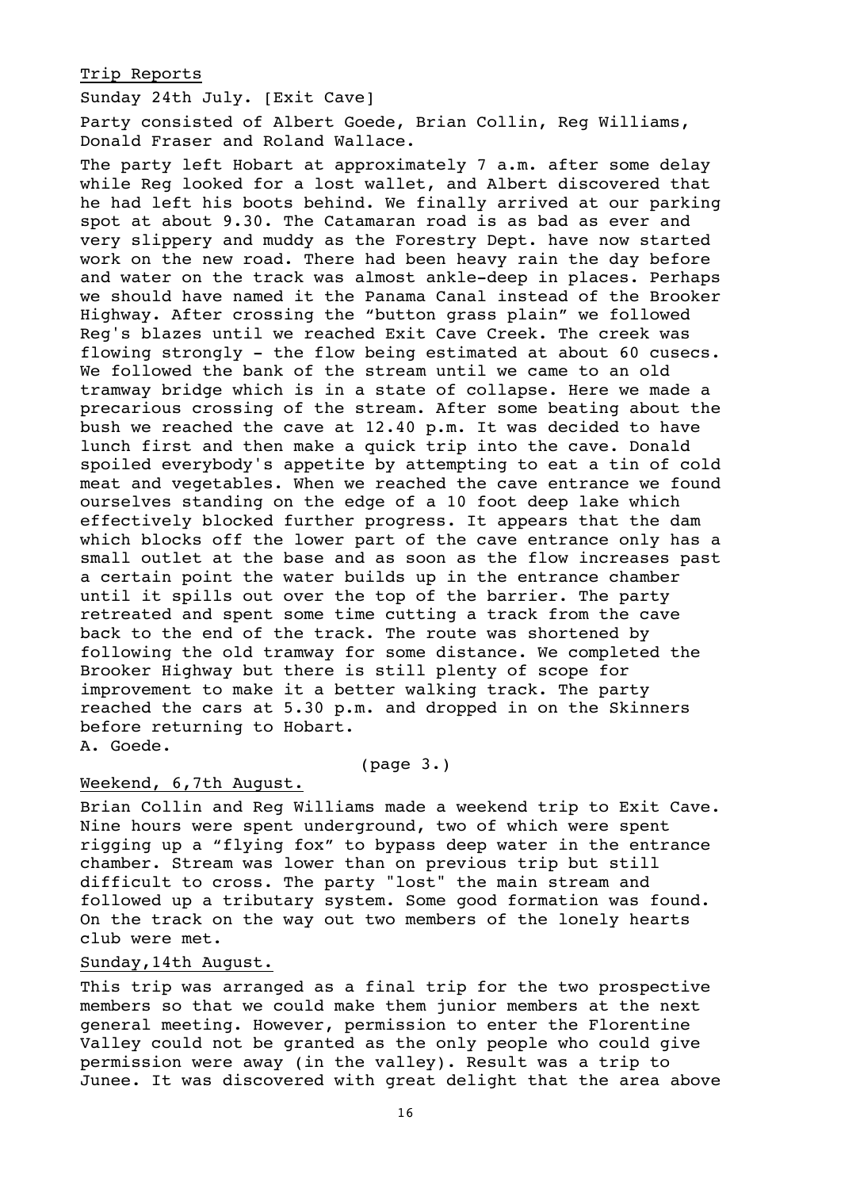Trip Reports

Sunday 24th July. [Exit Cave]

Party consisted of Albert Goede, Brian Collin, Reg Williams, Donald Fraser and Roland Wallace.

The party left Hobart at approximately 7 a.m. after some delay while Reg looked for a lost wallet, and Albert discovered that he had left his boots behind. We finally arrived at our parking spot at about 9.30. The Catamaran road is as bad as ever and very slippery and muddy as the Forestry Dept. have now started work on the new road. There had been heavy rain the day before and water on the track was almost ankle-deep in places. Perhaps we should have named it the Panama Canal instead of the Brooker Highway. After crossing the "button grass plain" we followed Reg's blazes until we reached Exit Cave Creek. The creek was flowing strongly - the flow being estimated at about 60 cusecs. We followed the bank of the stream until we came to an old tramway bridge which is in a state of collapse. Here we made a precarious crossing of the stream. After some beating about the bush we reached the cave at 12.40 p.m. It was decided to have lunch first and then make a quick trip into the cave. Donald spoiled everybody's appetite by attempting to eat a tin of cold meat and vegetables. When we reached the cave entrance we found ourselves standing on the edge of a 10 foot deep lake which effectively blocked further progress. It appears that the dam which blocks off the lower part of the cave entrance only has a small outlet at the base and as soon as the flow increases past a certain point the water builds up in the entrance chamber until it spills out over the top of the barrier. The party retreated and spent some time cutting a track from the cave back to the end of the track. The route was shortened by following the old tramway for some distance. We completed the Brooker Highway but there is still plenty of scope for improvement to make it a better walking track. The party reached the cars at 5.30 p.m. and dropped in on the Skinners before returning to Hobart.
A. Goede.

(page 3.)

Weekend, 6,7th August.

Brian Collin and Reg Williams made a weekend trip to Exit Cave. Nine hours were spent underground, two of which were spent rigging up a "flying fox" to bypass deep water in the entrance chamber. Stream was lower than on previous trip but still difficult to cross. The party "lost" the main stream and followed up a tributary system. Some good formation was found. On the track on the way out two members of the lonely hearts club were met.

Sunday,14th August.

This trip was arranged as a final trip for the two prospective members so that we could make them junior members at the next general meeting. However, permission to enter the Florentine Valley could not be granted as the only people who could give permission were away (in the valley). Result was a trip to Junee. It was discovered with great delight that the area above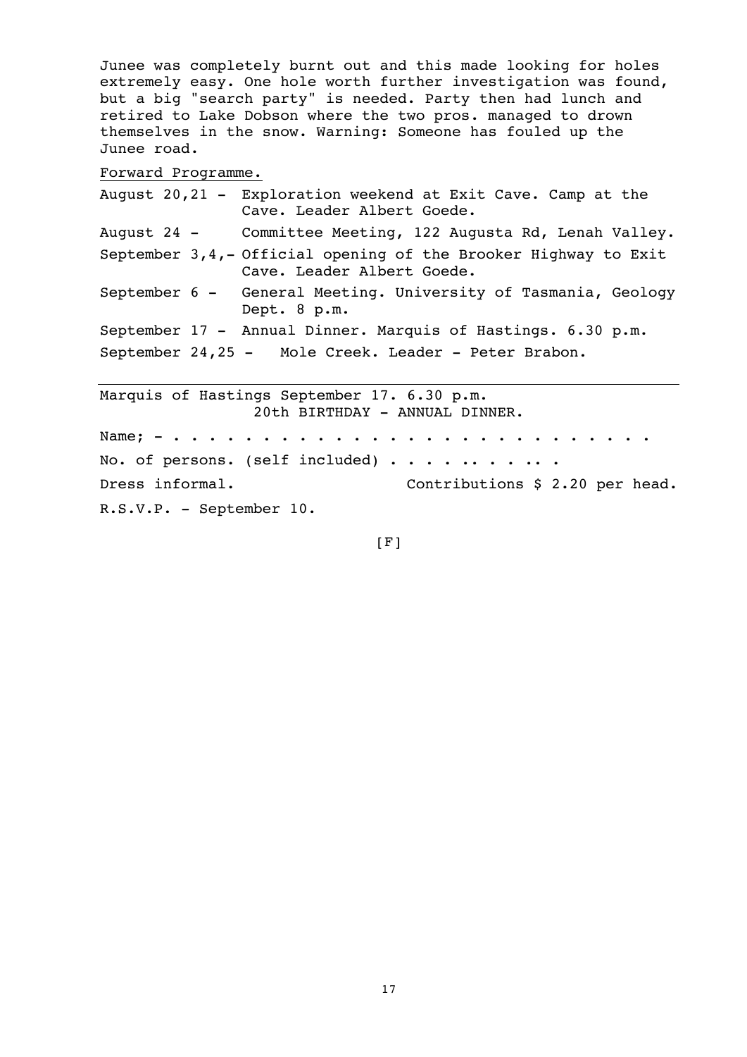Junee was completely burnt out and this made looking for holes extremely easy. One hole worth further investigation was found, but a big "search party" is needed. Party then had lunch and retired to Lake Dobson where the two pros. managed to drown themselves in the snow. Warning: Someone has fouled up the Junee road.

<u>Forward Programme.</u>

August 20,21 - Exploration weekend at Exit Cave. Camp at the Cave. Leader Albert Goede.

August 24 - Committee Meeting, 122 Augusta Rd, Lenah Valley.

September 3,4,- Official opening of the Brooker Highway to Exit Cave. Leader Albert Goede.

September 6 - General Meeting. University of Tasmania, Geology Dept. 8 p.m.

September 17 - Annual Dinner. Marquis of Hastings. 6.30 p.m.

September 24,25 - Mole Creek. Leader - Peter Brabon.

---

Marquis of Hastings September 17. 6.30 p.m.
20th BIRTHDAY - ANNUAL DINNER.

Name; - . . . . . . . . . . . . . . . . . . . . . . . . . .

No. of persons. (self included) . . . . . .. . . . .

Dress informal. Contributions $ 2.20 per head.

R.S.V.P. - September 10.

[F]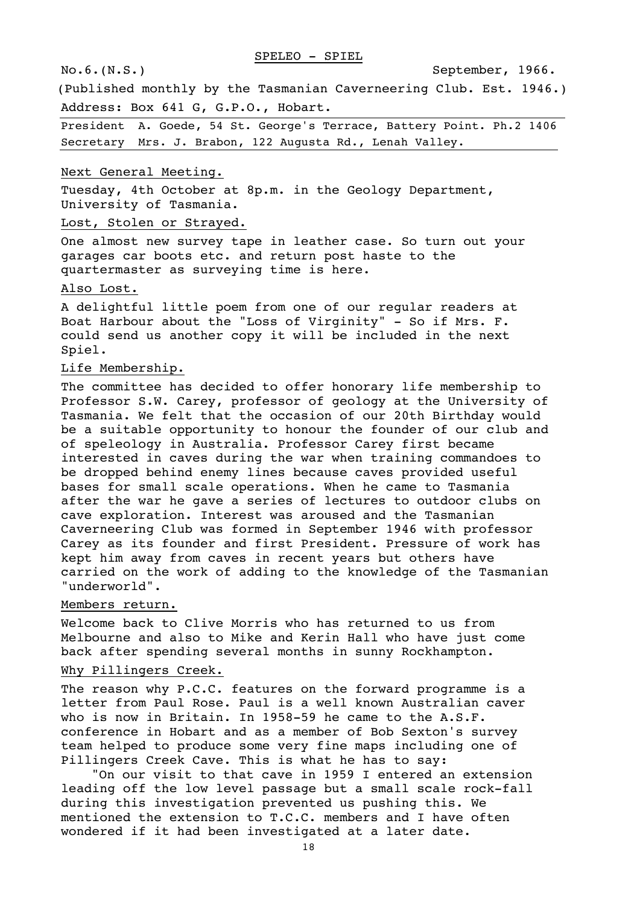# SPELEO - SPIEL

No.6.(N.S.) September, 1966.

(Published monthly by the Tasmanian Caverneering Club. Est. 1946.)

Address: Box 641 G, G.P.O., Hobart.

President A. Goede, 54 St. George's Terrace, Battery Point. Ph.2 1406
Secretary Mrs. J. Brabon, 122 Augusta Rd., Lenah Valley.

## Next General Meeting.

Tuesday, 4th October at 8p.m. in the Geology Department, University of Tasmania.

## Lost, Stolen or Strayed.

One almost new survey tape in leather case. So turn out your garages car boots etc. and return post haste to the quartermaster as surveying time is here.

## Also Lost.

A delightful little poem from one of our regular readers at Boat Harbour about the "Loss of Virginity" - So if Mrs. F. could send us another copy it will be included in the next Spiel.

## Life Membership.

The committee has decided to offer honorary life membership to Professor S.W. Carey, professor of geology at the University of Tasmania. We felt that the occasion of our 20th Birthday would be a suitable opportunity to honour the founder of our club and of speleology in Australia. Professor Carey first became interested in caves during the war when training commandoes to be dropped behind enemy lines because caves provided useful bases for small scale operations. When he came to Tasmania after the war he gave a series of lectures to outdoor clubs on cave exploration. Interest was aroused and the Tasmanian Caverneering Club was formed in September 1946 with professor Carey as its founder and first President. Pressure of work has kept him away from caves in recent years but others have carried on the work of adding to the knowledge of the Tasmanian "underworld".

## Members return.

Welcome back to Clive Morris who has returned to us from Melbourne and also to Mike and Kerin Hall who have just come back after spending several months in sunny Rockhampton.

## Why Pillingers Creek.

The reason why P.C.C. features on the forward programme is a letter from Paul Rose. Paul is a well known Australian caver who is now in Britain. In 1958-59 he came to the A.S.F. conference in Hobart and as a member of Bob Sexton's survey team helped to produce some very fine maps including one of Pillingers Creek Cave. This is what he has to say:

"On our visit to that cave in 1959 I entered an extension leading off the low level passage but a small scale rock-fall during this investigation prevented us pushing this. We mentioned the extension to T.C.C. members and I have often wondered if it had been investigated at a later date.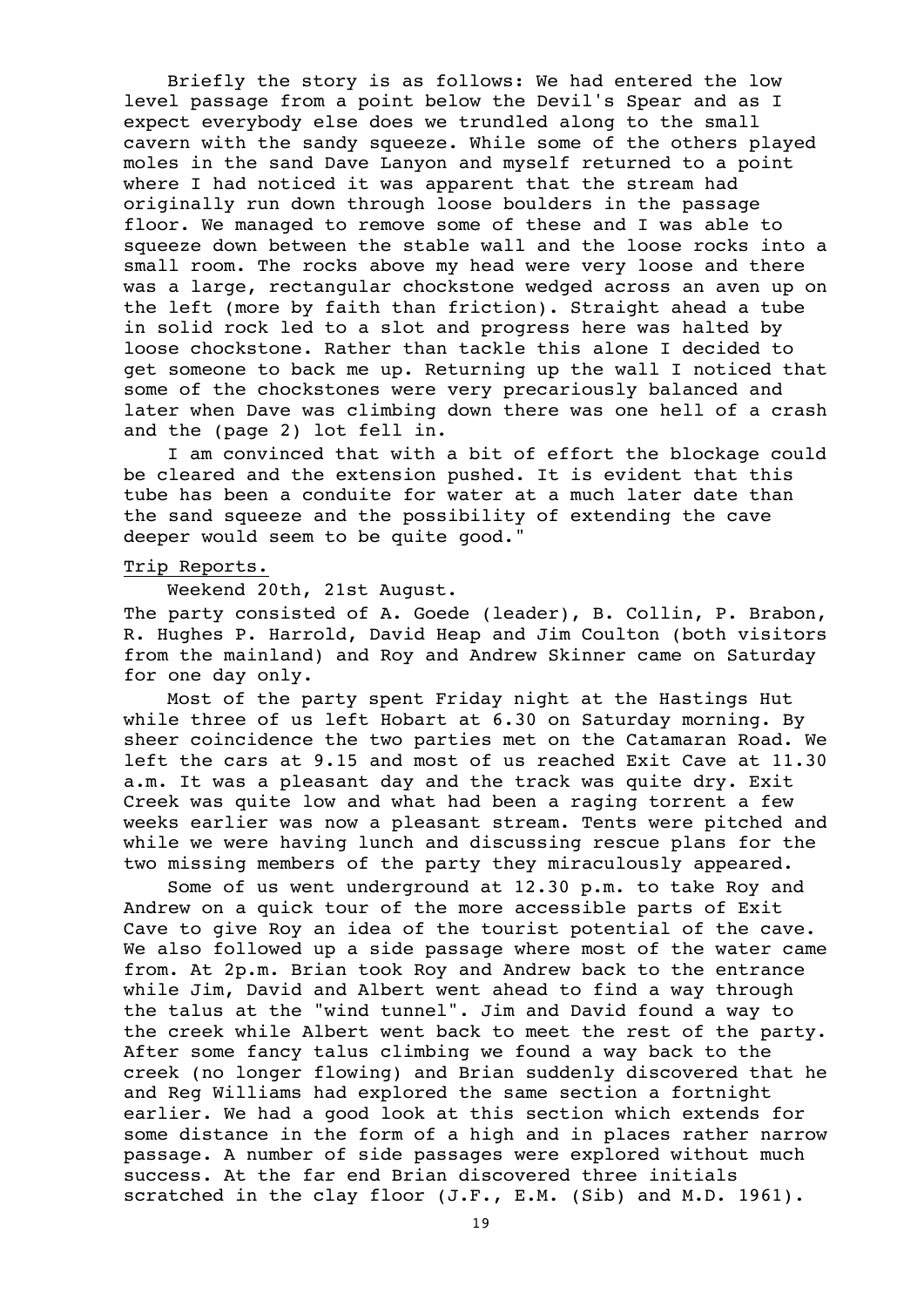Briefly the story is as follows: We had entered the low level passage from a point below the Devil's Spear and as I expect everybody else does we trundled along to the small cavern with the sandy squeeze. While some of the others played moles in the sand Dave Lanyon and myself returned to a point where I had noticed it was apparent that the stream had originally run down through loose boulders in the passage floor. We managed to remove some of these and I was able to squeeze down between the stable wall and the loose rocks into a small room. The rocks above my head were very loose and there was a large, rectangular chockstone wedged across an aven up on the left (more by faith than friction). Straight ahead a tube in solid rock led to a slot and progress here was halted by loose chockstone. Rather than tackle this alone I decided to get someone to back me up. Returning up the wall I noticed that some of the chockstones were very precariously balanced and later when Dave was climbing down there was one hell of a crash and the (page 2) lot fell in.

I am convinced that with a bit of effort the blockage could be cleared and the extension pushed. It is evident that this tube has been a conduite for water at a much later date than the sand squeeze and the possibility of extending the cave deeper would seem to be quite good."

Trip Reports.

Weekend 20th, 21st August.

The party consisted of A. Goede (leader), B. Collin, P. Brabon, R. Hughes P. Harrold, David Heap and Jim Coulton (both visitors from the mainland) and Roy and Andrew Skinner came on Saturday for one day only.

Most of the party spent Friday night at the Hastings Hut while three of us left Hobart at 6.30 on Saturday morning. By sheer coincidence the two parties met on the Catamaran Road. We left the cars at 9.15 and most of us reached Exit Cave at 11.30 a.m. It was a pleasant day and the track was quite dry. Exit Creek was quite low and what had been a raging torrent a few weeks earlier was now a pleasant stream. Tents were pitched and while we were having lunch and discussing rescue plans for the two missing members of the party they miraculously appeared.

Some of us went underground at 12.30 p.m. to take Roy and Andrew on a quick tour of the more accessible parts of Exit Cave to give Roy an idea of the tourist potential of the cave. We also followed up a side passage where most of the water came from. At 2p.m. Brian took Roy and Andrew back to the entrance while Jim, David and Albert went ahead to find a way through the talus at the "wind tunnel". Jim and David found a way to the creek while Albert went back to meet the rest of the party. After some fancy talus climbing we found a way back to the creek (no longer flowing) and Brian suddenly discovered that he and Reg Williams had explored the same section a fortnight earlier. We had a good look at this section which extends for some distance in the form of a high and in places rather narrow passage. A number of side passages were explored without much success. At the far end Brian discovered three initials scratched in the clay floor (J.F., E.M. (Sib) and M.D. 1961).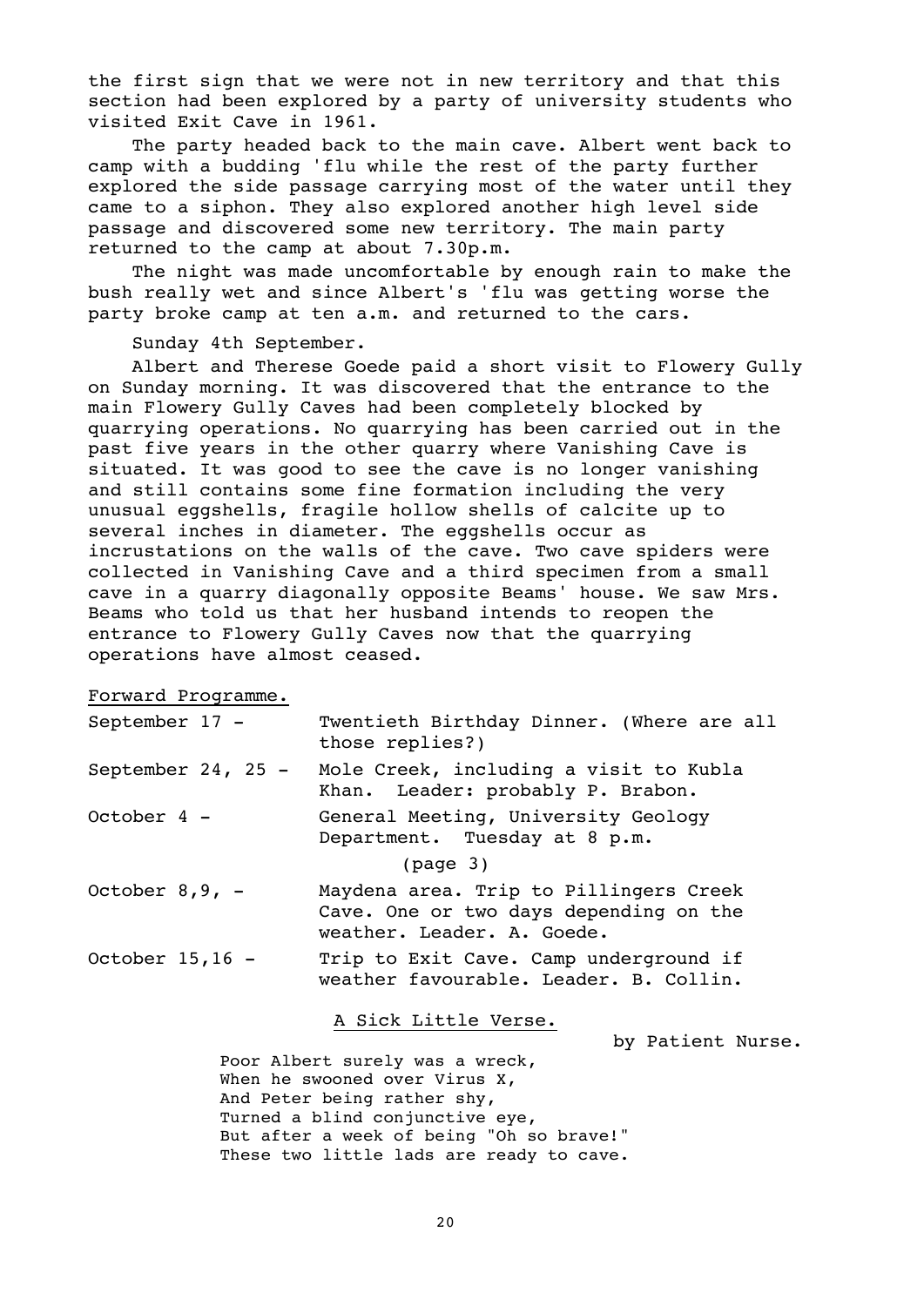the first sign that we were not in new territory and that this section had been explored by a party of university students who visited Exit Cave in 1961.

The party headed back to the main cave. Albert went back to camp with a budding 'flu while the rest of the party further explored the side passage carrying most of the water until they came to a siphon. They also explored another high level side passage and discovered some new territory. The main party returned to the camp at about 7.30p.m.

The night was made uncomfortable by enough rain to make the bush really wet and since Albert's 'flu was getting worse the party broke camp at ten a.m. and returned to the cars.

Sunday 4th September.

Albert and Therese Goede paid a short visit to Flowery Gully on Sunday morning. It was discovered that the entrance to the main Flowery Gully Caves had been completely blocked by quarrying operations. No quarrying has been carried out in the past five years in the other quarry where Vanishing Cave is situated. It was good to see the cave is no longer vanishing and still contains some fine formation including the very unusual eggshells, fragile hollow shells of calcite up to several inches in diameter. The eggshells occur as incrustations on the walls of the cave. Two cave spiders were collected in Vanishing Cave and a third specimen from a small cave in a quarry diagonally opposite Beams' house. We saw Mrs. Beams who told us that her husband intends to reopen the entrance to Flowery Gully Caves now that the quarrying operations have almost ceased.

## Forward Programme.

| | |
|---|---|
| September 17 - | Twentieth Birthday Dinner. (Where are all those replies?) |
| September 24, 25 - | Mole Creek, including a visit to Kubla Khan. Leader: probably P. Brabon. |
| October 4 - | General Meeting, University Geology Department. Tuesday at 8 p.m. (page 3) |
| October 8,9, - | Maydena area. Trip to Pillingers Creek Cave. One or two days depending on the weather. Leader. A. Goede. |
| October 15,16 - | Trip to Exit Cave. Camp underground if weather favourable. Leader. B. Collin. |

## A Sick Little Verse.

by Patient Nurse.

Poor Albert surely was a wreck,
When he swooned over Virus X,
And Peter being rather shy,
Turned a blind conjunctive eye,
But after a week of being "Oh so brave!"
These two little lads are ready to cave.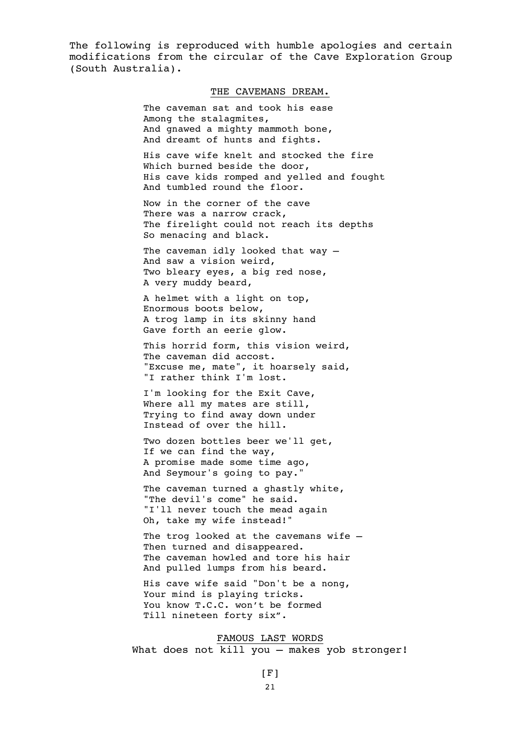The following is reproduced with humble apologies and certain modifications from the circular of the Cave Exploration Group (South Australia).

## THE CAVEMANS DREAM.

The caveman sat and took his ease  
Among the stalagmites,  
And gnawed a mighty mammoth bone,  
And dreamt of hunts and fights.

His cave wife knelt and stocked the fire  
Which burned beside the door,  
His cave kids romped and yelled and fought  
And tumbled round the floor.

Now in the corner of the cave  
There was a narrow crack,  
The firelight could not reach its depths  
So menacing and black.

The caveman idly looked that way –  
And saw a vision weird,  
Two bleary eyes, a big red nose,  
A very muddy beard,

A helmet with a light on top,  
Enormous boots below,  
A trog lamp in its skinny hand  
Gave forth an eerie glow.

This horrid form, this vision weird,  
The caveman did accost.  
"Excuse me, mate", it hoarsely said,  
"I rather think I'm lost.

I'm looking for the Exit Cave,  
Where all my mates are still,  
Trying to find away down under  
Instead of over the hill.

Two dozen bottles beer we'll get,  
If we can find the way,  
A promise made some time ago,  
And Seymour's going to pay."

The caveman turned a ghastly white,  
"The devil's come" he said.  
"I'll never touch the mead again  
Oh, take my wife instead!"

The trog looked at the cavemans wife –  
Then turned and disappeared.  
The caveman howled and tore his hair  
And pulled lumps from his beard.

His cave wife said "Don't be a nong,  
Your mind is playing tricks.  
You know T.C.C. won't be formed  
Till nineteen forty six".

## FAMOUS LAST WORDS

What does not kill you – makes yob stronger!

[F]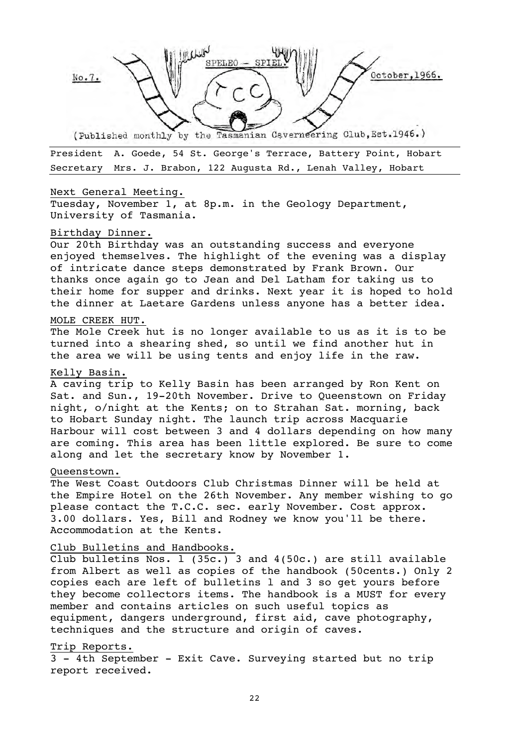No.7. SPELEO - SPIEL. October, 1966.

(Published monthly by the Tasmanian Caverneering Club, Est. 1946.)

President A. Goede, 54 St. George's Terrace, Battery Point, Hobart
Secretary Mrs. J. Brabon, 122 Augusta Rd., Lenah Valley, Hobart

## Next General Meeting.

Tuesday, November 1, at 8p.m. in the Geology Department, University of Tasmania.

## Birthday Dinner.

Our 20th Birthday was an outstanding success and everyone enjoyed themselves. The highlight of the evening was a display of intricate dance steps demonstrated by Frank Brown. Our thanks once again go to Jean and Del Latham for taking us to their home for supper and drinks. Next year it is hoped to hold the dinner at Laetare Gardens unless anyone has a better idea.

## MOLE CREEK HUT.

The Mole Creek hut is no longer available to us as it is to be turned into a shearing shed, so until we find another hut in the area we will be using tents and enjoy life in the raw.

## Kelly Basin.

A caving trip to Kelly Basin has been arranged by Ron Kent on Sat. and Sun., 19-20th November. Drive to Queenstown on Friday night, o/night at the Kents; on to Strahan Sat. morning, back to Hobart Sunday night. The launch trip across Macquarie Harbour will cost between 3 and 4 dollars depending on how many are coming. This area has been little explored. Be sure to come along and let the secretary know by November 1.

## Queenstown.

The West Coast Outdoors Club Christmas Dinner will be held at the Empire Hotel on the 26th November. Any member wishing to go please contact the T.C.C. sec. early November. Cost approx. 3.00 dollars. Yes, Bill and Rodney we know you'll be there. Accommodation at the Kents.

## Club Bulletins and Handbooks.

Club bulletins Nos. 1 (35c.) 3 and 4(50c.) are still available from Albert as well as copies of the handbook (50cents.) Only 2 copies each are left of bulletins 1 and 3 so get yours before they become collectors items. The handbook is a MUST for every member and contains articles on such useful topics as equipment, dangers underground, first aid, cave photography, techniques and the structure and origin of caves.

## Trip Reports.

3 - 4th September - Exit Cave. Surveying started but no trip report received.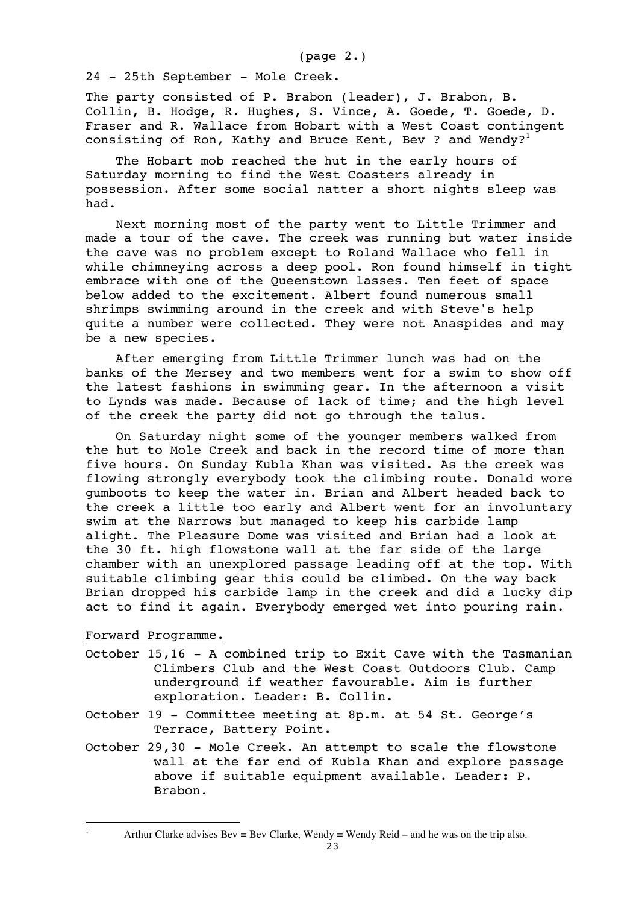(page 2.)

24 - 25th September - Mole Creek.

The party consisted of P. Brabon (leader), J. Brabon, B. Collin, B. Hodge, R. Hughes, S. Vince, A. Goede, T. Goede, D. Fraser and R. Wallace from Hobart with a West Coast contingent consisting of Ron, Kathy and Bruce Kent, Bev ? and Wendy?[1]

The Hobart mob reached the hut in the early hours of Saturday morning to find the West Coasters already in possession. After some social natter a short nights sleep was had.

Next morning most of the party went to Little Trimmer and made a tour of the cave. The creek was running but water inside the cave was no problem except to Roland Wallace who fell in while chimneying across a deep pool. Ron found himself in tight embrace with one of the Queenstown lasses. Ten feet of space below added to the excitement. Albert found numerous small shrimps swimming around in the creek and with Steve's help quite a number were collected. They were not Anaspides and may be a new species.

After emerging from Little Trimmer lunch was had on the banks of the Mersey and two members went for a swim to show off the latest fashions in swimming gear. In the afternoon a visit to Lynds was made. Because of lack of time; and the high level of the creek the party did not go through the talus.

On Saturday night some of the younger members walked from the hut to Mole Creek and back in the record time of more than five hours. On Sunday Kubla Khan was visited. As the creek was flowing strongly everybody took the climbing route. Donald wore gumboots to keep the water in. Brian and Albert headed back to the creek a little too early and Albert went for an involuntary swim at the Narrows but managed to keep his carbide lamp alight. The Pleasure Dome was visited and Brian had a look at the 30 ft. high flowstone wall at the far side of the large chamber with an unexplored passage leading off at the top. With suitable climbing gear this could be climbed. On the way back Brian dropped his carbide lamp in the creek and did a lucky dip act to find it again. Everybody emerged wet into pouring rain.

Forward Programme.

- October 15,16 - A combined trip to Exit Cave with the Tasmanian Climbers Club and the West Coast Outdoors Club. Camp underground if weather favourable. Aim is further exploration. Leader: B. Collin.
- October 19 - Committee meeting at 8p.m. at 54 St. George's Terrace, Battery Point.
- October 29,30 - Mole Creek. An attempt to scale the flowstone wall at the far end of Kubla Khan and explore passage above if suitable equipment available. Leader: P. Brabon.

---

[1] Arthur Clarke advises Bev = Bev Clarke, Wendy = Wendy Reid – and he was on the trip also.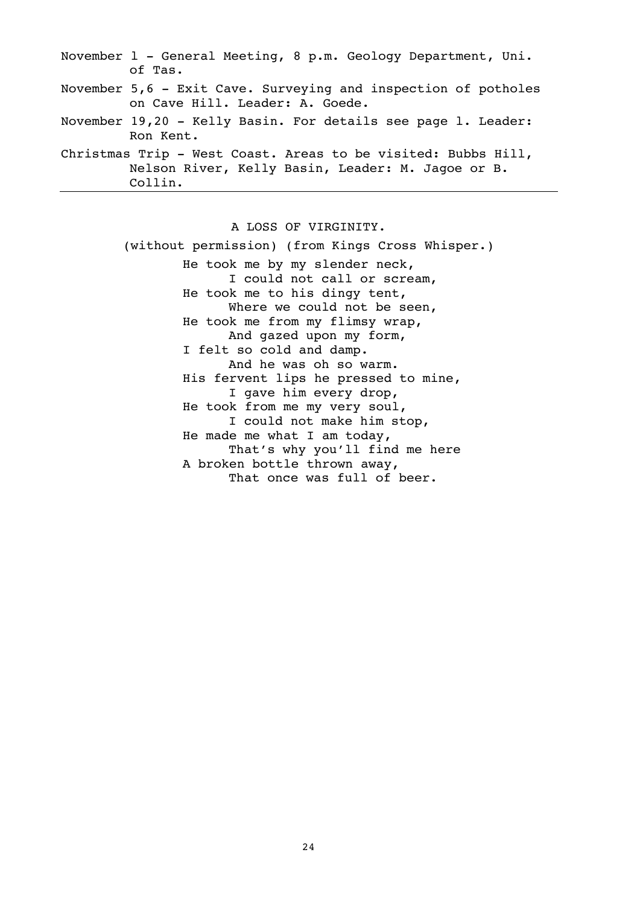November 1 - General Meeting, 8 p.m. Geology Department, Uni. of Tas.

November 5,6 - Exit Cave. Surveying and inspection of potholes on Cave Hill. Leader: A. Goede.

November 19,20 - Kelly Basin. For details see page 1. Leader: Ron Kent.

Christmas Trip - West Coast. Areas to be visited: Bubbs Hill, Nelson River, Kelly Basin, Leader: M. Jagoe or B. Collin.

---

## A LOSS OF VIRGINITY.

(without permission) (from Kings Cross Whisper.)

He took me by my slender neck,  
I could not call or scream,  
He took me to his dingy tent,  
Where we could not be seen,  
He took me from my flimsy wrap,  
And gazed upon my form,  
I felt so cold and damp.  
And he was oh so warm.  
His fervent lips he pressed to mine,  
I gave him every drop,  
He took from me my very soul,  
I could not make him stop,  
He made me what I am today,  
That's why you'll find me here  
A broken bottle thrown away,  
That once was full of beer.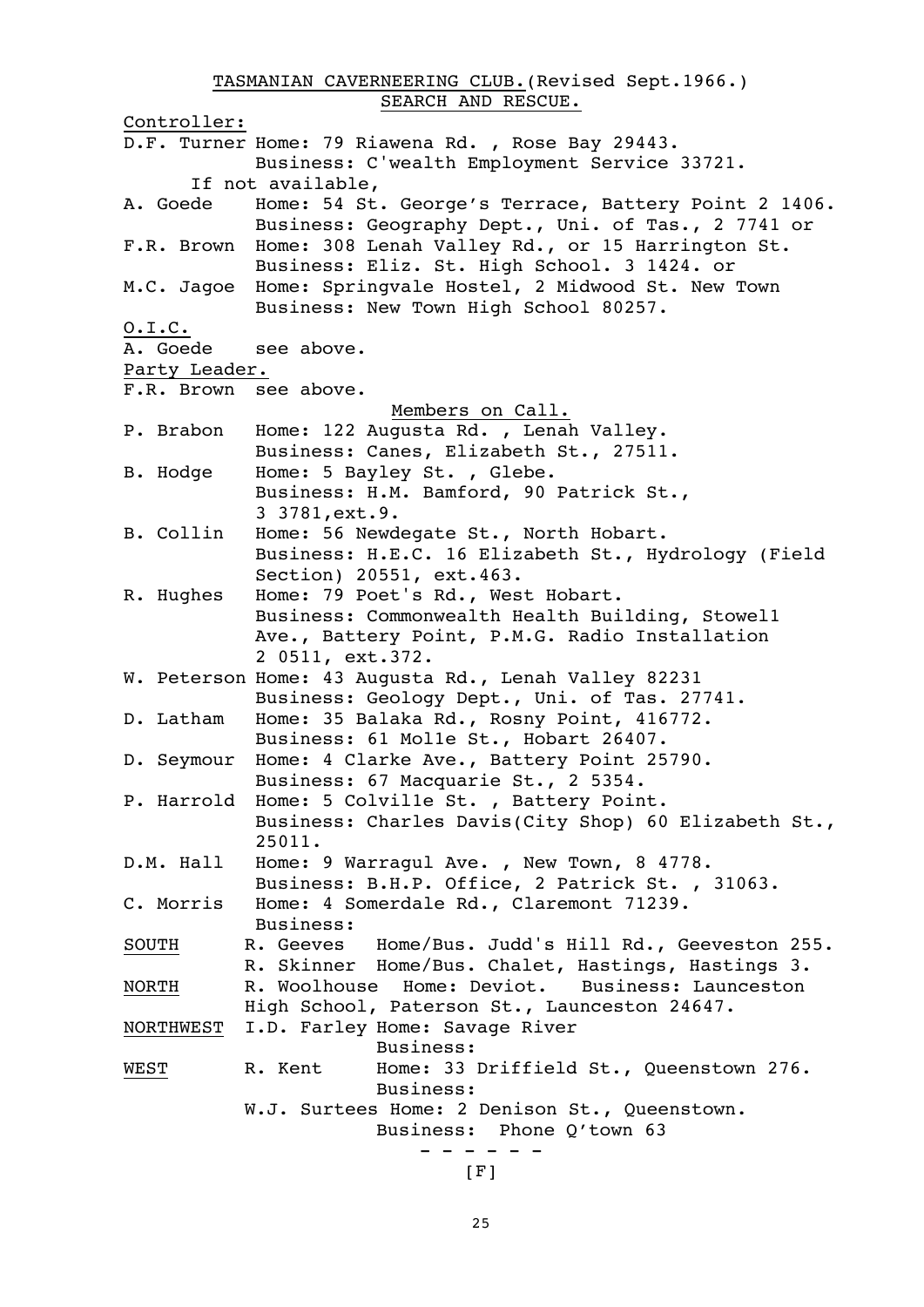# TASMANIAN CAVERNEERING CLUB. (Revised Sept.1966.)

## SEARCH AND RESCUE.

**Controller:**

D.F. Turner Home: 79 Riawena Rd. , Rose Bay 29443.
Business: C'wealth Employment Service 33721.

If not available,

A. Goede Home: 54 St. George's Terrace, Battery Point 2 1406.
Business: Geography Dept., Uni. of Tas., 2 7741 or

F.R. Brown Home: 308 Lenah Valley Rd., or 15 Harrington St.
Business: Eliz. St. High School. 3 1424. or

M.C. Jagoe Home: Springvale Hostel, 2 Midwood St. New Town
Business: New Town High School 80257.

**O.I.C.**

A. Goede see above.

**Party Leader.**

F.R. Brown see above.

### Members on Call.

P. Brabon Home: 122 Augusta Rd. , Lenah Valley.
Business: Canes, Elizabeth St., 27511.

B. Hodge Home: 5 Bayley St. , Glebe.
Business: H.M. Bamford, 90 Patrick St., 3 3781, ext.9.

B. Collin Home: 56 Newdegate St., North Hobart.
Business: H.E.C. 16 Elizabeth St., Hydrology (Field Section) 20551, ext.463.

R. Hughes Home: 79 Poet's Rd., West Hobart.
Business: Commonwealth Health Building, Stowell Ave., Battery Point, P.M.G. Radio Installation 2 0511, ext.372.

W. Peterson Home: 43 Augusta Rd., Lenah Valley 82231
Business: Geology Dept., Uni. of Tas. 27741.

D. Latham Home: 35 Balaka Rd., Rosny Point, 416772.
Business: 61 Molle St., Hobart 26407.

D. Seymour Home: 4 Clarke Ave., Battery Point 25790.
Business: 67 Macquarie St., 2 5354.

P. Harrold Home: 5 Colville St. , Battery Point.
Business: Charles Davis(City Shop) 60 Elizabeth St., 25011.

D.M. Hall Home: 9 Warragul Ave. , New Town, 8 4778.
Business: B.H.P. Office, 2 Patrick St. , 31063.

C. Morris Home: 4 Somerdale Rd., Claremont 71239.
Business:

**SOUTH**
R. Geeves Home/Bus. Judd's Hill Rd., Geeveston 255.
R. Skinner Home/Bus. Chalet, Hastings, Hastings 3.

**NORTH**
R. Woolhouse Home: Deviot. Business: Launceston High School, Paterson St., Launceston 24647.

**NORTHWEST**
I.D. Farley Home: Savage River
Business:

**WEST**
R. Kent Home: 33 Driffield St., Queenstown 276.
Business:
W.J. Surtees Home: 2 Denison St., Queenstown.
Business: Phone Q'town 63

\- - - - - -

[F]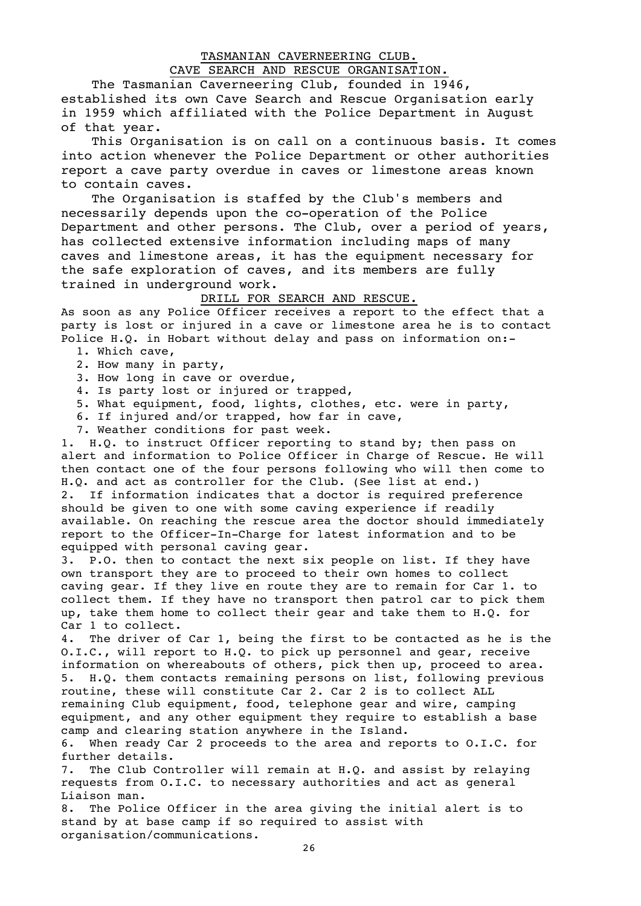# TASMANIAN CAVERNEERING CLUB.

## CAVE SEARCH AND RESCUE ORGANISATION.

The Tasmanian Caverneering Club, founded in 1946, established its own Cave Search and Rescue Organisation early in 1959 which affiliated with the Police Department in August of that year.

This Organisation is on call on a continuous basis. It comes into action whenever the Police Department or other authorities report a cave party overdue in caves or limestone areas known to contain caves.

The Organisation is staffed by the Club's members and necessarily depends upon the co-operation of the Police Department and other persons. The Club, over a period of years, has collected extensive information including maps of many caves and limestone areas, it has the equipment necessary for the safe exploration of caves, and its members are fully trained in underground work.

## DRILL FOR SEARCH AND RESCUE.

As soon as any Police Officer receives a report to the effect that a party is lost or injured in a cave or limestone area he is to contact Police H.Q. in Hobart without delay and pass on information on:-

1. Which cave,
2. How many in party,
3. How long in cave or overdue,
4. Is party lost or injured or trapped,
5. What equipment, food, lights, clothes, etc. were in party,
6. If injured and/or trapped, how far in cave,
7. Weather conditions for past week.

1. H.Q. to instruct Officer reporting to stand by; then pass on alert and information to Police Officer in Charge of Rescue. He will then contact one of the four persons following who will then come to H.Q. and act as controller for the Club. (See list at end.)
2. If information indicates that a doctor is required preference should be given to one with some caving experience if readily available. On reaching the rescue area the doctor should immediately report to the Officer-In-Charge for latest information and to be equipped with personal caving gear.
3. P.O. then to contact the next six people on list. If they have own transport they are to proceed to their own homes to collect caving gear. If they live en route they are to remain for Car 1. to collect them. If they have no transport then patrol car to pick them up, take them home to collect their gear and take them to H.Q. for Car 1 to collect.
4. The driver of Car 1, being the first to be contacted as he is the O.I.C., will report to H.Q. to pick up personnel and gear, receive information on whereabouts of others, pick then up, proceed to area.
5. H.Q. them contacts remaining persons on list, following previous routine, these will constitute Car 2. Car 2 is to collect ALL remaining Club equipment, food, telephone gear and wire, camping equipment, and any other equipment they require to establish a base camp and clearing station anywhere in the Island.
6. When ready Car 2 proceeds to the area and reports to O.I.C. for further details.
7. The Club Controller will remain at H.Q. and assist by relaying requests from O.I.C. to necessary authorities and act as general Liaison man.
8. The Police Officer in the area giving the initial alert is to stand by at base camp if so required to assist with organisation/communications.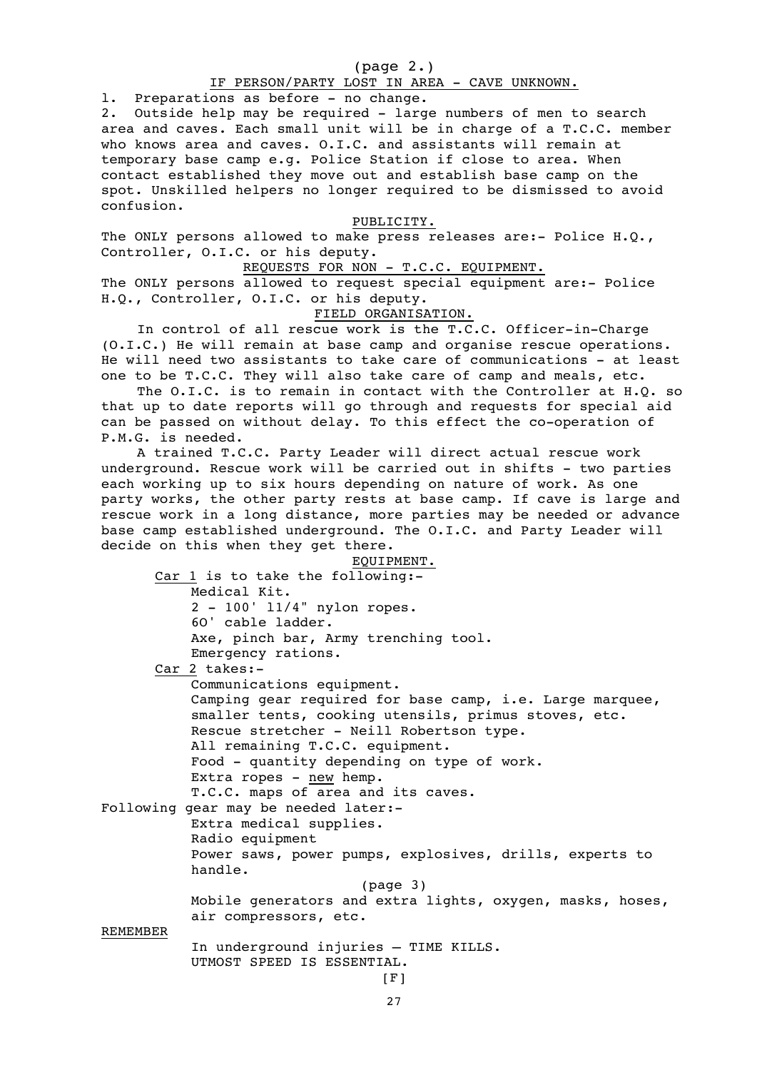(page 2.)

## IF PERSON/PARTY LOST IN AREA - CAVE UNKNOWN.

1. Preparations as before - no change.
2. Outside help may be required - large numbers of men to search area and caves. Each small unit will be in charge of a T.C.C. member who knows area and caves. O.I.C. and assistants will remain at temporary base camp e.g. Police Station if close to area. When contact established they move out and establish base camp on the spot. Unskilled helpers no longer required to be dismissed to avoid confusion.

## PUBLICITY.

The ONLY persons allowed to make press releases are:- Police H.Q., Controller, O.I.C. or his deputy.

## REQUESTS FOR NON - T.C.C. EQUIPMENT.

The ONLY persons allowed to request special equipment are:- Police H.Q., Controller, O.I.C. or his deputy.

## FIELD ORGANISATION.

In control of all rescue work is the T.C.C. Officer-in-Charge (O.I.C.) He will remain at base camp and organise rescue operations. He will need two assistants to take care of communications - at least one to be T.C.C. They will also take care of camp and meals, etc.

The O.I.C. is to remain in contact with the Controller at H.Q. so that up to date reports will go through and requests for special aid can be passed on without delay. To this effect the co-operation of P.M.G. is needed.

A trained T.C.C. Party Leader will direct actual rescue work underground. Rescue work will be carried out in shifts - two parties each working up to six hours depending on nature of work. As one party works, the other party rests at base camp. If cave is large and rescue work in a long distance, more parties may be needed or advance base camp established underground. The O.I.C. and Party Leader will decide on this when they get there.

## EQUIPMENT.

Car 1 is to take the following:-

- Medical Kit.
- 2 - 100' 11/4" nylon ropes.
- 6O' cable ladder.
- Axe, pinch bar, Army trenching tool.
- Emergency rations.

Car 2 takes:-

- Communications equipment.
- Camping gear required for base camp, i.e. Large marquee, smaller tents, cooking utensils, primus stoves, etc.
- Rescue stretcher - Neill Robertson type.
- All remaining T.C.C. equipment.
- Food - quantity depending on type of work.
- Extra ropes - new hemp.
- T.C.C. maps of area and its caves.

Following gear may be needed later:-

- Extra medical supplies.
- Radio equipment
- Power saws, power pumps, explosives, drills, experts to handle.

(page 3)

- Mobile generators and extra lights, oxygen, masks, hoses, air compressors, etc.

REMEMBER

In underground injuries – TIME KILLS.
UTMOST SPEED IS ESSENTIAL.

[F]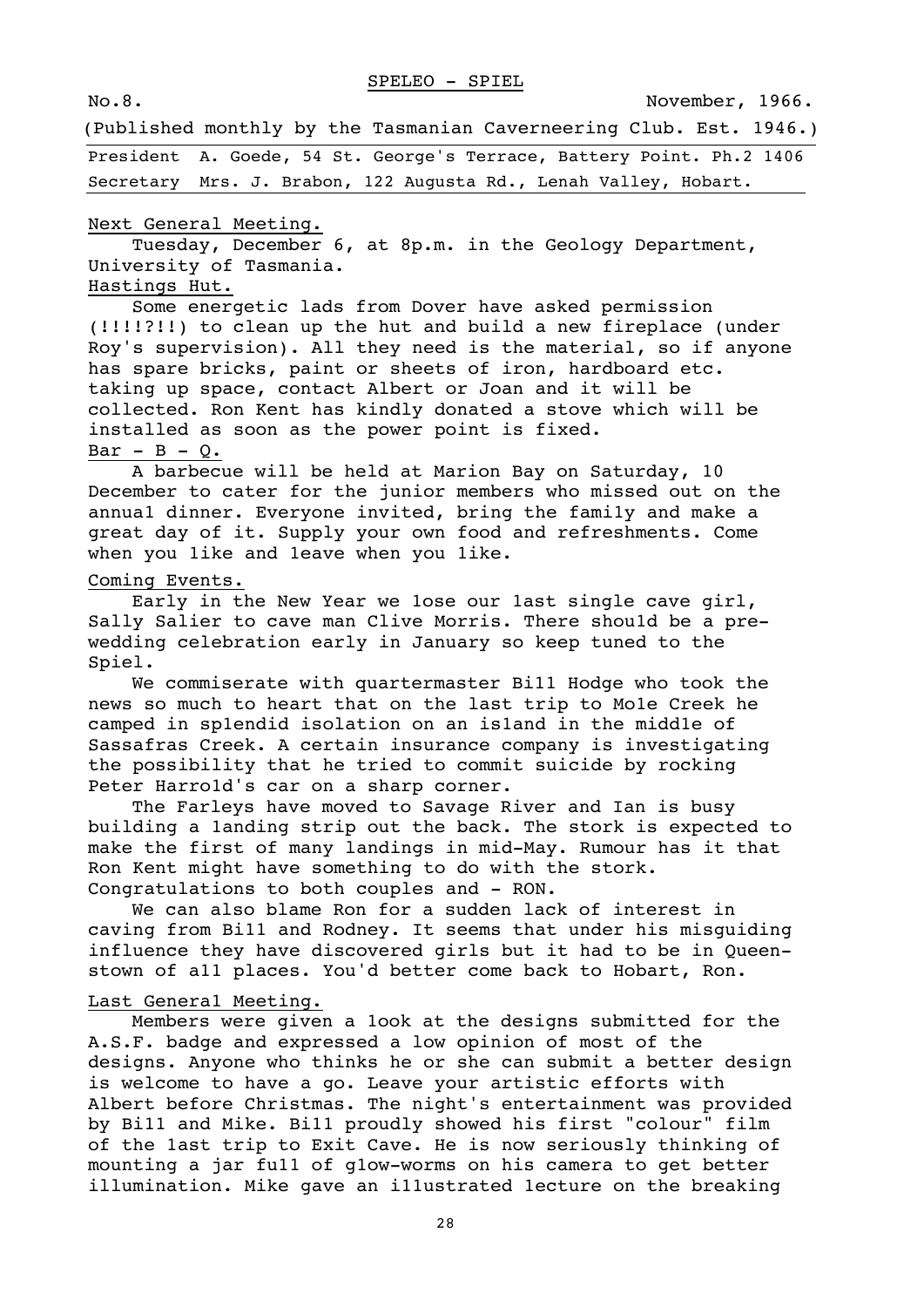# SPELEO - SPIEL

No.8. November, 1966.

(Published monthly by the Tasmanian Caverneering Club. Est. 1946.)

President A. Goede, 54 St. George's Terrace, Battery Point. Ph.2 1406
Secretary Mrs. J. Brabon, 122 Augusta Rd., Lenah Valley, Hobart.

## Next General Meeting.

Tuesday, December 6, at 8p.m. in the Geology Department, University of Tasmania.

## Hastings Hut.

Some energetic lads from Dover have asked permission (!!!!?!!) to clean up the hut and build a new fireplace (under Roy's supervision). All they need is the material, so if anyone has spare bricks, paint or sheets of iron, hardboard etc. taking up space, contact Albert or Joan and it will be collected. Ron Kent has kindly donated a stove which will be installed as soon as the power point is fixed.

## Bar - B - Q.

A barbecue will be held at Marion Bay on Saturday, 10 December to cater for the junior members who missed out on the annual dinner. Everyone invited, bring the family and make a great day of it. Supply your own food and refreshments. Come when you like and leave when you like.

## Coming Events.

Early in the New Year we lose our last single cave girl, Sally Salier to cave man Clive Morris. There should be a pre-wedding celebration early in January so keep tuned to the Spiel.

We commiserate with quartermaster Bill Hodge who took the news so much to heart that on the last trip to Mole Creek he camped in splendid isolation on an island in the middle of Sassafras Creek. A certain insurance company is investigating the possibility that he tried to commit suicide by rocking Peter Harrold's car on a sharp corner.

The Farleys have moved to Savage River and Ian is busy building a landing strip out the back. The stork is expected to make the first of many landings in mid-May. Rumour has it that Ron Kent might have something to do with the stork. Congratulations to both couples and - RON.

We can also blame Ron for a sudden lack of interest in caving from Bill and Rodney. It seems that under his misguiding influence they have discovered girls but it had to be in Queenstown of all places. You'd better come back to Hobart, Ron.

## Last General Meeting.

Members were given a look at the designs submitted for the A.S.F. badge and expressed a low opinion of most of the designs. Anyone who thinks he or she can submit a better design is welcome to have a go. Leave your artistic efforts with Albert before Christmas. The night's entertainment was provided by Bill and Mike. Bill proudly showed his first "colour" film of the last trip to Exit Cave. He is now seriously thinking of mounting a jar full of glow-worms on his camera to get better illumination. Mike gave an illustrated lecture on the breaking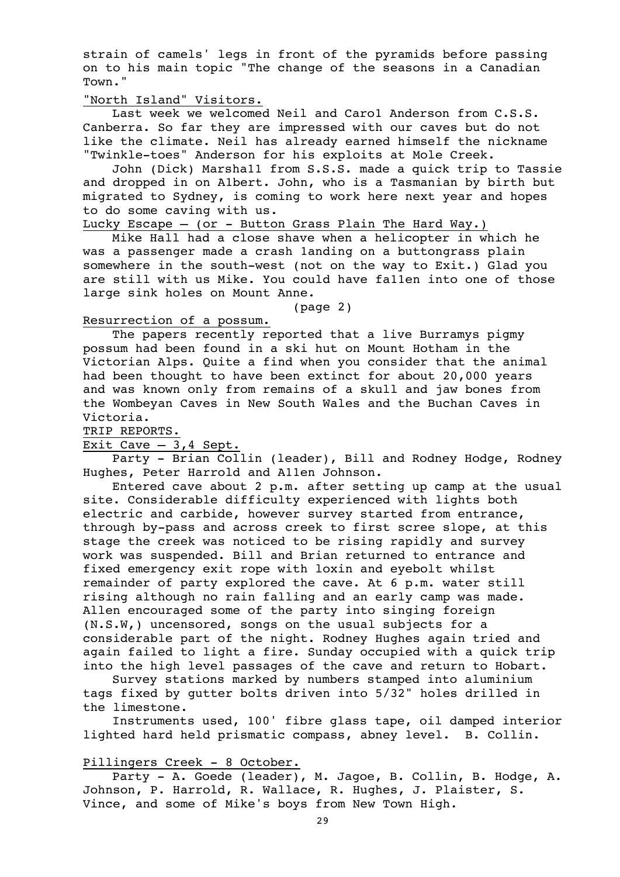strain of camels' legs in front of the pyramids before passing on to his main topic "The change of the seasons in a Canadian Town."

"North Island" Visitors.

Last week we welcomed Neil and Carol Anderson from C.S.S. Canberra. So far they are impressed with our caves but do not like the climate. Neil has already earned himself the nickname "Twinkle-toes" Anderson for his exploits at Mole Creek.

John (Dick) Marshall from S.S.S. made a quick trip to Tassie and dropped in on Albert. John, who is a Tasmanian by birth but migrated to Sydney, is coming to work here next year and hopes to do some caving with us.

Lucky Escape – (or - Button Grass Plain The Hard Way.)

Mike Hall had a close shave when a helicopter in which he was a passenger made a crash landing on a buttongrass plain somewhere in the south-west (not on the way to Exit.) Glad you are still with us Mike. You could have fallen into one of those large sink holes on Mount Anne.

(page 2)

Resurrection of a possum.

The papers recently reported that a live Burramys pigmy possum had been found in a ski hut on Mount Hotham in the Victorian Alps. Quite a find when you consider that the animal had been thought to have been extinct for about 20,000 years and was known only from remains of a skull and jaw bones from the Wombeyan Caves in New South Wales and the Buchan Caves in Victoria.

TRIP REPORTS.

Exit Cave – 3,4 Sept.

Party - Brian Collin (leader), Bill and Rodney Hodge, Rodney Hughes, Peter Harrold and Allen Johnson.

Entered cave about 2 p.m. after setting up camp at the usual site. Considerable difficulty experienced with lights both electric and carbide, however survey started from entrance, through by-pass and across creek to first scree slope, at this stage the creek was noticed to be rising rapidly and survey work was suspended. Bill and Brian returned to entrance and fixed emergency exit rope with loxin and eyebolt whilst remainder of party explored the cave. At 6 p.m. water still rising although no rain falling and an early camp was made. Allen encouraged some of the party into singing foreign (N.S.W,) uncensored, songs on the usual subjects for a considerable part of the night. Rodney Hughes again tried and again failed to light a fire. Sunday occupied with a quick trip into the high level passages of the cave and return to Hobart.

Survey stations marked by numbers stamped into aluminium tags fixed by gutter bolts driven into 5/32" holes drilled in the limestone.

Instruments used, 100' fibre glass tape, oil damped interior lighted hard held prismatic compass, abney level. B. Collin.

Pillingers Creek - 8 October.

Party - A. Goede (leader), M. Jagoe, B. Collin, B. Hodge, A. Johnson, P. Harrold, R. Wallace, R. Hughes, J. Plaister, S. Vince, and some of Mike's boys from New Town High.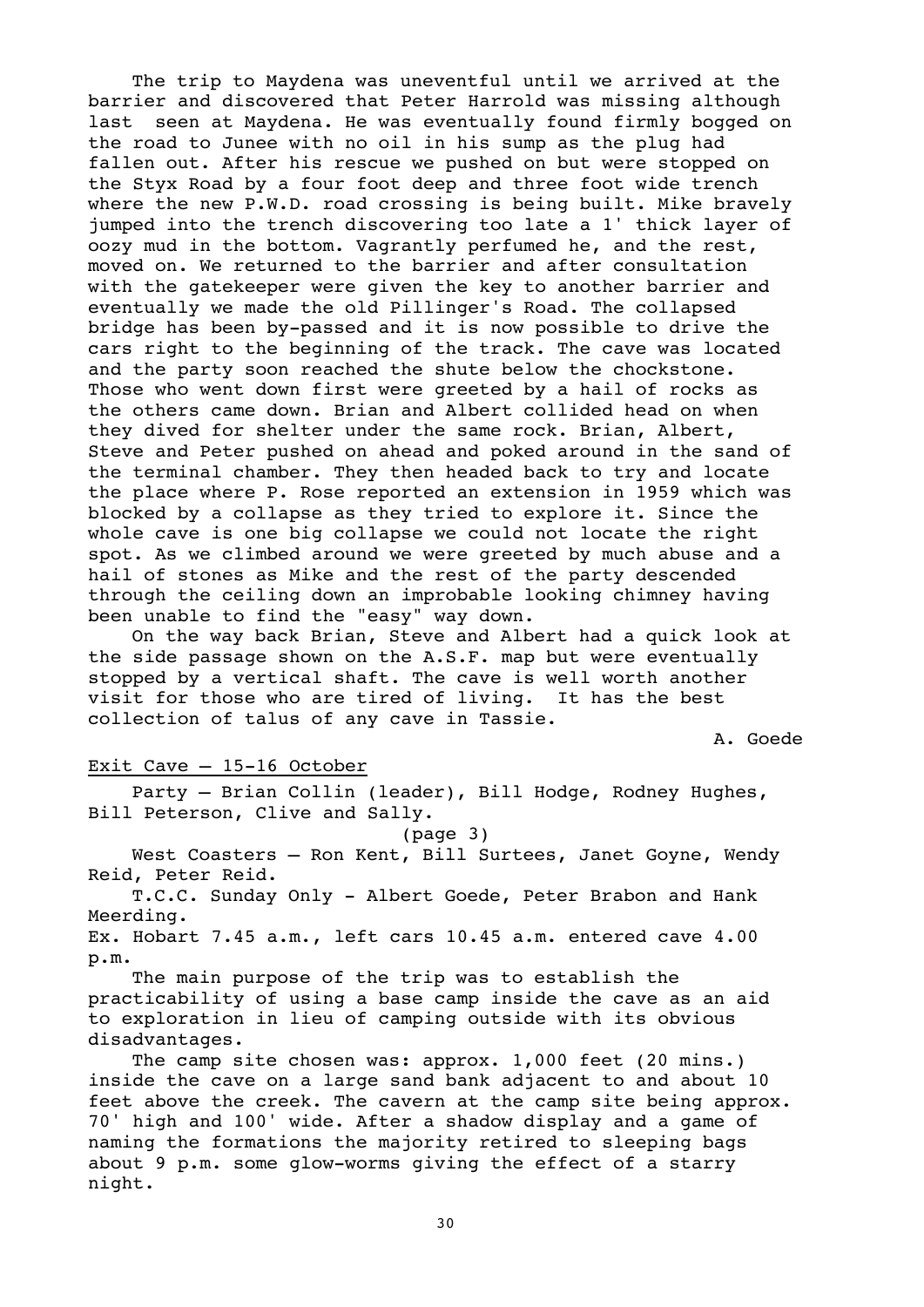The trip to Maydena was uneventful until we arrived at the barrier and discovered that Peter Harrold was missing although last seen at Maydena. He was eventually found firmly bogged on the road to Junee with no oil in his sump as the plug had fallen out. After his rescue we pushed on but were stopped on the Styx Road by a four foot deep and three foot wide trench where the new P.W.D. road crossing is being built. Mike bravely jumped into the trench discovering too late a 1' thick layer of oozy mud in the bottom. Vagrantly perfumed he, and the rest, moved on. We returned to the barrier and after consultation with the gatekeeper were given the key to another barrier and eventually we made the old Pillinger's Road. The collapsed bridge has been by-passed and it is now possible to drive the cars right to the beginning of the track. The cave was located and the party soon reached the shute below the chockstone. Those who went down first were greeted by a hail of rocks as the others came down. Brian and Albert collided head on when they dived for shelter under the same rock. Brian, Albert, Steve and Peter pushed on ahead and poked around in the sand of the terminal chamber. They then headed back to try and locate the place where P. Rose reported an extension in 1959 which was blocked by a collapse as they tried to explore it. Since the whole cave is one big collapse we could not locate the right spot. As we climbed around we were greeted by much abuse and a hail of stones as Mike and the rest of the party descended through the ceiling down an improbable looking chimney having been unable to find the "easy" way down.

On the way back Brian, Steve and Albert had a quick look at the side passage shown on the A.S.F. map but were eventually stopped by a vertical shaft. The cave is well worth another visit for those who are tired of living. It has the best collection of talus of any cave in Tassie.

A. Goede

## Exit Cave – 15-16 October

Party – Brian Collin (leader), Bill Hodge, Rodney Hughes, Bill Peterson, Clive and Sally.

(page 3)

West Coasters – Ron Kent, Bill Surtees, Janet Goyne, Wendy Reid, Peter Reid.

T.C.C. Sunday Only - Albert Goede, Peter Brabon and Hank Meerding.

Ex. Hobart 7.45 a.m., left cars 10.45 a.m. entered cave 4.00 p.m.

The main purpose of the trip was to establish the practicability of using a base camp inside the cave as an aid to exploration in lieu of camping outside with its obvious disadvantages.

The camp site chosen was: approx. 1,000 feet (20 mins.) inside the cave on a large sand bank adjacent to and about 10 feet above the creek. The cavern at the camp site being approx. 70' high and 100' wide. After a shadow display and a game of naming the formations the majority retired to sleeping bags about 9 p.m. some glow-worms giving the effect of a starry night.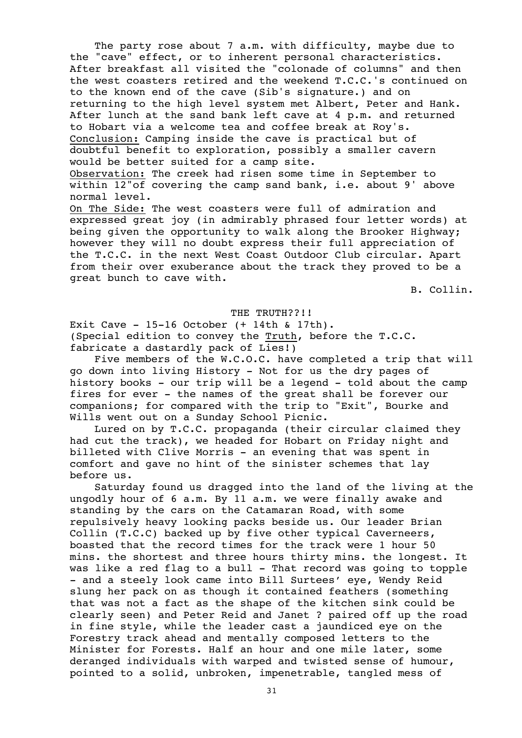The party rose about 7 a.m. with difficulty, maybe due to the "cave" effect, or to inherent personal characteristics. After breakfast all visited the "colonade of columns" and then the west coasters retired and the weekend T.C.C.'s continued on to the known end of the cave (Sib's signature.) and on returning to the high level system met Albert, Peter and Hank. After lunch at the sand bank left cave at 4 p.m. and returned to Hobart via a welcome tea and coffee break at Roy's.

<u>Conclusion:</u> Camping inside the cave is practical but of doubtful benefit to exploration, possibly a smaller cavern would be better suited for a camp site.

<u>Observation:</u> The creek had risen some time in September to within 12"of covering the camp sand bank, i.e. about 9' above normal level.

<u>On The Side:</u> The west coasters were full of admiration and expressed great joy (in admirably phrased four letter words) at being given the opportunity to walk along the Brooker Highway; however they will no doubt express their full appreciation of the T.C.C. in the next West Coast Outdoor Club circular. Apart from their over exuberance about the track they proved to be a great bunch to cave with.

B. Collin.

## THE TRUTH??!!

Exit Cave - 15-16 October (+ 14th & 17th).
(Special edition to convey the <u>Truth</u>, before the T.C.C. fabricate a dastardly pack of Lies!)

Five members of the W.C.O.C. have completed a trip that will go down into living History - Not for us the dry pages of history books - our trip will be a legend - told about the camp fires for ever - the names of the great shall be forever our companions; for compared with the trip to "Exit", Bourke and Wills went out on a Sunday School Picnic.

Lured on by T.C.C. propaganda (their circular claimed they had cut the track), we headed for Hobart on Friday night and billeted with Clive Morris - an evening that was spent in comfort and gave no hint of the sinister schemes that lay before us.

Saturday found us dragged into the land of the living at the ungodly hour of 6 a.m. By 11 a.m. we were finally awake and standing by the cars on the Catamaran Road, with some repulsively heavy looking packs beside us. Our leader Brian Collin (T.C.C) backed up by five other typical Caverneers, boasted that the record times for the track were 1 hour 50 mins. the shortest and three hours thirty mins. the longest. It was like a red flag to a bull - That record was going to topple - and a steely look came into Bill Surtees' eye, Wendy Reid slung her pack on as though it contained feathers (something that was not a fact as the shape of the kitchen sink could be clearly seen) and Peter Reid and Janet ? paired off up the road in fine style, while the leader cast a jaundiced eye on the Forestry track ahead and mentally composed letters to the Minister for Forests. Half an hour and one mile later, some deranged individuals with warped and twisted sense of humour, pointed to a solid, unbroken, impenetrable, tangled mess of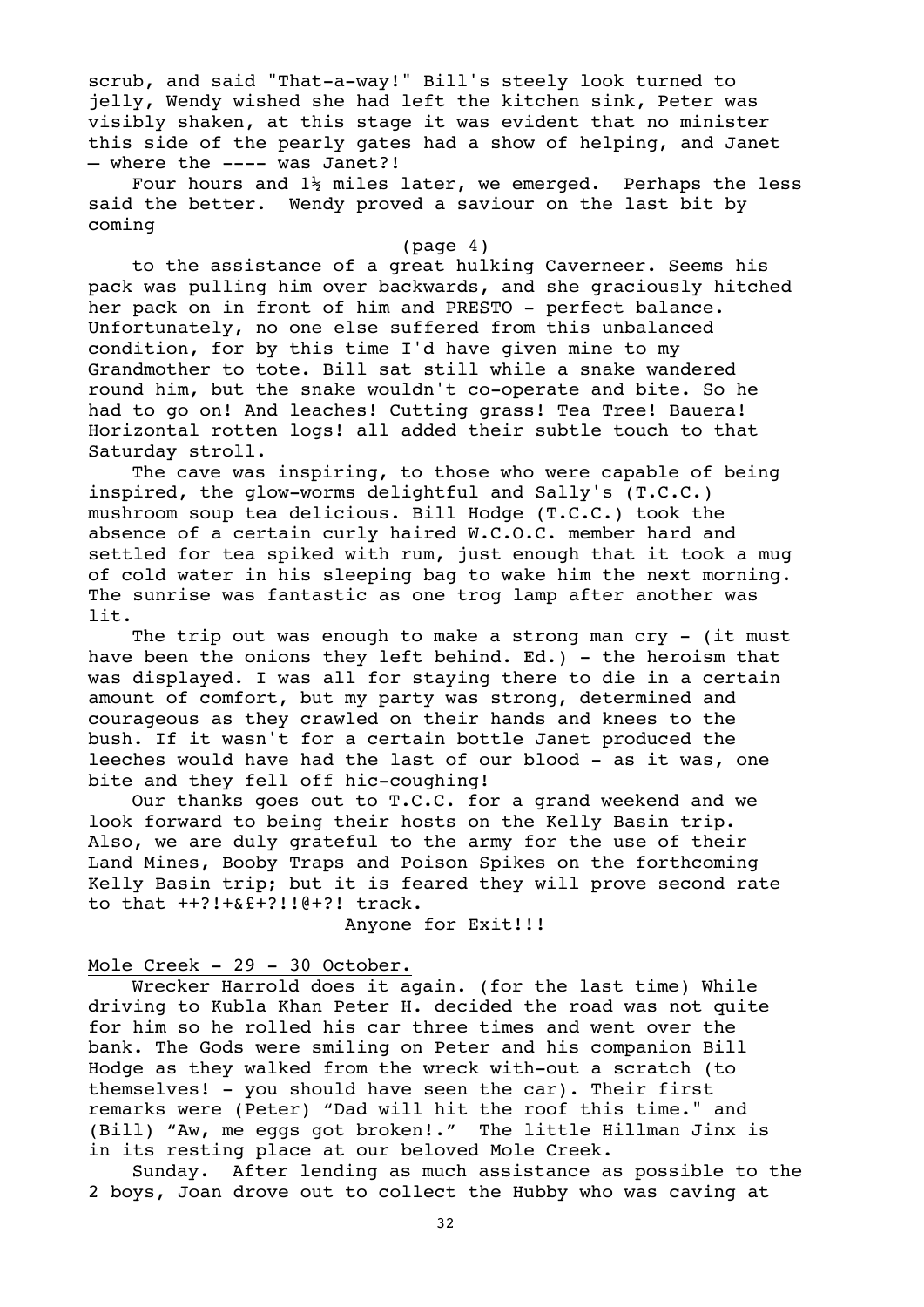scrub, and said "That-a-way!" Bill's steely look turned to jelly, Wendy wished she had left the kitchen sink, Peter was visibly shaken, at this stage it was evident that no minister this side of the pearly gates had a show of helping, and Janet – where the ---- was Janet?!

Four hours and 1½ miles later, we emerged. Perhaps the less said the better. Wendy proved a saviour on the last bit by coming

(page 4)

to the assistance of a great hulking Caverneer. Seems his pack was pulling him over backwards, and she graciously hitched her pack on in front of him and PRESTO - perfect balance. Unfortunately, no one else suffered from this unbalanced condition, for by this time I'd have given mine to my Grandmother to tote. Bill sat still while a snake wandered round him, but the snake wouldn't co-operate and bite. So he had to go on! And leaches! Cutting grass! Tea Tree! Bauera! Horizontal rotten logs! all added their subtle touch to that Saturday stroll.

The cave was inspiring, to those who were capable of being inspired, the glow-worms delightful and Sally's (T.C.C.) mushroom soup tea delicious. Bill Hodge (T.C.C.) took the absence of a certain curly haired W.C.O.C. member hard and settled for tea spiked with rum, just enough that it took a mug of cold water in his sleeping bag to wake him the next morning. The sunrise was fantastic as one trog lamp after another was lit.

The trip out was enough to make a strong man cry - (it must have been the onions they left behind. Ed.) - the heroism that was displayed. I was all for staying there to die in a certain amount of comfort, but my party was strong, determined and courageous as they crawled on their hands and knees to the bush. If it wasn't for a certain bottle Janet produced the leeches would have had the last of our blood - as it was, one bite and they fell off hic-coughing!

Our thanks goes out to T.C.C. for a grand weekend and we look forward to being their hosts on the Kelly Basin trip. Also, we are duly grateful to the army for the use of their Land Mines, Booby Traps and Poison Spikes on the forthcoming Kelly Basin trip; but it is feared they will prove second rate to that ++?!+&£+?!!@+?! track.

Anyone for Exit!!!

Mole Creek - 29 - 30 October.

Wrecker Harrold does it again. (for the last time) While driving to Kubla Khan Peter H. decided the road was not quite for him so he rolled his car three times and went over the bank. The Gods were smiling on Peter and his companion Bill Hodge as they walked from the wreck with-out a scratch (to themselves! - you should have seen the car). Their first remarks were (Peter) "Dad will hit the roof this time." and (Bill) "Aw, me eggs got broken!." The little Hillman Jinx is in its resting place at our beloved Mole Creek.

Sunday. After lending as much assistance as possible to the 2 boys, Joan drove out to collect the Hubby who was caving at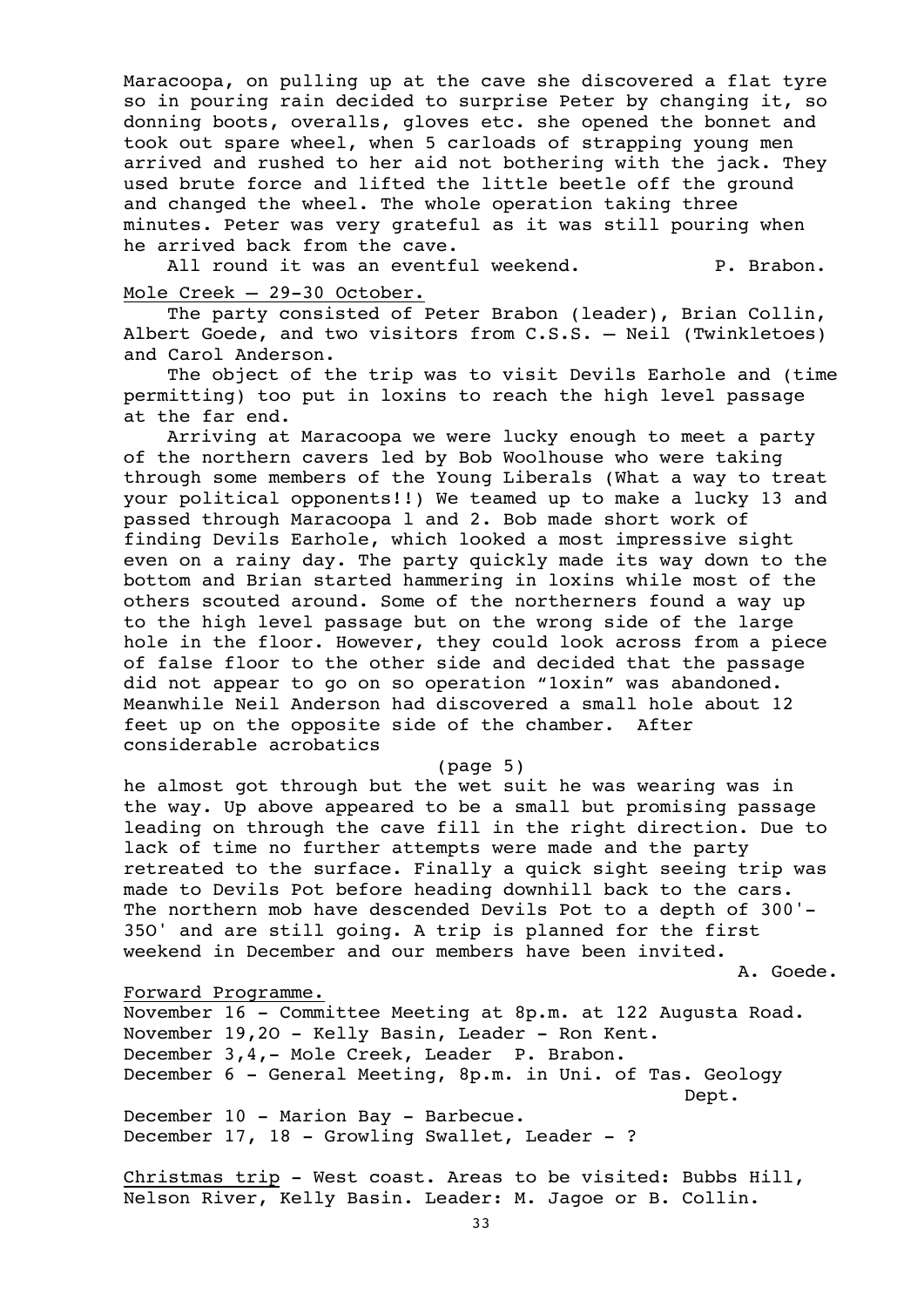Maracoopa, on pulling up at the cave she discovered a flat tyre so in pouring rain decided to surprise Peter by changing it, so donning boots, overalls, gloves etc. she opened the bonnet and took out spare wheel, when 5 carloads of strapping young men arrived and rushed to her aid not bothering with the jack. They used brute force and lifted the little beetle off the ground and changed the wheel. The whole operation taking three minutes. Peter was very grateful as it was still pouring when he arrived back from the cave.

All round it was an eventful weekend. P. Brabon.

Mole Creek – 29-30 October.

The party consisted of Peter Brabon (leader), Brian Collin, Albert Goede, and two visitors from C.S.S. – Neil (Twinkletoes) and Carol Anderson.

The object of the trip was to visit Devils Earhole and (time permitting) too put in loxins to reach the high level passage at the far end.

Arriving at Maracoopa we were lucky enough to meet a party of the northern cavers led by Bob Woolhouse who were taking through some members of the Young Liberals (What a way to treat your political opponents!!) We teamed up to make a lucky 13 and passed through Maracoopa 1 and 2. Bob made short work of finding Devils Earhole, which looked a most impressive sight even on a rainy day. The party quickly made its way down to the bottom and Brian started hammering in loxins while most of the others scouted around. Some of the northerners found a way up to the high level passage but on the wrong side of the large hole in the floor. However, they could look across from a piece of false floor to the other side and decided that the passage did not appear to go on so operation "loxin" was abandoned. Meanwhile Neil Anderson had discovered a small hole about 12 feet up on the opposite side of the chamber. After considerable acrobatics

(page 5)

he almost got through but the wet suit he was wearing was in the way. Up above appeared to be a small but promising passage leading on through the cave fill in the right direction. Due to lack of time no further attempts were made and the party retreated to the surface. Finally a quick sight seeing trip was made to Devils Pot before heading downhill back to the cars. The northern mob have descended Devils Pot to a depth of 300'-350' and are still going. A trip is planned for the first weekend in December and our members have been invited.

A. Goede.

Forward Programme.

November 16 - Committee Meeting at 8p.m. at 122 Augusta Road.
November 19,20 - Kelly Basin, Leader - Ron Kent.
December 3,4,- Mole Creek, Leader P. Brabon.
December 6 - General Meeting, 8p.m. in Uni. of Tas. Geology Dept.
December 10 - Marion Bay - Barbecue.
December 17, 18 - Growling Swallet, Leader - ?

Christmas trip - West coast. Areas to be visited: Bubbs Hill, Nelson River, Kelly Basin. Leader: M. Jagoe or B. Collin.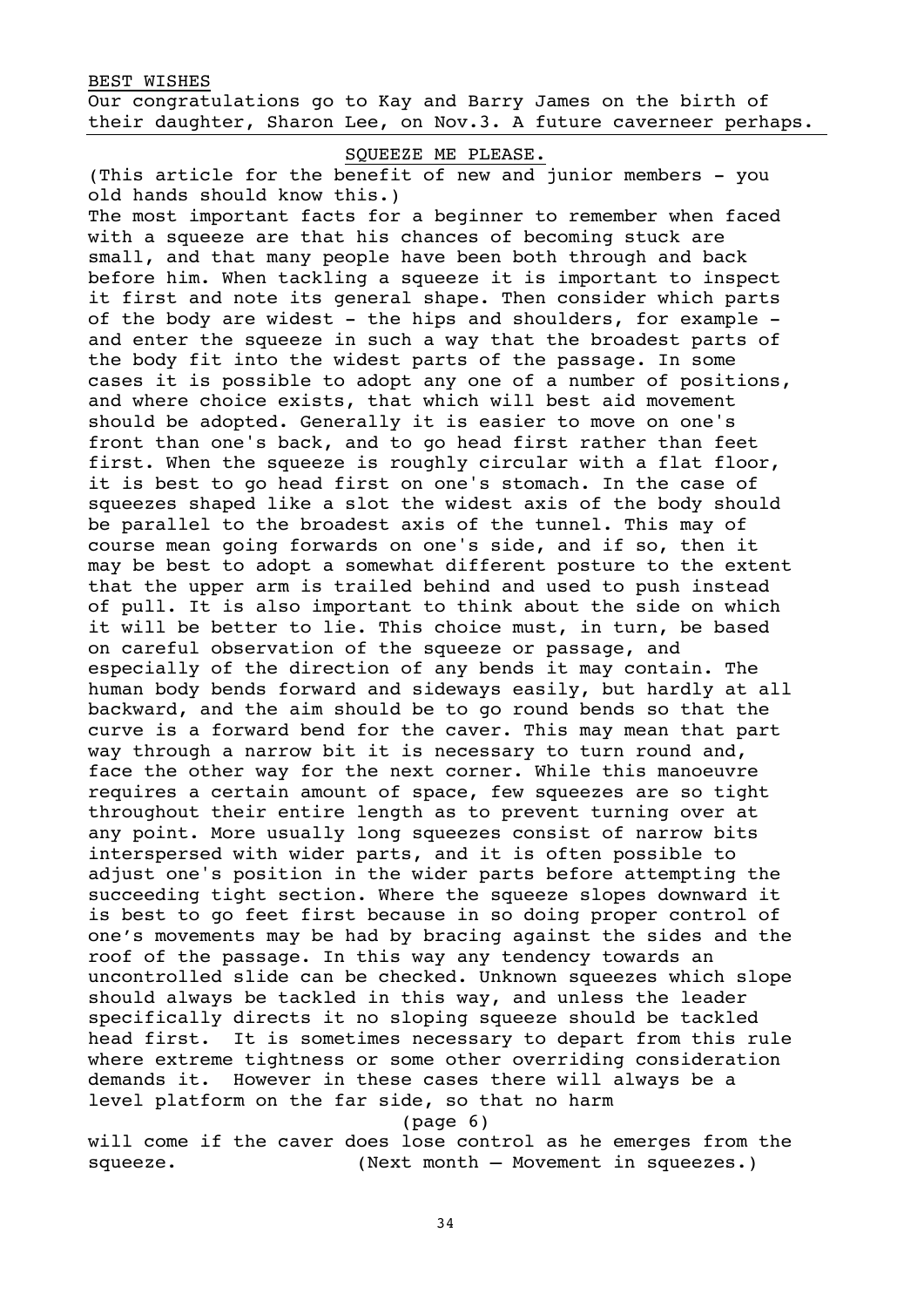## BEST WISHES

Our congratulations go to Kay and Barry James on the birth of their daughter, Sharon Lee, on Nov.3. A future caverneer perhaps.

## SQUEEZE ME PLEASE.

(This article for the benefit of new and junior members - you old hands should know this.)

The most important facts for a beginner to remember when faced with a squeeze are that his chances of becoming stuck are small, and that many people have been both through and back before him. When tackling a squeeze it is important to inspect it first and note its general shape. Then consider which parts of the body are widest - the hips and shoulders, for example - and enter the squeeze in such a way that the broadest parts of the body fit into the widest parts of the passage. In some cases it is possible to adopt any one of a number of positions, and where choice exists, that which will best aid movement should be adopted. Generally it is easier to move on one's front than one's back, and to go head first rather than feet first. When the squeeze is roughly circular with a flat floor, it is best to go head first on one's stomach. In the case of squeezes shaped like a slot the widest axis of the body should be parallel to the broadest axis of the tunnel. This may of course mean going forwards on one's side, and if so, then it may be best to adopt a somewhat different posture to the extent that the upper arm is trailed behind and used to push instead of pull. It is also important to think about the side on which it will be better to lie. This choice must, in turn, be based on careful observation of the squeeze or passage, and especially of the direction of any bends it may contain. The human body bends forward and sideways easily, but hardly at all backward, and the aim should be to go round bends so that the curve is a forward bend for the caver. This may mean that part way through a narrow bit it is necessary to turn round and, face the other way for the next corner. While this manoeuvre requires a certain amount of space, few squeezes are so tight throughout their entire length as to prevent turning over at any point. More usually long squeezes consist of narrow bits interspersed with wider parts, and it is often possible to adjust one's position in the wider parts before attempting the succeeding tight section. Where the squeeze slopes downward it is best to go feet first because in so doing proper control of one's movements may be had by bracing against the sides and the roof of the passage. In this way any tendency towards an uncontrolled slide can be checked. Unknown squeezes which slope should always be tackled in this way, and unless the leader specifically directs it no sloping squeeze should be tackled head first. It is sometimes necessary to depart from this rule where extreme tightness or some other overriding consideration demands it. However in these cases there will always be a level platform on the far side, so that no harm

(page 6)

will come if the caver does lose control as he emerges from the squeeze. (Next month – Movement in squeezes.)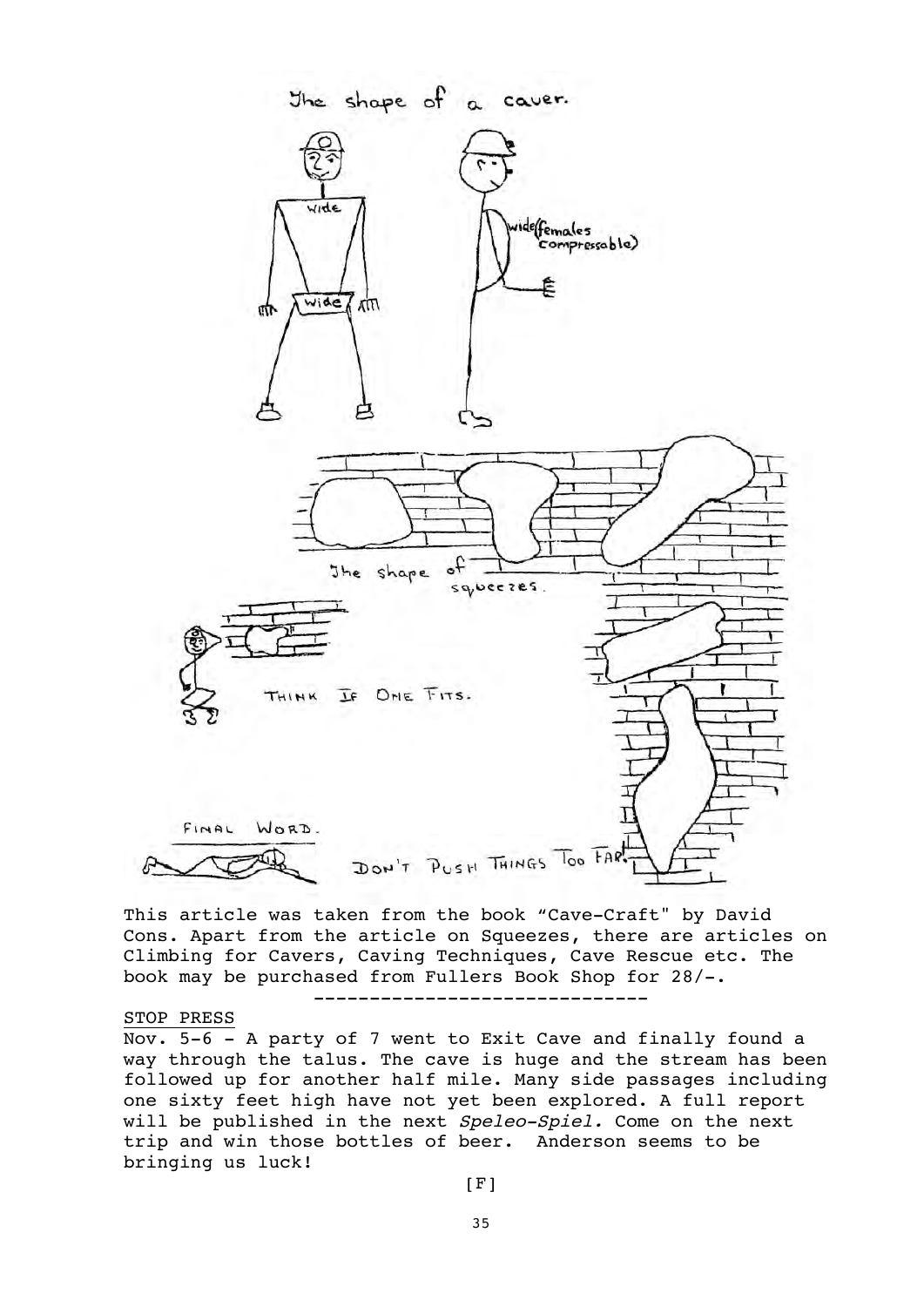The shape of a caver.

wide

wide

wide (females compressable)

The shape of squeezes.

THINK IF ONE FITS.

FINAL WORD.

DON'T PUSH THINGS TOO FAR!

This article was taken from the book "Cave-Craft" by David Cons. Apart from the article on Squeezes, there are articles on Climbing for Cavers, Caving Techniques, Cave Rescue etc. The book may be purchased from Fullers Book Shop for 28/-.

-----------------------------

STOP PRESS

Nov. 5-6 - A party of 7 went to Exit Cave and finally found a way through the talus. The cave is huge and the stream has been followed up for another half mile. Many side passages including one sixty feet high have not yet been explored. A full report will be published in the next *Speleo-Spiel.* Come on the next trip and win those bottles of beer. Anderson seems to be bringing us luck!

[F]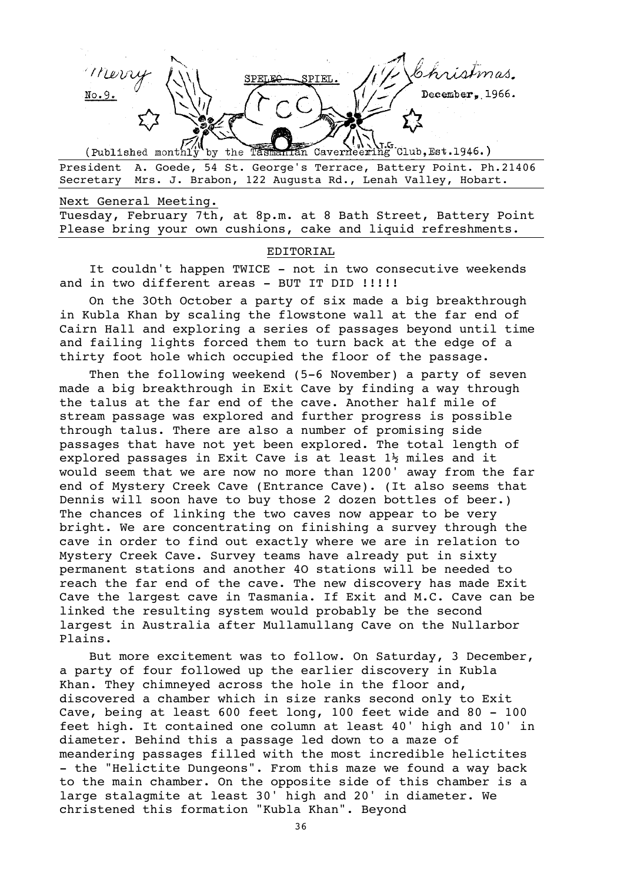Merry Christmas.

SPELEO SPIEL.

No.9. December, 1966.

(Published monthly by the Tasmanian Caverneering Club, Est.1946.)

President A. Goede, 54 St. George's Terrace, Battery Point. Ph.21406
Secretary Mrs. J. Brabon, 122 Augusta Rd., Lenah Valley, Hobart.

Next General Meeting.
Tuesday, February 7th, at 8p.m. at 8 Bath Street, Battery Point
Please bring your own cushions, cake and liquid refreshments.

## EDITORIAL

It couldn't happen TWICE - not in two consecutive weekends and in two different areas - BUT IT DID !!!!!

On the 30th October a party of six made a big breakthrough in Kubla Khan by scaling the flowstone wall at the far end of Cairn Hall and exploring a series of passages beyond until time and failing lights forced them to turn back at the edge of a thirty foot hole which occupied the floor of the passage.

Then the following weekend (5-6 November) a party of seven made a big breakthrough in Exit Cave by finding a way through the talus at the far end of the cave. Another half mile of stream passage was explored and further progress is possible through talus. There are also a number of promising side passages that have not yet been explored. The total length of explored passages in Exit Cave is at least 1½ miles and it would seem that we are now no more than 1200' away from the far end of Mystery Creek Cave (Entrance Cave). (It also seems that Dennis will soon have to buy those 2 dozen bottles of beer.) The chances of linking the two caves now appear to be very bright. We are concentrating on finishing a survey through the cave in order to find out exactly where we are in relation to Mystery Creek Cave. Survey teams have already put in sixty permanent stations and another 40 stations will be needed to reach the far end of the cave. The new discovery has made Exit Cave the largest cave in Tasmania. If Exit and M.C. Cave can be linked the resulting system would probably be the second largest in Australia after Mullamullang Cave on the Nullarbor Plains.

But more excitement was to follow. On Saturday, 3 December, a party of four followed up the earlier discovery in Kubla Khan. They chimneyed across the hole in the floor and, discovered a chamber which in size ranks second only to Exit Cave, being at least 600 feet long, 100 feet wide and 80 - 100 feet high. It contained one column at least 40' high and 10' in diameter. Behind this a passage led down to a maze of meandering passages filled with the most incredible helictites - the "Helictite Dungeons". From this maze we found a way back to the main chamber. On the opposite side of this chamber is a large stalagmite at least 30' high and 20' in diameter. We christened this formation "Kubla Khan". Beyond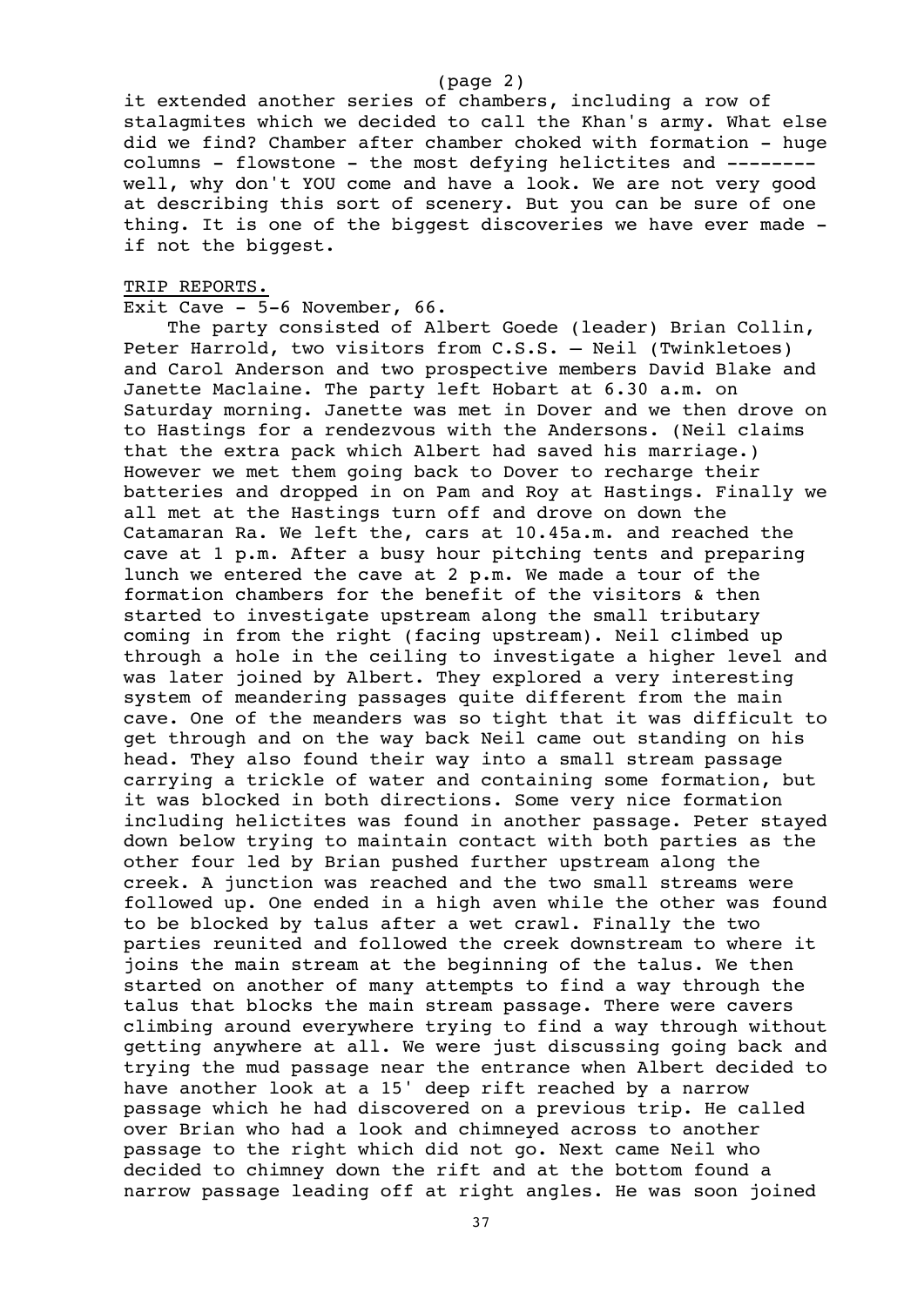it extended another series of chambers, including a row of stalagmites which we decided to call the Khan's army. What else did we find? Chamber after chamber choked with formation - huge columns - flowstone - the most defying helictites and -------- well, why don't YOU come and have a look. We are not very good at describing this sort of scenery. But you can be sure of one thing. It is one of the biggest discoveries we have ever made - if not the biggest.

## TRIP REPORTS.

Exit Cave - 5-6 November, 66.

The party consisted of Albert Goede (leader) Brian Collin, Peter Harrold, two visitors from C.S.S. – Neil (Twinkletoes) and Carol Anderson and two prospective members David Blake and Janette Maclaine. The party left Hobart at 6.30 a.m. on Saturday morning. Janette was met in Dover and we then drove on to Hastings for a rendezvous with the Andersons. (Neil claims that the extra pack which Albert had saved his marriage.) However we met them going back to Dover to recharge their batteries and dropped in on Pam and Roy at Hastings. Finally we all met at the Hastings turn off and drove on down the Catamaran Ra. We left the, cars at 10.45a.m. and reached the cave at 1 p.m. After a busy hour pitching tents and preparing lunch we entered the cave at 2 p.m. We made a tour of the formation chambers for the benefit of the visitors & then started to investigate upstream along the small tributary coming in from the right (facing upstream). Neil climbed up through a hole in the ceiling to investigate a higher level and was later joined by Albert. They explored a very interesting system of meandering passages quite different from the main cave. One of the meanders was so tight that it was difficult to get through and on the way back Neil came out standing on his head. They also found their way into a small stream passage carrying a trickle of water and containing some formation, but it was blocked in both directions. Some very nice formation including helictites was found in another passage. Peter stayed down below trying to maintain contact with both parties as the other four led by Brian pushed further upstream along the creek. A junction was reached and the two small streams were followed up. One ended in a high aven while the other was found to be blocked by talus after a wet crawl. Finally the two parties reunited and followed the creek downstream to where it joins the main stream at the beginning of the talus. We then started on another of many attempts to find a way through the talus that blocks the main stream passage. There were cavers climbing around everywhere trying to find a way through without getting anywhere at all. We were just discussing going back and trying the mud passage near the entrance when Albert decided to have another look at a 15' deep rift reached by a narrow passage which he had discovered on a previous trip. He called over Brian who had a look and chimneyed across to another passage to the right which did not go. Next came Neil who decided to chimney down the rift and at the bottom found a narrow passage leading off at right angles. He was soon joined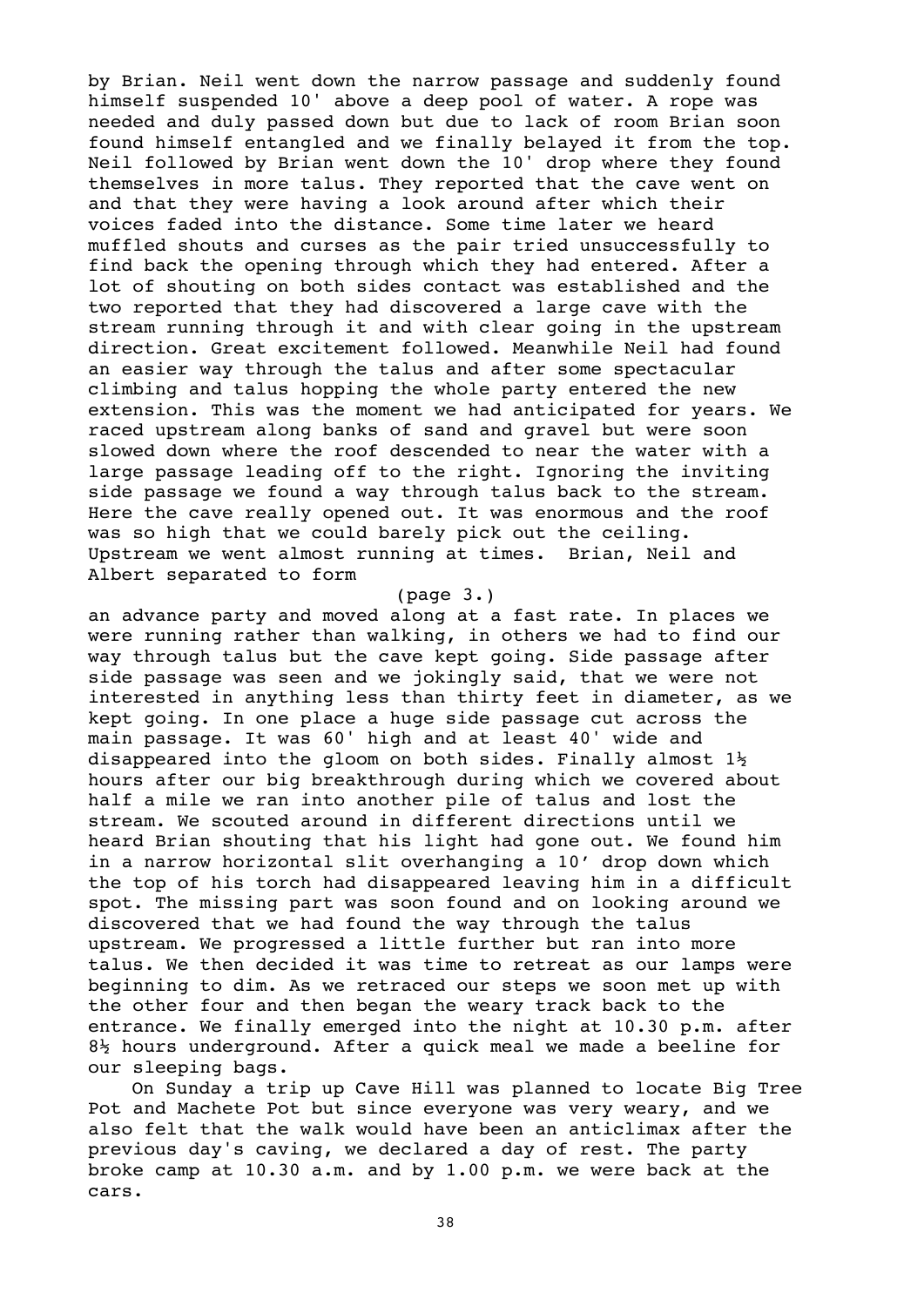by Brian. Neil went down the narrow passage and suddenly found himself suspended 10' above a deep pool of water. A rope was needed and duly passed down but due to lack of room Brian soon found himself entangled and we finally belayed it from the top. Neil followed by Brian went down the 10' drop where they found themselves in more talus. They reported that the cave went on and that they were having a look around after which their voices faded into the distance. Some time later we heard muffled shouts and curses as the pair tried unsuccessfully to find back the opening through which they had entered. After a lot of shouting on both sides contact was established and the two reported that they had discovered a large cave with the stream running through it and with clear going in the upstream direction. Great excitement followed. Meanwhile Neil had found an easier way through the talus and after some spectacular climbing and talus hopping the whole party entered the new extension. This was the moment we had anticipated for years. We raced upstream along banks of sand and gravel but were soon slowed down where the roof descended to near the water with a large passage leading off to the right. Ignoring the inviting side passage we found a way through talus back to the stream. Here the cave really opened out. It was enormous and the roof was so high that we could barely pick out the ceiling. Upstream we went almost running at times. Brian, Neil and Albert separated to form

(page 3.)

an advance party and moved along at a fast rate. In places we were running rather than walking, in others we had to find our way through talus but the cave kept going. Side passage after side passage was seen and we jokingly said, that we were not interested in anything less than thirty feet in diameter, as we kept going. In one place a huge side passage cut across the main passage. It was 60' high and at least 40' wide and disappeared into the gloom on both sides. Finally almost 1½ hours after our big breakthrough during which we covered about half a mile we ran into another pile of talus and lost the stream. We scouted around in different directions until we heard Brian shouting that his light had gone out. We found him in a narrow horizontal slit overhanging a 10' drop down which the top of his torch had disappeared leaving him in a difficult spot. The missing part was soon found and on looking around we discovered that we had found the way through the talus upstream. We progressed a little further but ran into more talus. We then decided it was time to retreat as our lamps were beginning to dim. As we retraced our steps we soon met up with the other four and then began the weary track back to the entrance. We finally emerged into the night at 10.30 p.m. after 8½ hours underground. After a quick meal we made a beeline for our sleeping bags.

On Sunday a trip up Cave Hill was planned to locate Big Tree Pot and Machete Pot but since everyone was very weary, and we also felt that the walk would have been an anticlimax after the previous day's caving, we declared a day of rest. The party broke camp at 10.30 a.m. and by 1.00 p.m. we were back at the cars.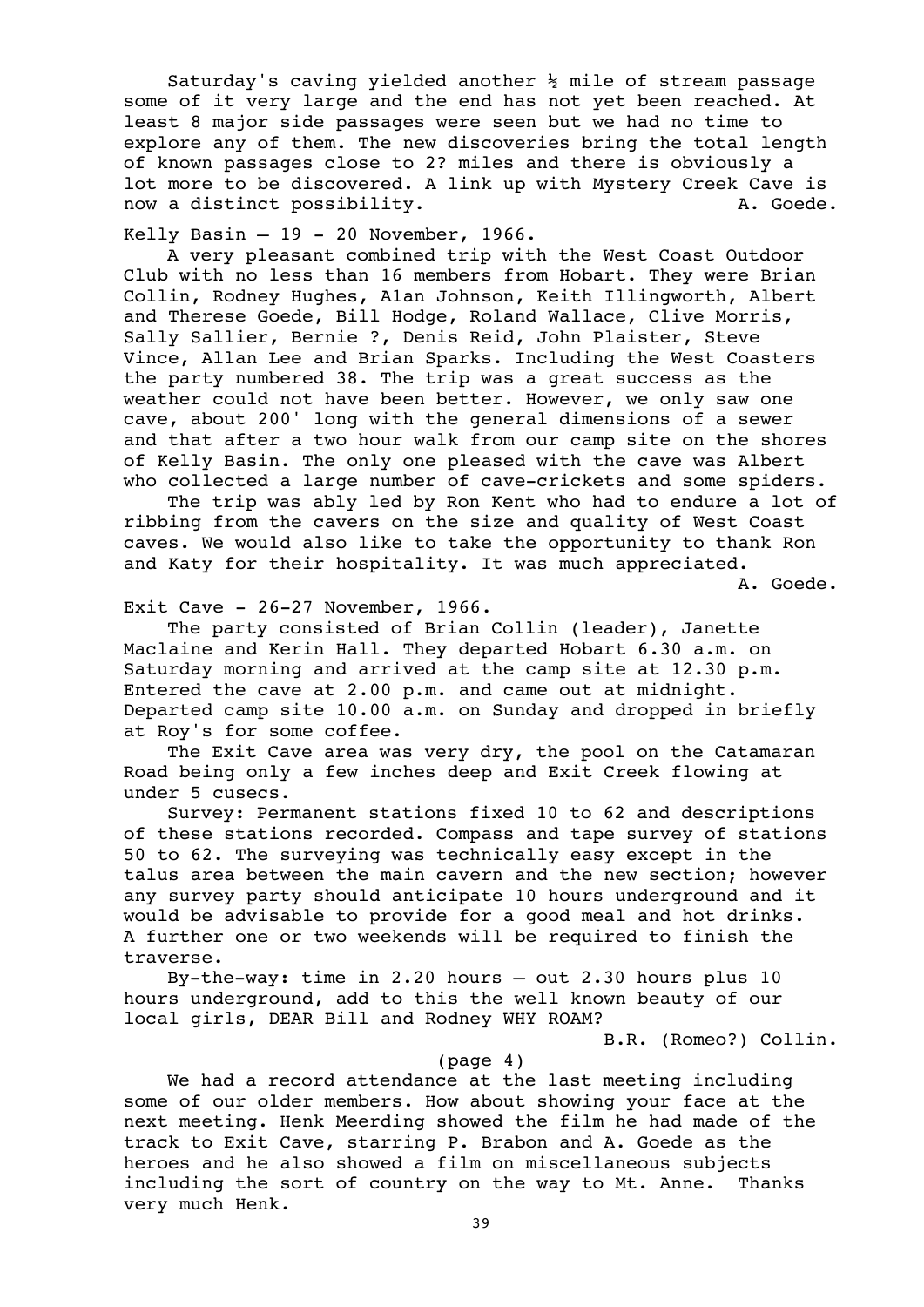Saturday's caving yielded another ½ mile of stream passage some of it very large and the end has not yet been reached. At least 8 major side passages were seen but we had no time to explore any of them. The new discoveries bring the total length of known passages close to 2? miles and there is obviously a lot more to be discovered. A link up with Mystery Creek Cave is now a distinct possibility. A. Goede.

Kelly Basin – 19 - 20 November, 1966.

A very pleasant combined trip with the West Coast Outdoor Club with no less than 16 members from Hobart. They were Brian Collin, Rodney Hughes, Alan Johnson, Keith Illingworth, Albert and Therese Goede, Bill Hodge, Roland Wallace, Clive Morris, Sally Sallier, Bernie ?, Denis Reid, John Plaister, Steve Vince, Allan Lee and Brian Sparks. Including the West Coasters the party numbered 38. The trip was a great success as the weather could not have been better. However, we only saw one cave, about 200' long with the general dimensions of a sewer and that after a two hour walk from our camp site on the shores of Kelly Basin. The only one pleased with the cave was Albert who collected a large number of cave-crickets and some spiders.

The trip was ably led by Ron Kent who had to endure a lot of ribbing from the cavers on the size and quality of West Coast caves. We would also like to take the opportunity to thank Ron and Katy for their hospitality. It was much appreciated.

A. Goede.

Exit Cave - 26-27 November, 1966.

The party consisted of Brian Collin (leader), Janette Maclaine and Kerin Hall. They departed Hobart 6.30 a.m. on Saturday morning and arrived at the camp site at 12.30 p.m. Entered the cave at 2.00 p.m. and came out at midnight. Departed camp site 10.00 a.m. on Sunday and dropped in briefly at Roy's for some coffee.

The Exit Cave area was very dry, the pool on the Catamaran Road being only a few inches deep and Exit Creek flowing at under 5 cusecs.

Survey: Permanent stations fixed 10 to 62 and descriptions of these stations recorded. Compass and tape survey of stations 50 to 62. The surveying was technically easy except in the talus area between the main cavern and the new section; however any survey party should anticipate 10 hours underground and it would be advisable to provide for a good meal and hot drinks. A further one or two weekends will be required to finish the traverse.

By-the-way: time in 2.20 hours – out 2.30 hours plus 10 hours underground, add to this the well known beauty of our local girls, DEAR Bill and Rodney WHY ROAM?

B.R. (Romeo?) Collin.

(page 4)

We had a record attendance at the last meeting including some of our older members. How about showing your face at the next meeting. Henk Meerding showed the film he had made of the track to Exit Cave, starring P. Brabon and A. Goede as the heroes and he also showed a film on miscellaneous subjects including the sort of country on the way to Mt. Anne. Thanks very much Henk.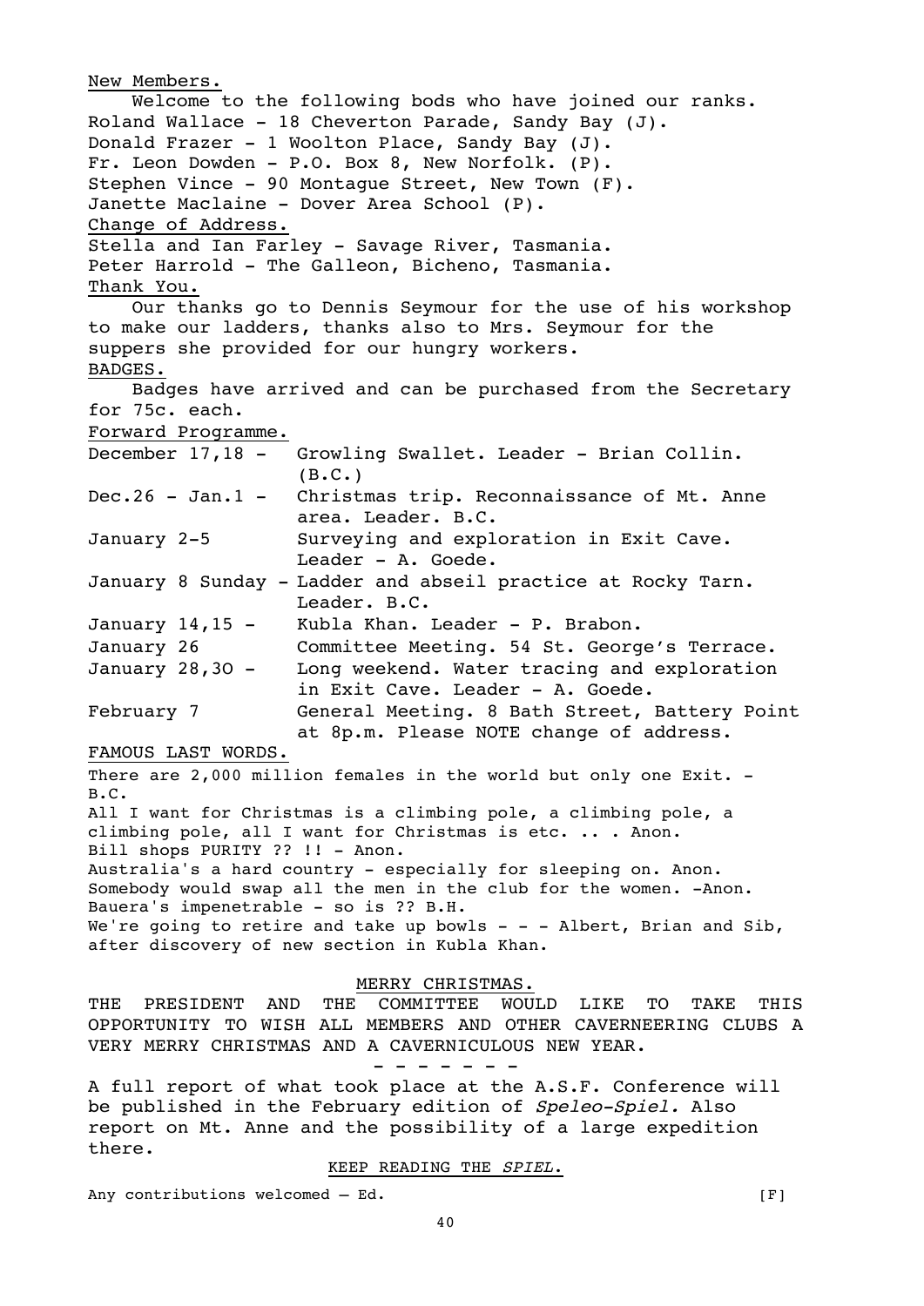New Members.

Welcome to the following bods who have joined our ranks.
Roland Wallace - 18 Cheverton Parade, Sandy Bay (J).
Donald Frazer - 1 Woolton Place, Sandy Bay (J).
Fr. Leon Dowden - P.O. Box 8, New Norfolk. (P).
Stephen Vince - 90 Montague Street, New Town (F).
Janette Maclaine - Dover Area School (P).

Change of Address.

Stella and Ian Farley - Savage River, Tasmania.
Peter Harrold - The Galleon, Bicheno, Tasmania.

Thank You.

Our thanks go to Dennis Seymour for the use of his workshop to make our ladders, thanks also to Mrs. Seymour for the suppers she provided for our hungry workers.

BADGES.

Badges have arrived and can be purchased from the Secretary for 75c. each.

Forward Programme.

| | |
|---|---|
| December 17,18 - | Growling Swallet. Leader - Brian Collin. (B.C.) |
| Dec.26 - Jan.1 - | Christmas trip. Reconnaissance of Mt. Anne area. Leader. B.C. |
| January 2-5 | Surveying and exploration in Exit Cave. Leader - A. Goede. |
| January 8 Sunday - | Ladder and abseil practice at Rocky Tarn. Leader. B.C. |
| January 14,15 - | Kubla Khan. Leader - P. Brabon. |
| January 26 | Committee Meeting. 54 St. George's Terrace. |
| January 28,30 - | Long weekend. Water tracing and exploration in Exit Cave. Leader - A. Goede. |
| February 7 | General Meeting. 8 Bath Street, Battery Point at 8p.m. Please NOTE change of address. |

FAMOUS LAST WORDS.

There are 2,000 million females in the world but only one Exit. - B.C.
All I want for Christmas is a climbing pole, a climbing pole, a climbing pole, all I want for Christmas is etc. .. . Anon.
Bill shops PURITY ?? !! - Anon.
Australia's a hard country - especially for sleeping on. Anon.
Somebody would swap all the men in the club for the women. -Anon.
Bauera's impenetrable - so is ?? B.H.
We're going to retire and take up bowls - - - Albert, Brian and Sib, after discovery of new section in Kubla Khan.

MERRY CHRISTMAS.

THE PRESIDENT AND THE COMMITTEE WOULD LIKE TO TAKE THIS OPPORTUNITY TO WISH ALL MEMBERS AND OTHER CAVERNEERING CLUBS A VERY MERRY CHRISTMAS AND A CAVERNICULOUS NEW YEAR.

\- - - - - - -

A full report of what took place at the A.S.F. Conference will be published in the February edition of *Speleo-Spiel.* Also report on Mt. Anne and the possibility of a large expedition there.

KEEP READING THE *SPIEL.*

Any contributions welcomed – Ed. [F]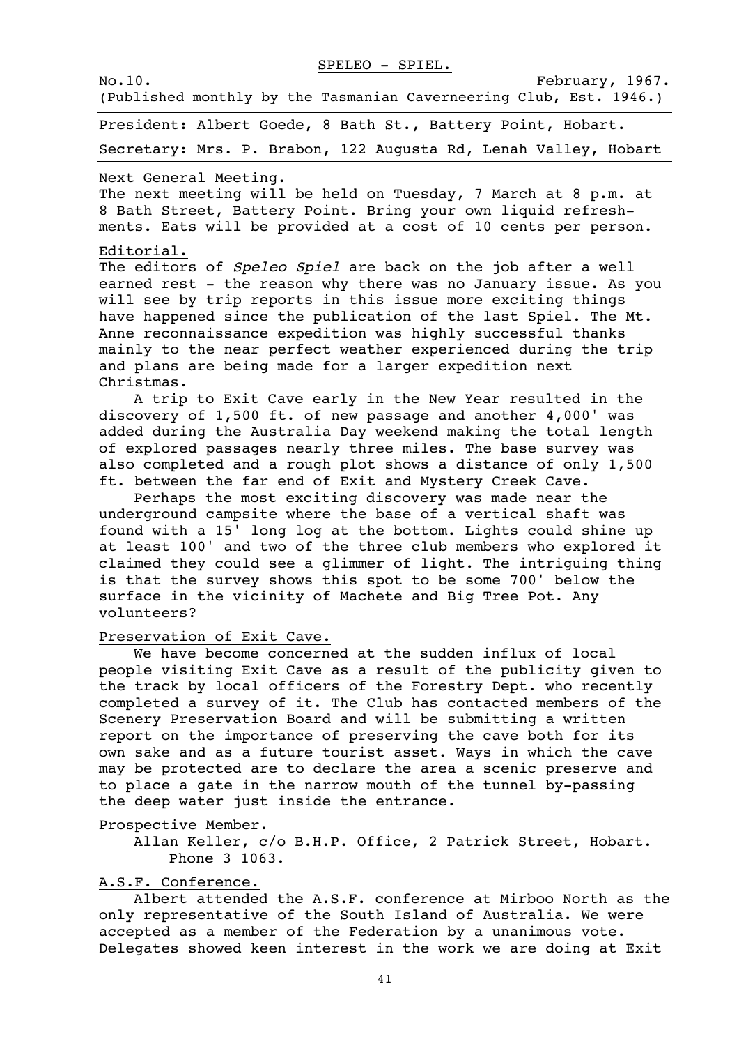SPELEO - SPIEL.

No.10. February, 1967.

(Published monthly by the Tasmanian Caverneering Club, Est. 1946.)

President: Albert Goede, 8 Bath St., Battery Point, Hobart.

Secretary: Mrs. P. Brabon, 122 Augusta Rd, Lenah Valley, Hobart

## Next General Meeting.

The next meeting will be held on Tuesday, 7 March at 8 p.m. at 8 Bath Street, Battery Point. Bring your own liquid refreshments. Eats will be provided at a cost of 10 cents per person.

## Editorial.

The editors of *Speleo Spiel* are back on the job after a well earned rest - the reason why there was no January issue. As you will see by trip reports in this issue more exciting things have happened since the publication of the last Spiel. The Mt. Anne reconnaissance expedition was highly successful thanks mainly to the near perfect weather experienced during the trip and plans are being made for a larger expedition next Christmas.

A trip to Exit Cave early in the New Year resulted in the discovery of 1,500 ft. of new passage and another 4,000' was added during the Australia Day weekend making the total length of explored passages nearly three miles. The base survey was also completed and a rough plot shows a distance of only 1,500 ft. between the far end of Exit and Mystery Creek Cave.

Perhaps the most exciting discovery was made near the underground campsite where the base of a vertical shaft was found with a 15' long log at the bottom. Lights could shine up at least 100' and two of the three club members who explored it claimed they could see a glimmer of light. The intriguing thing is that the survey shows this spot to be some 700' below the surface in the vicinity of Machete and Big Tree Pot. Any volunteers?

## Preservation of Exit Cave.

We have become concerned at the sudden influx of local people visiting Exit Cave as a result of the publicity given to the track by local officers of the Forestry Dept. who recently completed a survey of it. The Club has contacted members of the Scenery Preservation Board and will be submitting a written report on the importance of preserving the cave both for its own sake and as a future tourist asset. Ways in which the cave may be protected are to declare the area a scenic preserve and to place a gate in the narrow mouth of the tunnel by-passing the deep water just inside the entrance.

## Prospective Member.

Allan Keller, c/o B.H.P. Office, 2 Patrick Street, Hobart. Phone 3 1063.

## A.S.F. Conference.

Albert attended the A.S.F. conference at Mirboo North as the only representative of the South Island of Australia. We were accepted as a member of the Federation by a unanimous vote. Delegates showed keen interest in the work we are doing at Exit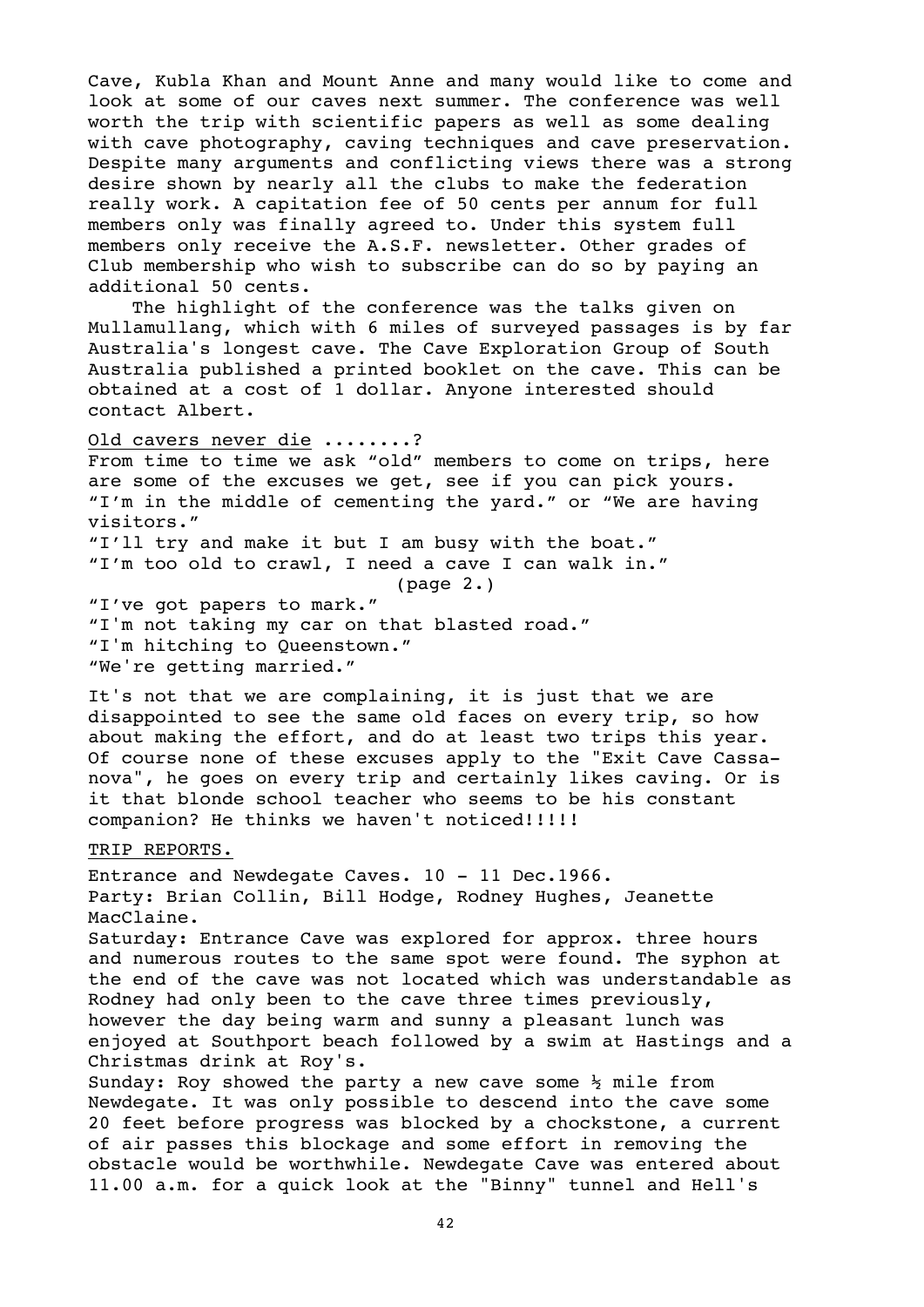Cave, Kubla Khan and Mount Anne and many would like to come and look at some of our caves next summer. The conference was well worth the trip with scientific papers as well as some dealing with cave photography, caving techniques and cave preservation. Despite many arguments and conflicting views there was a strong desire shown by nearly all the clubs to make the federation really work. A capitation fee of 50 cents per annum for full members only was finally agreed to. Under this system full members only receive the A.S.F. newsletter. Other grades of Club membership who wish to subscribe can do so by paying an additional 50 cents.

The highlight of the conference was the talks given on Mullamullang, which with 6 miles of surveyed passages is by far Australia's longest cave. The Cave Exploration Group of South Australia published a printed booklet on the cave. This can be obtained at a cost of 1 dollar. Anyone interested should contact Albert.

<u>Old cavers never die ........?</u>

From time to time we ask "old" members to come on trips, here are some of the excuses we get, see if you can pick yours.
"I'm in the middle of cementing the yard." or "We are having visitors."
"I'll try and make it but I am busy with the boat."
"I'm too old to crawl, I need a cave I can walk in."

(page 2.)

"I've got papers to mark."
"I'm not taking my car on that blasted road."
"I'm hitching to Queenstown."
"We're getting married."

It's not that we are complaining, it is just that we are disappointed to see the same old faces on every trip, so how about making the effort, and do at least two trips this year. Of course none of these excuses apply to the "Exit Cave Cassanova", he goes on every trip and certainly likes caving. Or is it that blonde school teacher who seems to be his constant companion? He thinks we haven't noticed!!!!!

<u>TRIP REPORTS.</u>

Entrance and Newdegate Caves. 10 - 11 Dec.1966.
Party: Brian Collin, Bill Hodge, Rodney Hughes, Jeanette MacClaine.

Saturday: Entrance Cave was explored for approx. three hours and numerous routes to the same spot were found. The syphon at the end of the cave was not located which was understandable as Rodney had only been to the cave three times previously, however the day being warm and sunny a pleasant lunch was enjoyed at Southport beach followed by a swim at Hastings and a Christmas drink at Roy's.

Sunday: Roy showed the party a new cave some ½ mile from Newdegate. It was only possible to descend into the cave some 20 feet before progress was blocked by a chockstone, a current of air passes this blockage and some effort in removing the obstacle would be worthwhile. Newdegate Cave was entered about 11.00 a.m. for a quick look at the "Binny" tunnel and Hell's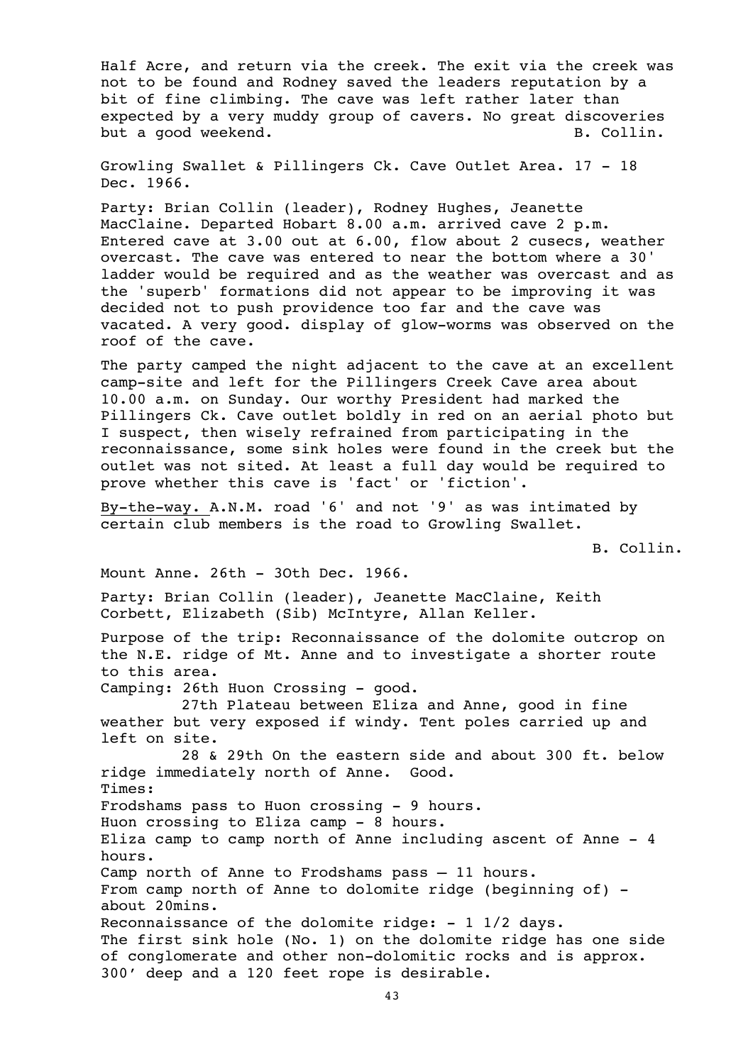Half Acre, and return via the creek. The exit via the creek was not to be found and Rodney saved the leaders reputation by a bit of fine climbing. The cave was left rather later than expected by a very muddy group of cavers. No great discoveries but a good weekend. B. Collin.

Growling Swallet & Pillingers Ck. Cave Outlet Area. 17 - 18 Dec. 1966.

Party: Brian Collin (leader), Rodney Hughes, Jeanette MacClaine. Departed Hobart 8.00 a.m. arrived cave 2 p.m. Entered cave at 3.00 out at 6.00, flow about 2 cusecs, weather overcast. The cave was entered to near the bottom where a 30' ladder would be required and as the weather was overcast and as the 'superb' formations did not appear to be improving it was decided not to push providence too far and the cave was vacated. A very good. display of glow-worms was observed on the roof of the cave.

The party camped the night adjacent to the cave at an excellent camp-site and left for the Pillingers Creek Cave area about 10.00 a.m. on Sunday. Our worthy President had marked the Pillingers Ck. Cave outlet boldly in red on an aerial photo but I suspect, then wisely refrained from participating in the reconnaissance, some sink holes were found in the creek but the outlet was not sited. At least a full day would be required to prove whether this cave is 'fact' or 'fiction'.

By-the-way. A.N.M. road '6' and not '9' as was intimated by certain club members is the road to Growling Swallet.

B. Collin.

Mount Anne. 26th - 30th Dec. 1966.

Party: Brian Collin (leader), Jeanette MacClaine, Keith Corbett, Elizabeth (Sib) McIntyre, Allan Keller.

Purpose of the trip: Reconnaissance of the dolomite outcrop on the N.E. ridge of Mt. Anne and to investigate a shorter route to this area.

Camping: 26th Huon Crossing - good.

27th Plateau between Eliza and Anne, good in fine weather but very exposed if windy. Tent poles carried up and left on site.

28 & 29th On the eastern side and about 300 ft. below ridge immediately north of Anne. Good.

Times:

Frodshams pass to Huon crossing - 9 hours.

Huon crossing to Eliza camp - 8 hours.

Eliza camp to camp north of Anne including ascent of Anne - 4 hours.

Camp north of Anne to Frodshams pass – 11 hours.

From camp north of Anne to dolomite ridge (beginning of) - about 20mins.

Reconnaissance of the dolomite ridge: - 1 1/2 days.

The first sink hole (No. 1) on the dolomite ridge has one side of conglomerate and other non-dolomitic rocks and is approx. 300' deep and a 120 feet rope is desirable.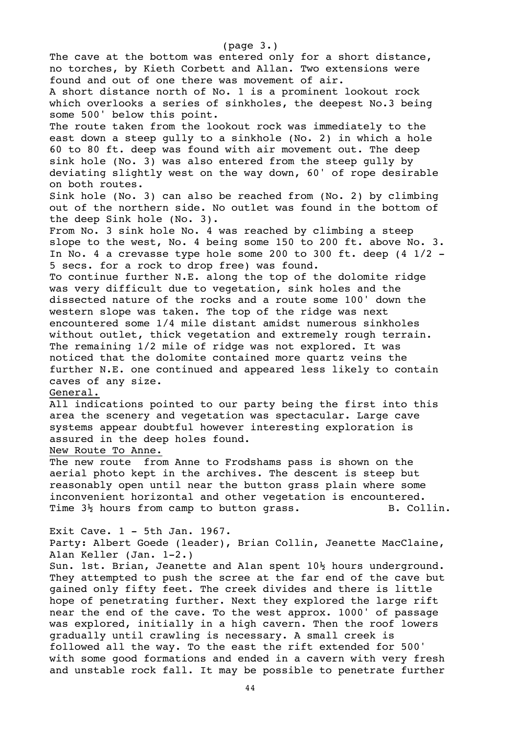(page 3.)

The cave at the bottom was entered only for a short distance, no torches, by Kieth Corbett and Allan. Two extensions were found and out of one there was movement of air.

A short distance north of No. 1 is a prominent lookout rock which overlooks a series of sinkholes, the deepest No.3 being some 500' below this point.

The route taken from the lookout rock was immediately to the east down a steep gully to a sinkhole (No. 2) in which a hole 60 to 80 ft. deep was found with air movement out. The deep sink hole (No. 3) was also entered from the steep gully by deviating slightly west on the way down, 60' of rope desirable on both routes.

Sink hole (No. 3) can also be reached from (No. 2) by climbing out of the northern side. No outlet was found in the bottom of the deep Sink hole (No. 3).

From No. 3 sink hole No. 4 was reached by climbing a steep slope to the west, No. 4 being some 150 to 200 ft. above No. 3. In No. 4 a crevasse type hole some 200 to 300 ft. deep (4 1/2 - 5 secs. for a rock to drop free) was found.

To continue further N.E. along the top of the dolomite ridge was very difficult due to vegetation, sink holes and the dissected nature of the rocks and a route some 100' down the western slope was taken. The top of the ridge was next encountered some 1/4 mile distant amidst numerous sinkholes without outlet, thick vegetation and extremely rough terrain. The remaining 1/2 mile of ridge was not explored. It was noticed that the dolomite contained more quartz veins the further N.E. one continued and appeared less likely to contain caves of any size.

<u>General.</u>

All indications pointed to our party being the first into this area the scenery and vegetation was spectacular. Large cave systems appear doubtful however interesting exploration is assured in the deep holes found.

<u>New Route To Anne.</u>

The new route from Anne to Frodshams pass is shown on the aerial photo kept in the archives. The descent is steep but reasonably open until near the button grass plain where some inconvenient horizontal and other vegetation is encountered. Time 3½ hours from camp to button grass. B. Collin.

Exit Cave. 1 - 5th Jan. 1967.

Party: Albert Goede (leader), Brian Collin, Jeanette MacClaine, Alan Keller (Jan. 1-2.)

Sun. 1st. Brian, Jeanette and Alan spent 10½ hours underground. They attempted to push the scree at the far end of the cave but gained only fifty feet. The creek divides and there is little hope of penetrating further. Next they explored the large rift near the end of the cave. To the west approx. 1000' of passage was explored, initially in a high cavern. Then the roof lowers gradually until crawling is necessary. A small creek is followed all the way. To the east the rift extended for 500' with some good formations and ended in a cavern with very fresh and unstable rock fall. It may be possible to penetrate further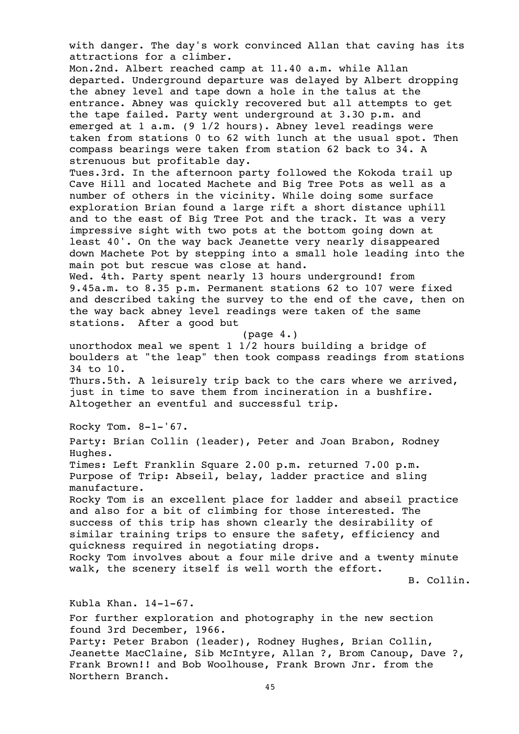with danger. The day's work convinced Allan that caving has its attractions for a climber.

Mon.2nd. Albert reached camp at 11.40 a.m. while Allan departed. Underground departure was delayed by Albert dropping the abney level and tape down a hole in the talus at the entrance. Abney was quickly recovered but all attempts to get the tape failed. Party went underground at 3.3O p.m. and emerged at 1 a.m. (9 1/2 hours). Abney level readings were taken from stations 0 to 62 with lunch at the usual spot. Then compass bearings were taken from station 62 back to 34. A strenuous but profitable day.

Tues.3rd. In the afternoon party followed the Kokoda trail up Cave Hill and located Machete and Big Tree Pots as well as a number of others in the vicinity. While doing some surface exploration Brian found a large rift a short distance uphill and to the east of Big Tree Pot and the track. It was a very impressive sight with two pots at the bottom going down at least 40'. On the way back Jeanette very nearly disappeared down Machete Pot by stepping into a small hole leading into the main pot but rescue was close at hand.

Wed. 4th. Party spent nearly 13 hours underground! from 9.45a.m. to 8.35 p.m. Permanent stations 62 to 107 were fixed and described taking the survey to the end of the cave, then on the way back abney level readings were taken of the same stations. After a good but

(page 4.)

unorthodox meal we spent 1 1/2 hours building a bridge of boulders at "the leap" then took compass readings from stations 34 to 10.

Thurs.5th. A leisurely trip back to the cars where we arrived, just in time to save them from incineration in a bushfire. Altogether an eventful and successful trip.

Rocky Tom. 8-1-'67.

Party: Brian Collin (leader), Peter and Joan Brabon, Rodney Hughes.

Times: Left Franklin Square 2.00 p.m. returned 7.00 p.m.

Purpose of Trip: Abseil, belay, ladder practice and sling manufacture.

Rocky Tom is an excellent place for ladder and abseil practice and also for a bit of climbing for those interested. The success of this trip has shown clearly the desirability of similar training trips to ensure the safety, efficiency and quickness required in negotiating drops.

Rocky Tom involves about a four mile drive and a twenty minute walk, the scenery itself is well worth the effort.

B. Collin.

Kubla Khan. 14-1-67.

For further exploration and photography in the new section found 3rd December, 1966.

Party: Peter Brabon (leader), Rodney Hughes, Brian Collin, Jeanette MacClaine, Sib McIntyre, Allan ?, Brom Canoup, Dave ?, Frank Brown!! and Bob Woolhouse, Frank Brown Jnr. from the Northern Branch.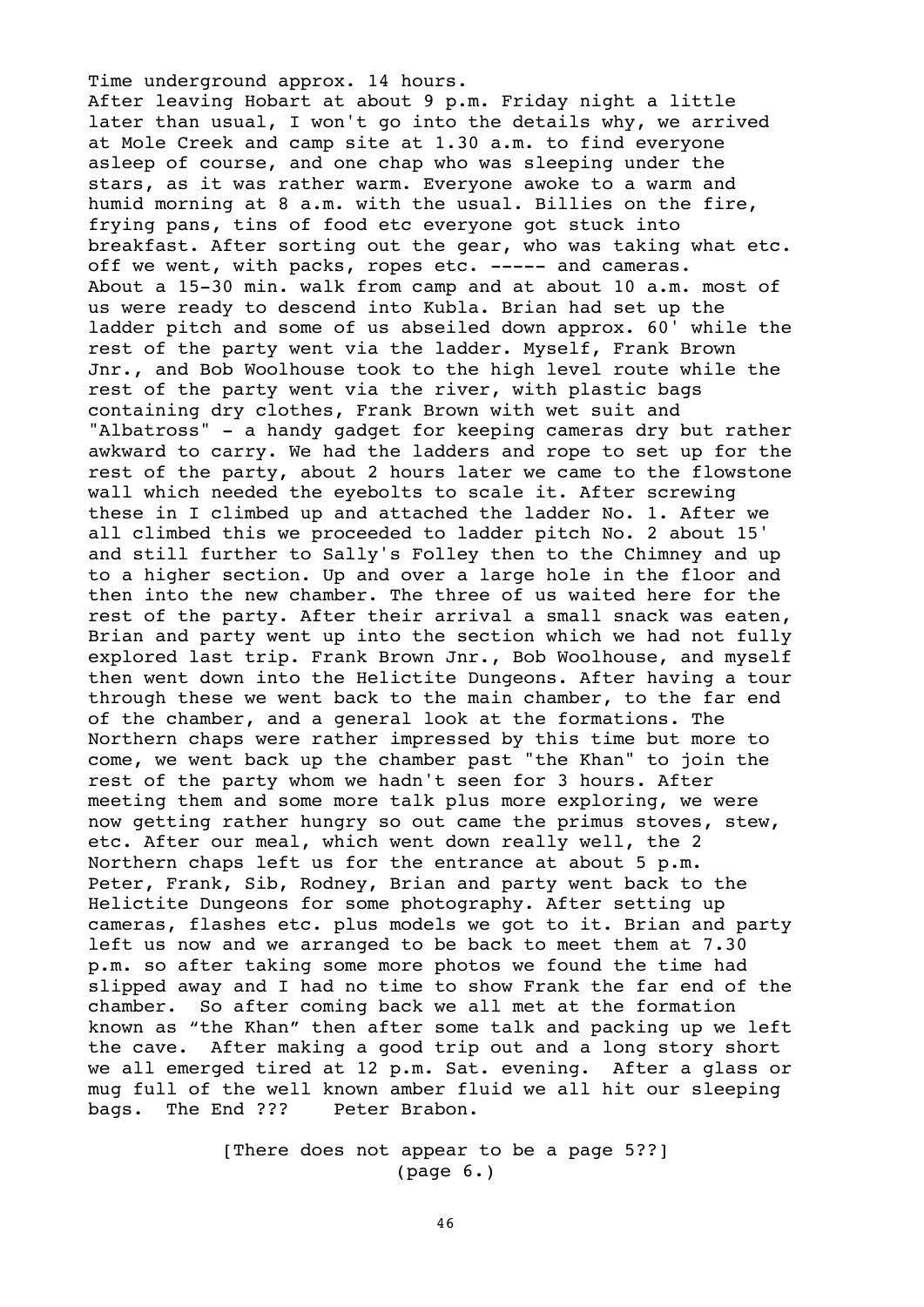Time underground approx. 14 hours.

After leaving Hobart at about 9 p.m. Friday night a little later than usual, I won't go into the details why, we arrived at Mole Creek and camp site at 1.30 a.m. to find everyone asleep of course, and one chap who was sleeping under the stars, as it was rather warm. Everyone awoke to a warm and humid morning at 8 a.m. with the usual. Billies on the fire, frying pans, tins of food etc everyone got stuck into breakfast. After sorting out the gear, who was taking what etc. off we went, with packs, ropes etc. ----- and cameras. About a 15-30 min. walk from camp and at about 10 a.m. most of us were ready to descend into Kubla. Brian had set up the ladder pitch and some of us abseiled down approx. 60' while the rest of the party went via the ladder. Myself, Frank Brown Jnr., and Bob Woolhouse took to the high level route while the rest of the party went via the river, with plastic bags containing dry clothes, Frank Brown with wet suit and "Albatross" - a handy gadget for keeping cameras dry but rather awkward to carry. We had the ladders and rope to set up for the rest of the party, about 2 hours later we came to the flowstone wall which needed the eyebolts to scale it. After screwing these in I climbed up and attached the ladder No. 1. After we all climbed this we proceeded to ladder pitch No. 2 about 15' and still further to Sally's Folley then to the Chimney and up to a higher section. Up and over a large hole in the floor and then into the new chamber. The three of us waited here for the rest of the party. After their arrival a small snack was eaten, Brian and party went up into the section which we had not fully explored last trip. Frank Brown Jnr., Bob Woolhouse, and myself then went down into the Helictite Dungeons. After having a tour through these we went back to the main chamber, to the far end of the chamber, and a general look at the formations. The Northern chaps were rather impressed by this time but more to come, we went back up the chamber past "the Khan" to join the rest of the party whom we hadn't seen for 3 hours. After meeting them and some more talk plus more exploring, we were now getting rather hungry so out came the primus stoves, stew, etc. After our meal, which went down really well, the 2 Northern chaps left us for the entrance at about 5 p.m. Peter, Frank, Sib, Rodney, Brian and party went back to the Helictite Dungeons for some photography. After setting up cameras, flashes etc. plus models we got to it. Brian and party left us now and we arranged to be back to meet them at 7.30 p.m. so after taking some more photos we found the time had slipped away and I had no time to show Frank the far end of the chamber. So after coming back we all met at the formation known as "the Khan" then after some talk and packing up we left the cave. After making a good trip out and a long story short we all emerged tired at 12 p.m. Sat. evening. After a glass or mug full of the well known amber fluid we all hit our sleeping bags. The End ??? Peter Brabon.

[There does not appear to be a page 5??]
(page 6.)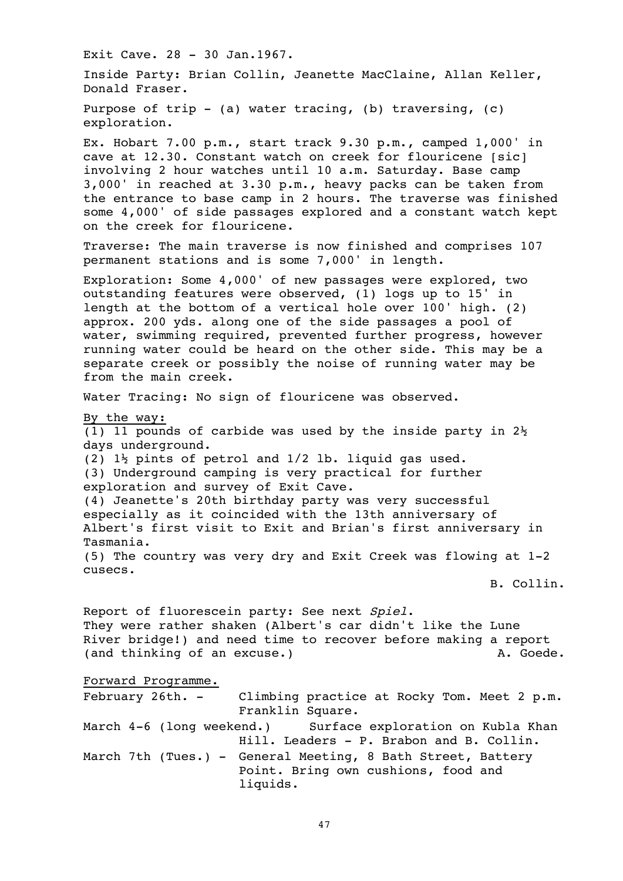Exit Cave. 28 - 30 Jan.1967.

Inside Party: Brian Collin, Jeanette MacClaine, Allan Keller, Donald Fraser.

Purpose of trip - (a) water tracing, (b) traversing, (c) exploration.

Ex. Hobart 7.00 p.m., start track 9.30 p.m., camped 1,000' in cave at 12.30. Constant watch on creek for flouricene [sic] involving 2 hour watches until 10 a.m. Saturday. Base camp 3,000' in reached at 3.30 p.m., heavy packs can be taken from the entrance to base camp in 2 hours. The traverse was finished some 4,000' of side passages explored and a constant watch kept on the creek for flouricene.

Traverse: The main traverse is now finished and comprises 107 permanent stations and is some 7,000' in length.

Exploration: Some 4,000' of new passages were explored, two outstanding features were observed, (1) logs up to 15' in length at the bottom of a vertical hole over 100' high. (2) approx. 200 yds. along one of the side passages a pool of water, swimming required, prevented further progress, however running water could be heard on the other side. This may be a separate creek or possibly the noise of running water may be from the main creek.

Water Tracing: No sign of flouricene was observed.

<u>By the way:</u>
(1) 11 pounds of carbide was used by the inside party in 2½ days underground.
(2) 1½ pints of petrol and 1/2 lb. liquid gas used.
(3) Underground camping is very practical for further exploration and survey of Exit Cave.
(4) Jeanette's 20th birthday party was very successful especially as it coincided with the 13th anniversary of Albert's first visit to Exit and Brian's first anniversary in Tasmania.
(5) The country was very dry and Exit Creek was flowing at 1-2 cusecs.

B. Collin.

Report of fluorescein party: See next *Spiel*.
They were rather shaken (Albert's car didn't like the Lune River bridge!) and need time to recover before making a report (and thinking of an excuse.) A. Goede.

<u>Forward Programme.</u>

February 26th. - Climbing practice at Rocky Tom. Meet 2 p.m. Franklin Square.

March 4-6 (long weekend.) Surface exploration on Kubla Khan Hill. Leaders - P. Brabon and B. Collin.

March 7th (Tues.) - General Meeting, 8 Bath Street, Battery Point. Bring own cushions, food and liquids.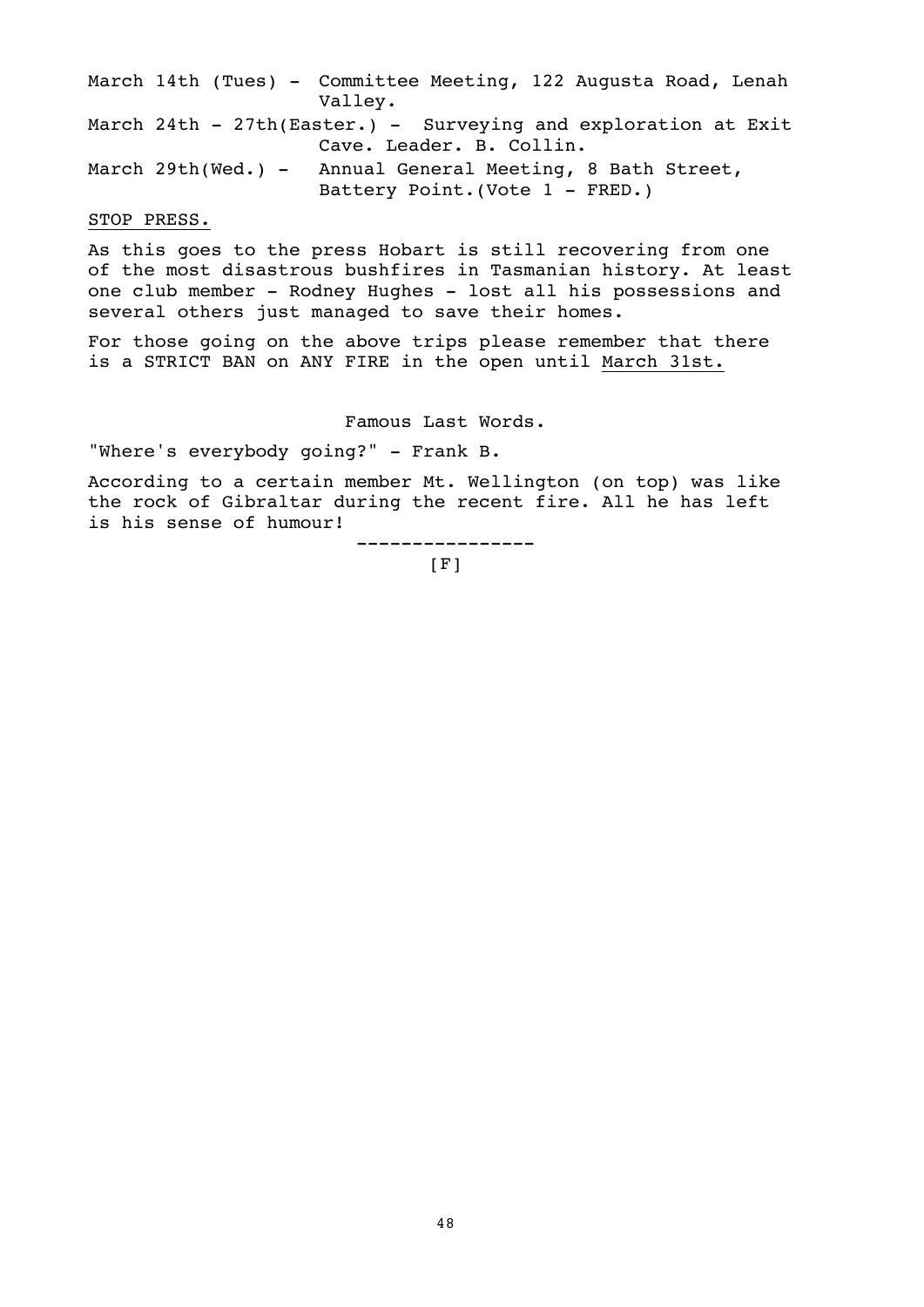March 14th (Tues) - Committee Meeting, 122 Augusta Road, Lenah Valley.

March 24th - 27th(Easter.) - Surveying and exploration at Exit Cave. Leader. B. Collin.

March 29th(Wed.) - Annual General Meeting, 8 Bath Street, Battery Point.(Vote 1 - FRED.)

<u>STOP PRESS.</u>

As this goes to the press Hobart is still recovering from one of the most disastrous bushfires in Tasmanian history. At least one club member - Rodney Hughes - lost all his possessions and several others just managed to save their homes.

For those going on the above trips please remember that there is a STRICT BAN on ANY FIRE in the open until <u>March 31st.</u>

Famous Last Words.

"Where's everybody going?" - Frank B.

According to a certain member Mt. Wellington (on top) was like the rock of Gibraltar during the recent fire. All he has left is his sense of humour!

----------------

[F]